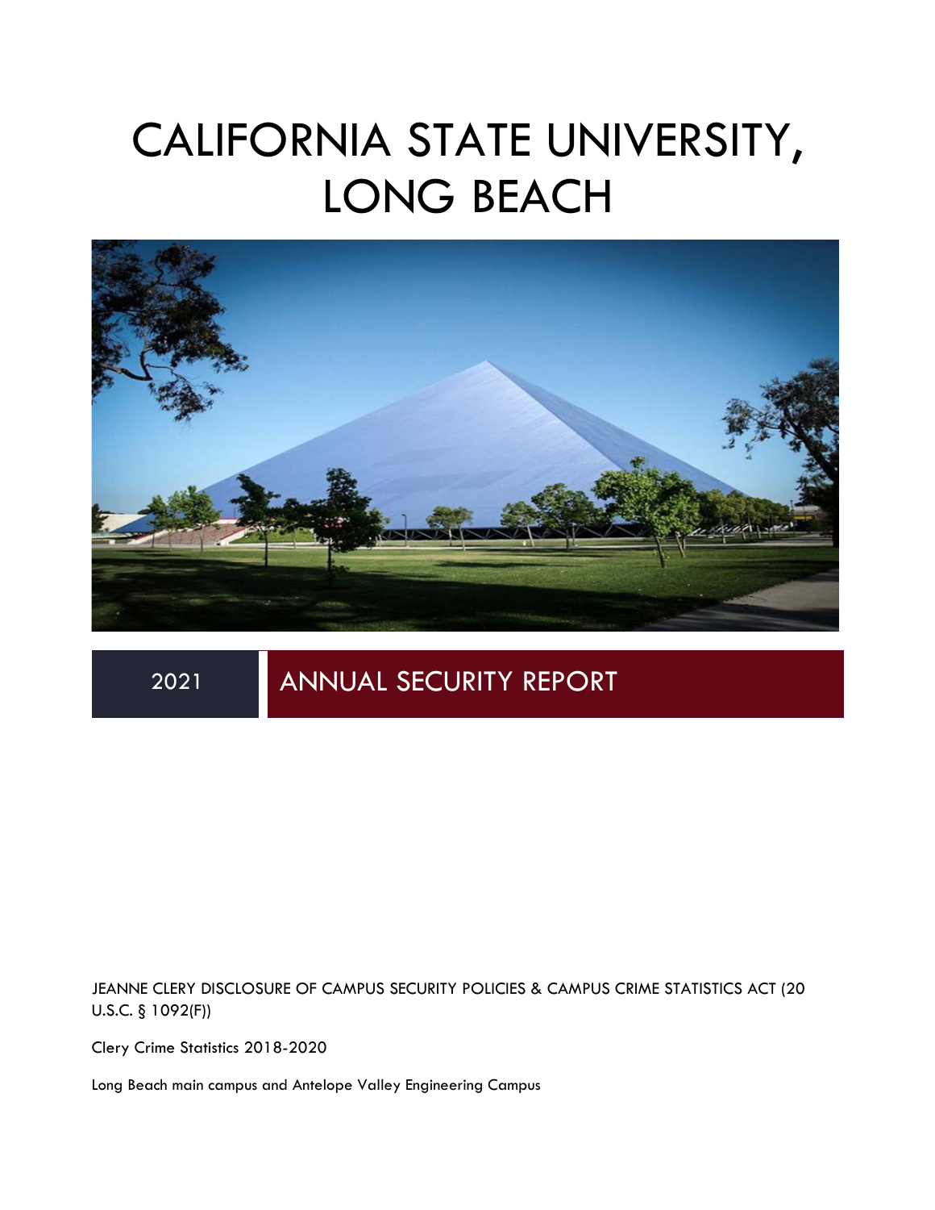# CALIFORNIA STATE UNIVERSITY, LONG BEACH

2021 **ANNUAL SECURITY REPORT**

JEANNE CLERY DISCLOSURE OF CAMPUS SECURITY POLICIES & CAMPUS CRIME STATISTICS ACT (20 U.S.C. § 1092(F))

Clery Crime Statistics 2018-2020

Long Beach main campus and Antelope Valley Engineering Campus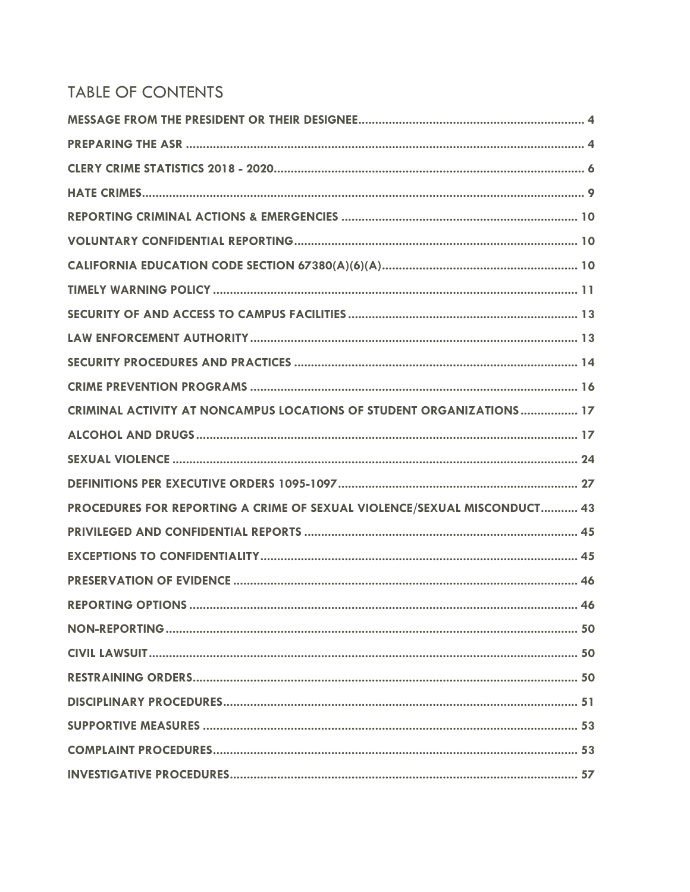# TABLE OF CONTENTS

| | |
|---|---|
| **MESSAGE FROM THE PRESIDENT OR THEIR DESIGNEE** | **4** |
| **PREPARING THE ASR** | **4** |
| **CLERY CRIME STATISTICS 2018 - 2020** | **6** |
| **HATE CRIMES** | **9** |
| **REPORTING CRIMINAL ACTIONS & EMERGENCIES** | **10** |
| **VOLUNTARY CONFIDENTIAL REPORTING** | **10** |
| **CALIFORNIA EDUCATION CODE SECTION 67380(A)(6)(A)** | **10** |
| **TIMELY WARNING POLICY** | **11** |
| **SECURITY OF AND ACCESS TO CAMPUS FACILITIES** | **13** |
| **LAW ENFORCEMENT AUTHORITY** | **13** |
| **SECURITY PROCEDURES AND PRACTICES** | **14** |
| **CRIME PREVENTION PROGRAMS** | **16** |
| **CRIMINAL ACTIVITY AT NONCAMPUS LOCATIONS OF STUDENT ORGANIZATIONS** | **17** |
| **ALCOHOL AND DRUGS** | **17** |
| **SEXUAL VIOLENCE** | **24** |
| **DEFINITIONS PER EXECUTIVE ORDERS 1095-1097** | **27** |
| **PROCEDURES FOR REPORTING A CRIME OF SEXUAL VIOLENCE/SEXUAL MISCONDUCT** | **43** |
| **PRIVILEGED AND CONFIDENTIAL REPORTS** | **45** |
| **EXCEPTIONS TO CONFIDENTIALITY** | **45** |
| **PRESERVATION OF EVIDENCE** | **46** |
| **REPORTING OPTIONS** | **46** |
| **NON-REPORTING** | **50** |
| **CIVIL LAWSUIT** | **50** |
| **RESTRAINING ORDERS** | **50** |
| **DISCIPLINARY PROCEDURES** | **51** |
| **SUPPORTIVE MEASURES** | **53** |
| **COMPLAINT PROCEDURES** | **53** |
| **INVESTIGATIVE PROCEDURES** | **57** |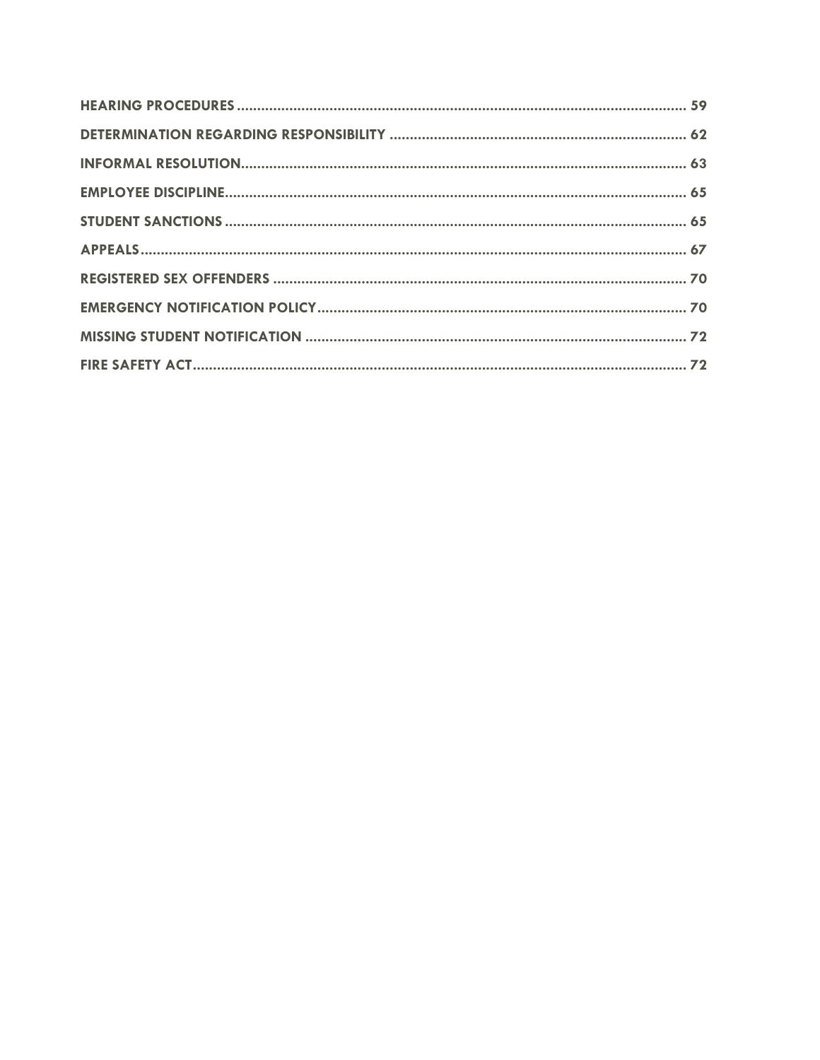HEARING PROCEDURES ........................................................................................................ 59

DETERMINATION REGARDING RESPONSIBILITY ................................................................... 62

INFORMAL RESOLUTION.................................................................................................... 63

EMPLOYEE DISCIPLINE...................................................................................................... 65

STUDENT SANCTIONS ....................................................................................................... 65

APPEALS........................................................................................................................... 67

REGISTERED SEX OFFENDERS .......................................................................................... 70

EMERGENCY NOTIFICATION POLICY................................................................................ 70

MISSING STUDENT NOTIFICATION .................................................................................. 72

FIRE SAFETY ACT.............................................................................................................. 72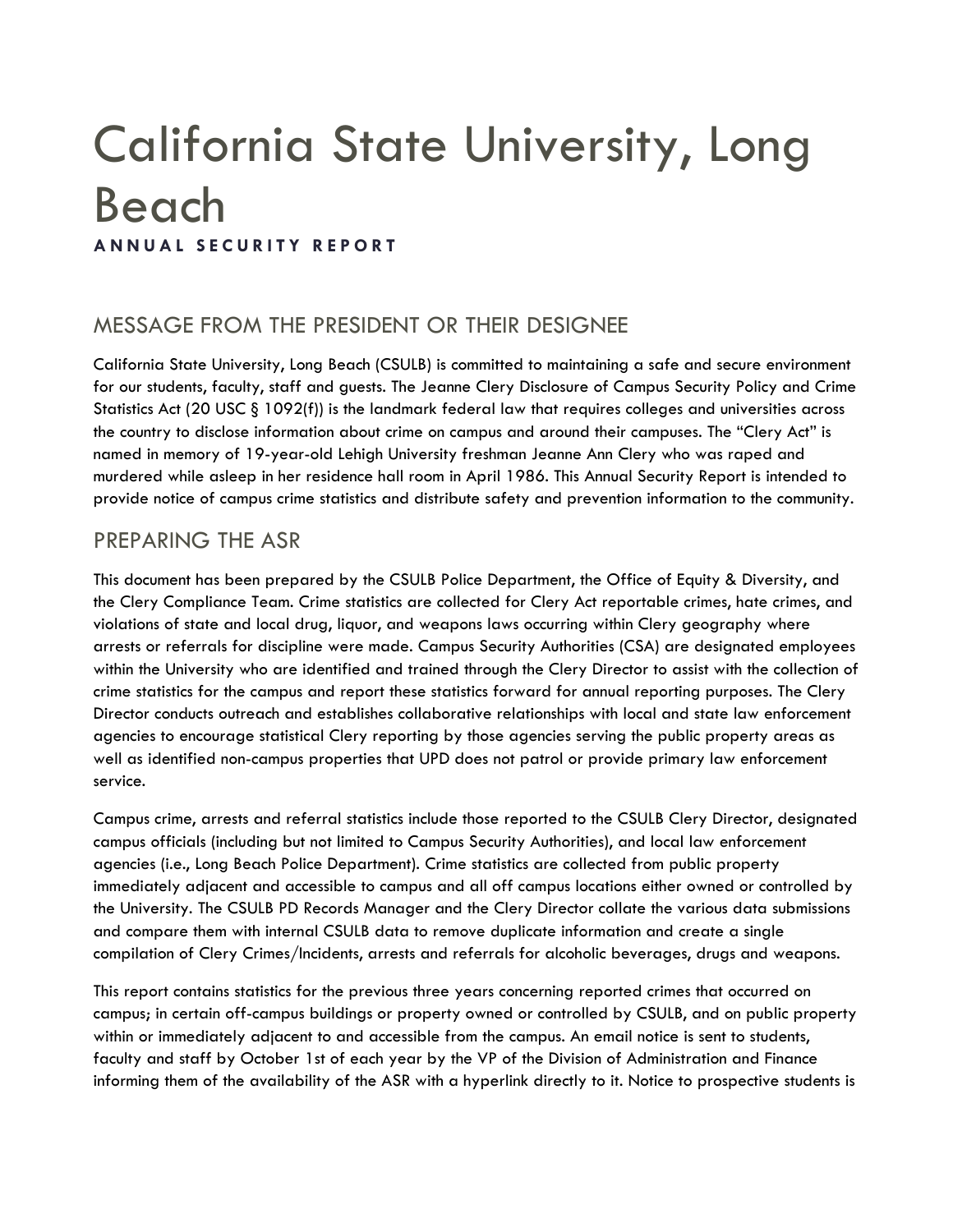# California State University, Long Beach

**ANNUAL SECURITY REPORT**

## MESSAGE FROM THE PRESIDENT OR THEIR DESIGNEE

California State University, Long Beach (CSULB) is committed to maintaining a safe and secure environment for our students, faculty, staff and guests. The Jeanne Clery Disclosure of Campus Security Policy and Crime Statistics Act (20 USC § 1092(f)) is the landmark federal law that requires colleges and universities across the country to disclose information about crime on campus and around their campuses. The "Clery Act" is named in memory of 19-year-old Lehigh University freshman Jeanne Ann Clery who was raped and murdered while asleep in her residence hall room in April 1986. This Annual Security Report is intended to provide notice of campus crime statistics and distribute safety and prevention information to the community.

## PREPARING THE ASR

This document has been prepared by the CSULB Police Department, the Office of Equity & Diversity, and the Clery Compliance Team. Crime statistics are collected for Clery Act reportable crimes, hate crimes, and violations of state and local drug, liquor, and weapons laws occurring within Clery geography where arrests or referrals for discipline were made. Campus Security Authorities (CSA) are designated employees within the University who are identified and trained through the Clery Director to assist with the collection of crime statistics for the campus and report these statistics forward for annual reporting purposes. The Clery Director conducts outreach and establishes collaborative relationships with local and state law enforcement agencies to encourage statistical Clery reporting by those agencies serving the public property areas as well as identified non-campus properties that UPD does not patrol or provide primary law enforcement service.

Campus crime, arrests and referral statistics include those reported to the CSULB Clery Director, designated campus officials (including but not limited to Campus Security Authorities), and local law enforcement agencies (i.e., Long Beach Police Department). Crime statistics are collected from public property immediately adjacent and accessible to campus and all off campus locations either owned or controlled by the University. The CSULB PD Records Manager and the Clery Director collate the various data submissions and compare them with internal CSULB data to remove duplicate information and create a single compilation of Clery Crimes/Incidents, arrests and referrals for alcoholic beverages, drugs and weapons.

This report contains statistics for the previous three years concerning reported crimes that occurred on campus; in certain off-campus buildings or property owned or controlled by CSULB, and on public property within or immediately adjacent to and accessible from the campus. An email notice is sent to students, faculty and staff by October 1st of each year by the VP of the Division of Administration and Finance informing them of the availability of the ASR with a hyperlink directly to it. Notice to prospective students is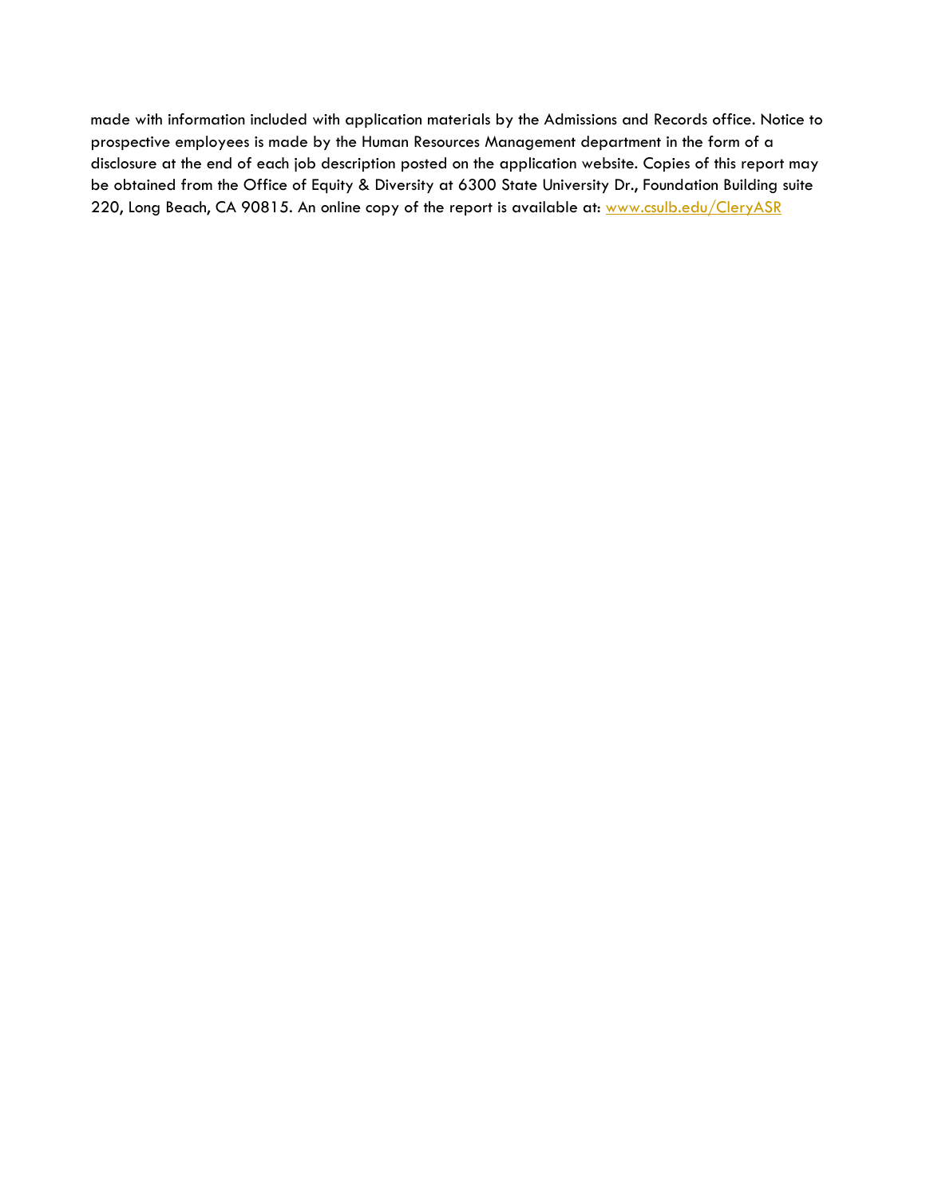made with information included with application materials by the Admissions and Records office. Notice to prospective employees is made by the Human Resources Management department in the form of a disclosure at the end of each job description posted on the application website. Copies of this report may be obtained from the Office of Equity & Diversity at 6300 State University Dr., Foundation Building suite 220, Long Beach, CA 90815. An online copy of the report is available at: [www.csulb.edu/CleryASR](http://www.csulb.edu/CleryASR)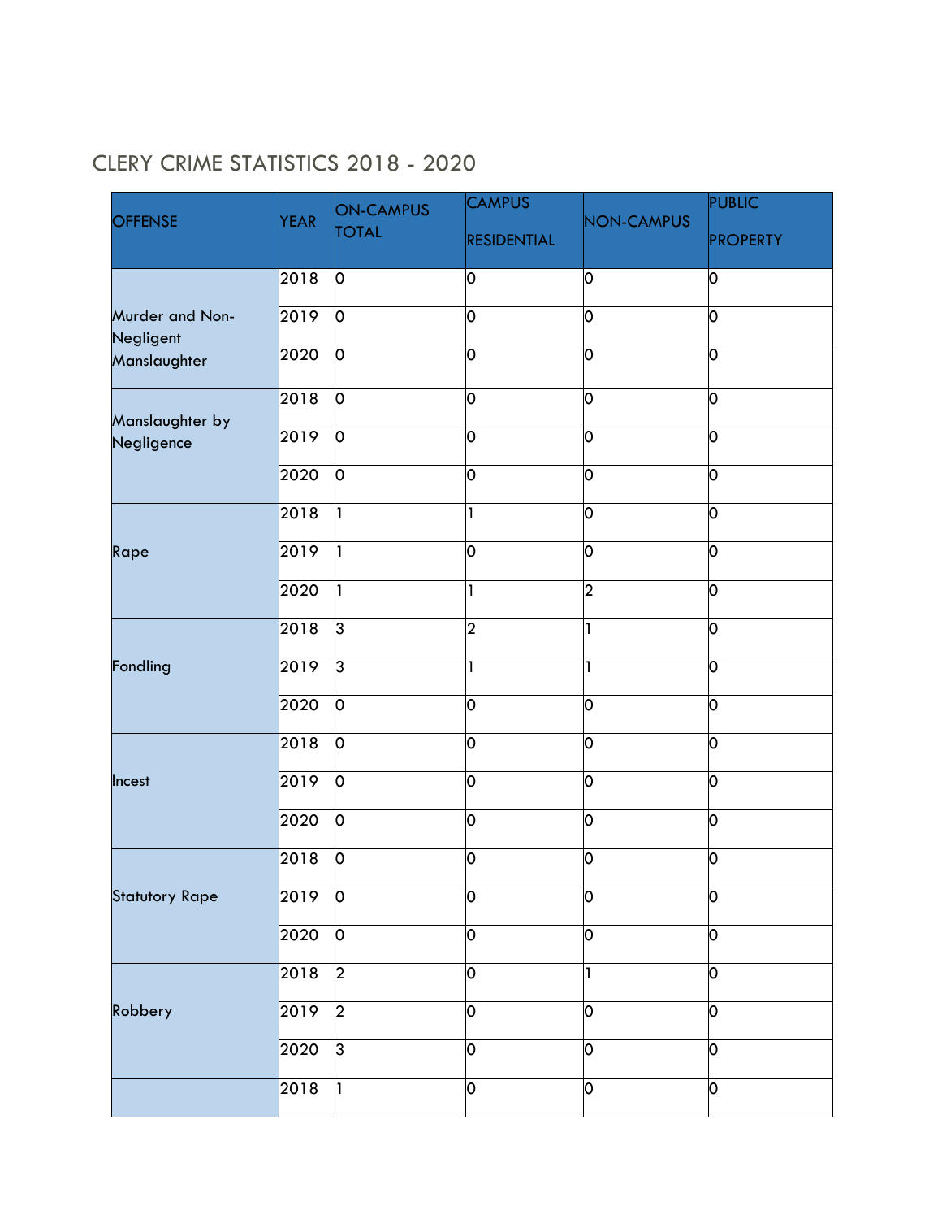## CLERY CRIME STATISTICS 2018 - 2020

| OFFENSE | YEAR | ON-CAMPUS TOTAL | CAMPUS RESIDENTIAL | NON-CAMPUS | PUBLIC PROPERTY |
|---|---|---|---|---|---|
| Murder and Non-Negligent Manslaughter | 2018 | 0 | 0 | 0 | 0 |
| | 2019 | 0 | 0 | 0 | 0 |
| | 2020 | 0 | 0 | 0 | 0 |
| Manslaughter by Negligence | 2018 | 0 | 0 | 0 | 0 |
| | 2019 | 0 | 0 | 0 | 0 |
| | 2020 | 0 | 0 | 0 | 0 |
| Rape | 2018 | 1 | 1 | 0 | 0 |
| | 2019 | 1 | 0 | 0 | 0 |
| | 2020 | 1 | 1 | 2 | 0 |
| Fondling | 2018 | 3 | 2 | 1 | 0 |
| | 2019 | 3 | 1 | 1 | 0 |
| | 2020 | 0 | 0 | 0 | 0 |
| Incest | 2018 | 0 | 0 | 0 | 0 |
| | 2019 | 0 | 0 | 0 | 0 |
| | 2020 | 0 | 0 | 0 | 0 |
| Statutory Rape | 2018 | 0 | 0 | 0 | 0 |
| | 2019 | 0 | 0 | 0 | 0 |
| | 2020 | 0 | 0 | 0 | 0 |
| Robbery | 2018 | 2 | 0 | 1 | 0 |
| | 2019 | 2 | 0 | 0 | 0 |
| | 2020 | 3 | 0 | 0 | 0 |
| | 2018 | 1 | 0 | 0 | 0 |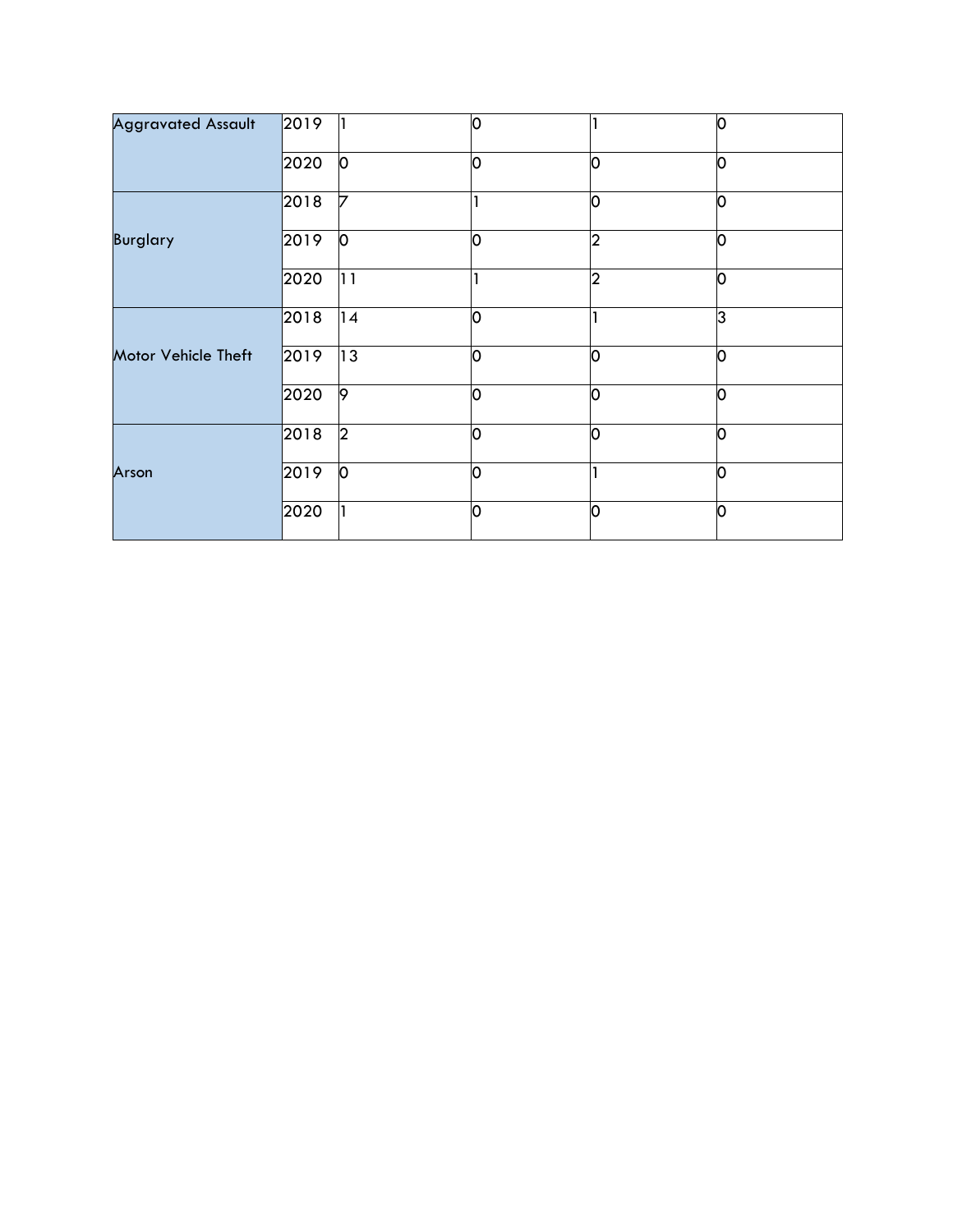| | | | | | |
|---|---|---|---|---|---|
| Aggravated Assault | 2019 | 1 | 0 | 1 | 0 |
| | 2020 | 0 | 0 | 0 | 0 |
| Burglary | 2018 | 7 | 1 | 0 | 0 |
| | 2019 | 0 | 0 | 2 | 0 |
| | 2020 | 11 | 1 | 2 | 0 |
| Motor Vehicle Theft | 2018 | 14 | 0 | 1 | 3 |
| | 2019 | 13 | 0 | 0 | 0 |
| | 2020 | 9 | 0 | 0 | 0 |
| Arson | 2018 | 2 | 0 | 0 | 0 |
| | 2019 | 0 | 0 | 1 | 0 |
| | 2020 | 1 | 0 | 0 | 0 |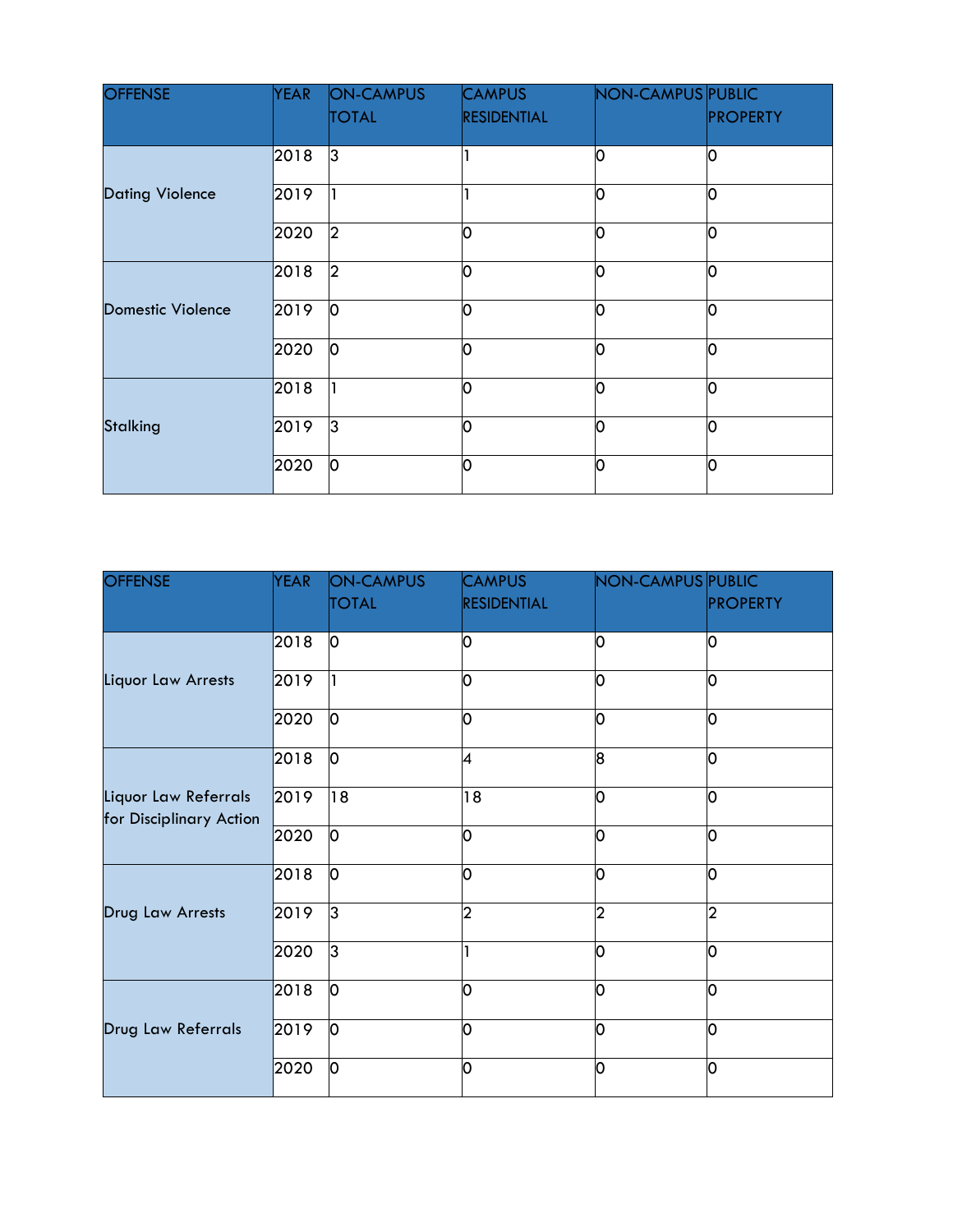| OFFENSE | YEAR | ON-CAMPUS TOTAL | CAMPUS RESIDENTIAL | NON-CAMPUS | PUBLIC PROPERTY |
| --- | --- | --- | --- | --- | --- |
| Dating Violence | 2018 | 3 | 1 | 0 | 0 |
| | 2019 | 1 | 1 | 0 | 0 |
| | 2020 | 2 | 0 | 0 | 0 |
| Domestic Violence | 2018 | 2 | 0 | 0 | 0 |
| | 2019 | 0 | 0 | 0 | 0 |
| | 2020 | 0 | 0 | 0 | 0 |
| Stalking | 2018 | 1 | 0 | 0 | 0 |
| | 2019 | 3 | 0 | 0 | 0 |
| | 2020 | 0 | 0 | 0 | 0 |

| OFFENSE | YEAR | ON-CAMPUS TOTAL | CAMPUS RESIDENTIAL | NON-CAMPUS | PUBLIC PROPERTY |
| --- | --- | --- | --- | --- | --- |
| Liquor Law Arrests | 2018 | 0 | 0 | 0 | 0 |
| | 2019 | 1 | 0 | 0 | 0 |
| | 2020 | 0 | 0 | 0 | 0 |
| Liquor Law Referrals for Disciplinary Action | 2018 | 0 | 4 | 8 | 0 |
| | 2019 | 18 | 18 | 0 | 0 |
| | 2020 | 0 | 0 | 0 | 0 |
| Drug Law Arrests | 2018 | 0 | 0 | 0 | 0 |
| | 2019 | 3 | 2 | 2 | 2 |
| | 2020 | 3 | 1 | 0 | 0 |
| Drug Law Referrals | 2018 | 0 | 0 | 0 | 0 |
| | 2019 | 0 | 0 | 0 | 0 |
| | 2020 | 0 | 0 | 0 | 0 |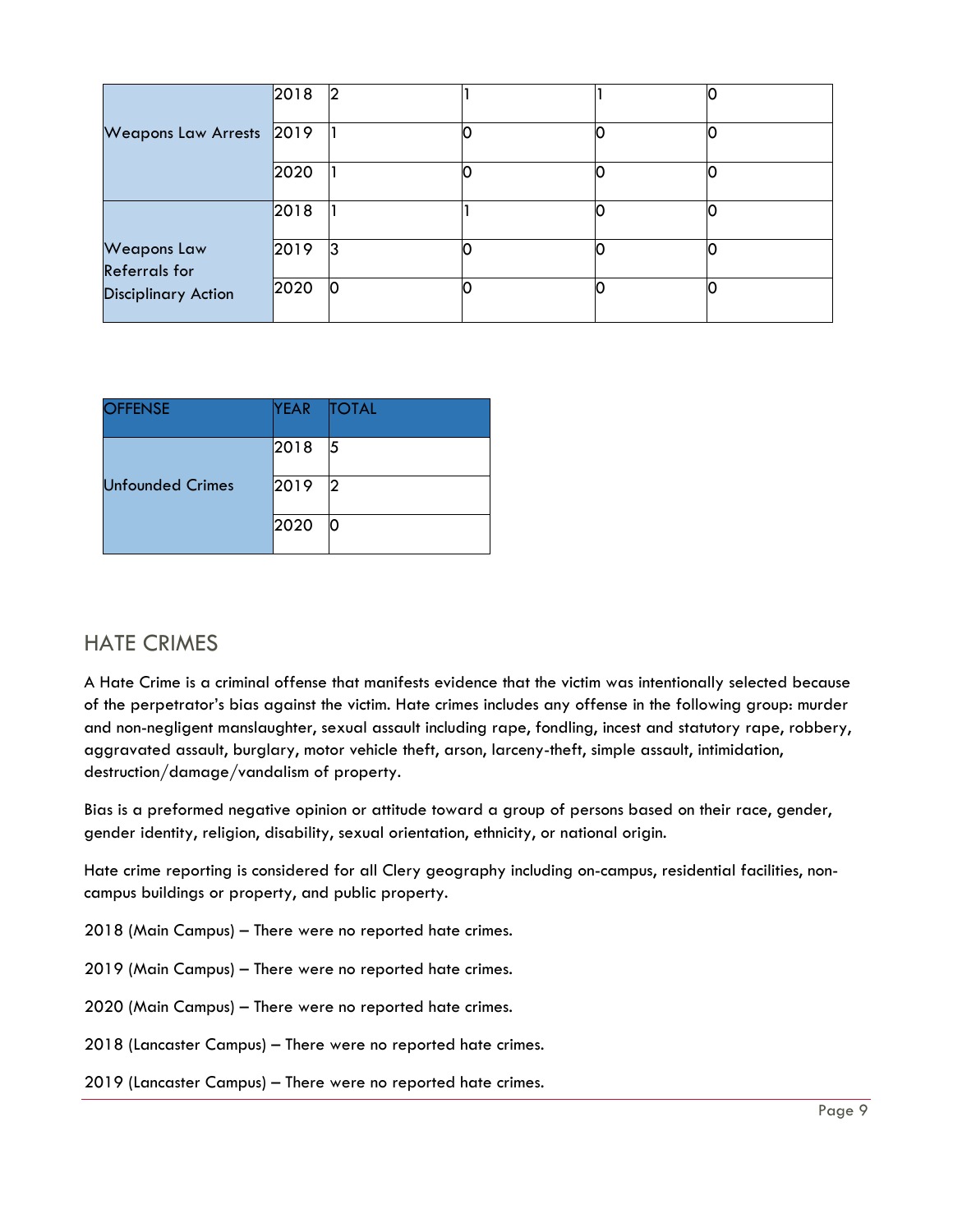| | | | | | |
|---|---|---|---|---|---|
| Weapons Law Arrests | 2018 | 2 | 1 | 1 | 0 |
| | 2019 | 1 | 0 | 0 | 0 |
| | 2020 | 1 | 0 | 0 | 0 |
| Weapons Law Referrals for Disciplinary Action | 2018 | 1 | 1 | 0 | 0 |
| | 2019 | 3 | 0 | 0 | 0 |
| | 2020 | 0 | 0 | 0 | 0 |

| OFFENSE | YEAR | TOTAL |
|---|---|---|
| Unfounded Crimes | 2018 | 5 |
| | 2019 | 2 |
| | 2020 | 0 |

## HATE CRIMES

A Hate Crime is a criminal offense that manifests evidence that the victim was intentionally selected because of the perpetrator's bias against the victim. Hate crimes includes any offense in the following group: murder and non-negligent manslaughter, sexual assault including rape, fondling, incest and statutory rape, robbery, aggravated assault, burglary, motor vehicle theft, arson, larceny-theft, simple assault, intimidation, destruction/damage/vandalism of property.

Bias is a preformed negative opinion or attitude toward a group of persons based on their race, gender, gender identity, religion, disability, sexual orientation, ethnicity, or national origin.

Hate crime reporting is considered for all Clery geography including on-campus, residential facilities, non-campus buildings or property, and public property.

2018 (Main Campus) – There were no reported hate crimes.

2019 (Main Campus) – There were no reported hate crimes.

2020 (Main Campus) – There were no reported hate crimes.

2018 (Lancaster Campus) – There were no reported hate crimes.

2019 (Lancaster Campus) – There were no reported hate crimes.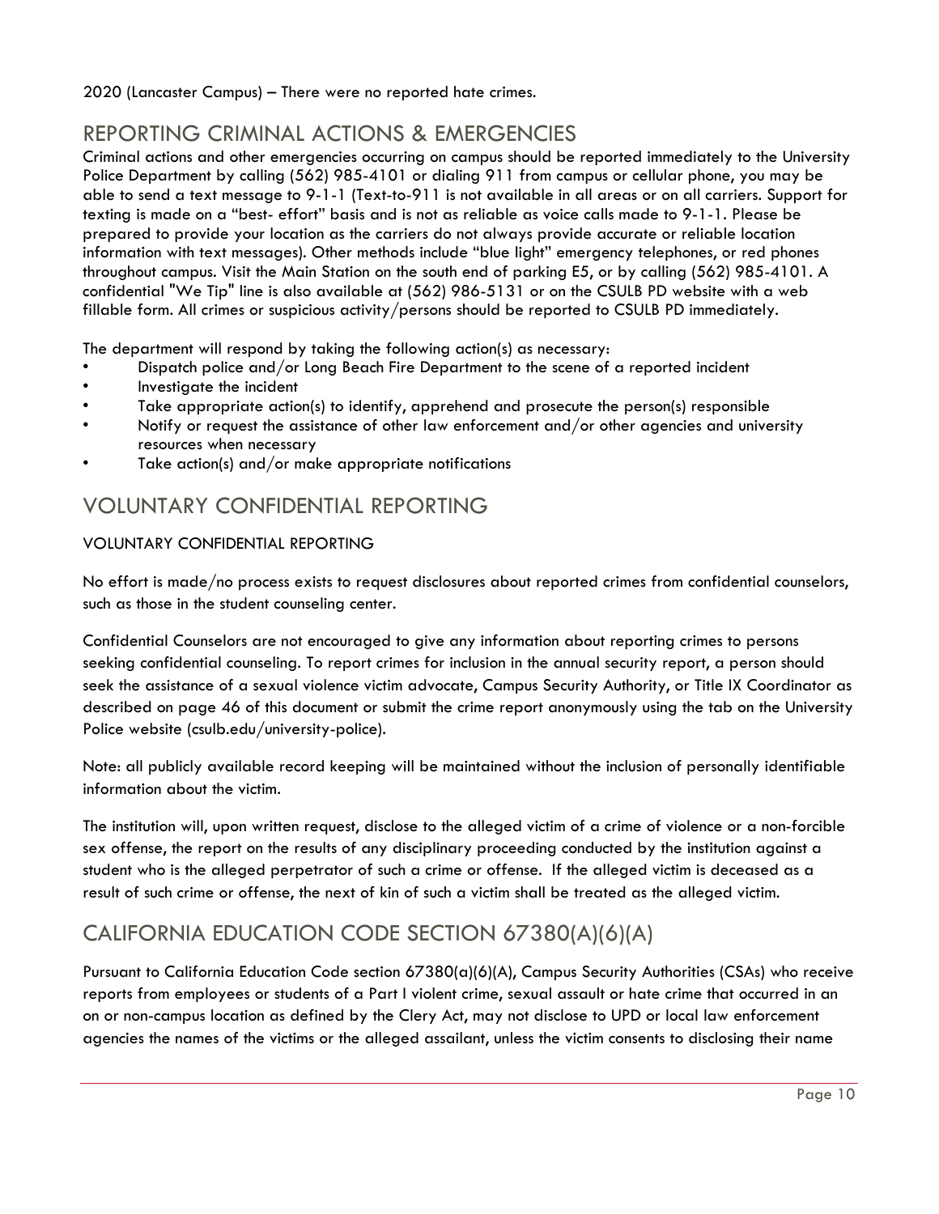2020 (Lancaster Campus) – There were no reported hate crimes.

## REPORTING CRIMINAL ACTIONS & EMERGENCIES

Criminal actions and other emergencies occurring on campus should be reported immediately to the University Police Department by calling (562) 985-4101 or dialing 911 from campus or cellular phone, you may be able to send a text message to 9-1-1 (Text-to-911 is not available in all areas or on all carriers. Support for texting is made on a "best- effort" basis and is not as reliable as voice calls made to 9-1-1. Please be prepared to provide your location as the carriers do not always provide accurate or reliable location information with text messages). Other methods include "blue light" emergency telephones, or red phones throughout campus. Visit the Main Station on the south end of parking E5, or by calling (562) 985-4101. A confidential "We Tip" line is also available at (562) 986-5131 or on the CSULB PD website with a web fillable form. All crimes or suspicious activity/persons should be reported to CSULB PD immediately.

The department will respond by taking the following action(s) as necessary:

- Dispatch police and/or Long Beach Fire Department to the scene of a reported incident
- Investigate the incident
- Take appropriate action(s) to identify, apprehend and prosecute the person(s) responsible
- Notify or request the assistance of other law enforcement and/or other agencies and university resources when necessary
- Take action(s) and/or make appropriate notifications

## VOLUNTARY CONFIDENTIAL REPORTING

VOLUNTARY CONFIDENTIAL REPORTING

No effort is made/no process exists to request disclosures about reported crimes from confidential counselors, such as those in the student counseling center.

Confidential Counselors are not encouraged to give any information about reporting crimes to persons seeking confidential counseling. To report crimes for inclusion in the annual security report, a person should seek the assistance of a sexual violence victim advocate, Campus Security Authority, or Title IX Coordinator as described on page 46 of this document or submit the crime report anonymously using the tab on the University Police website (csulb.edu/university-police).

Note: all publicly available record keeping will be maintained without the inclusion of personally identifiable information about the victim.

The institution will, upon written request, disclose to the alleged victim of a crime of violence or a non-forcible sex offense, the report on the results of any disciplinary proceeding conducted by the institution against a student who is the alleged perpetrator of such a crime or offense. If the alleged victim is deceased as a result of such crime or offense, the next of kin of such a victim shall be treated as the alleged victim.

## CALIFORNIA EDUCATION CODE SECTION 67380(A)(6)(A)

Pursuant to California Education Code section 67380(a)(6)(A), Campus Security Authorities (CSAs) who receive reports from employees or students of a Part I violent crime, sexual assault or hate crime that occurred in an on or non-campus location as defined by the Clery Act, may not disclose to UPD or local law enforcement agencies the names of the victims or the alleged assailant, unless the victim consents to disclosing their name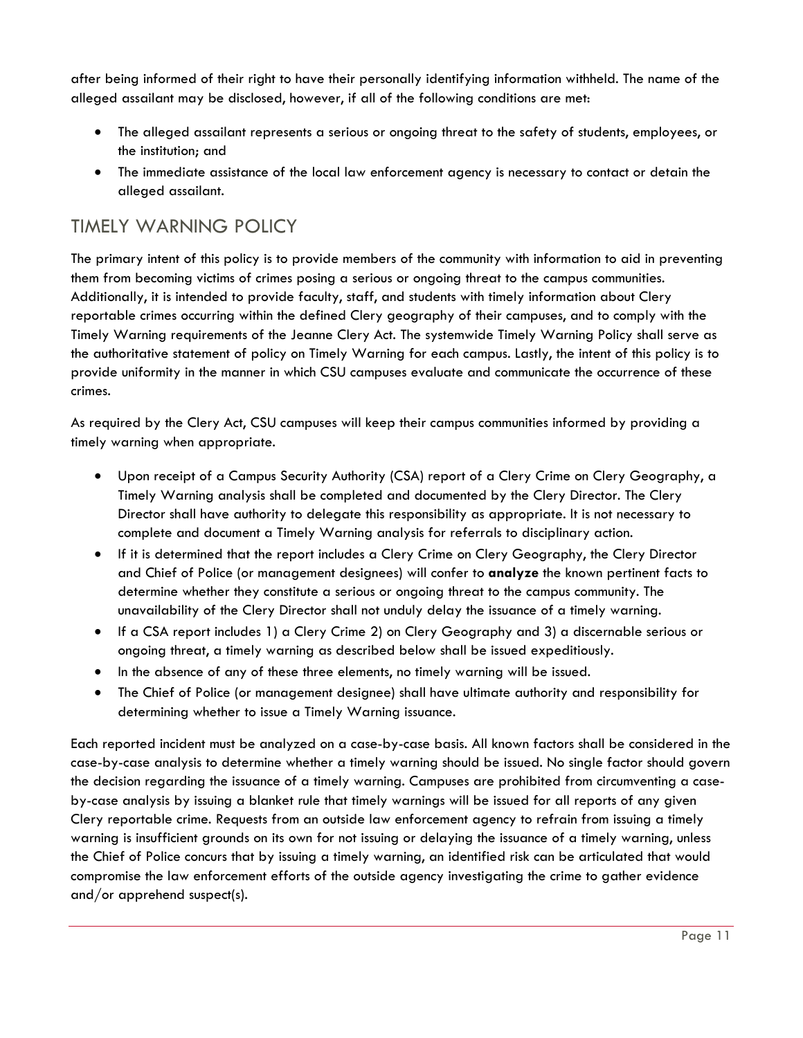after being informed of their right to have their personally identifying information withheld. The name of the alleged assailant may be disclosed, however, if all of the following conditions are met:

- The alleged assailant represents a serious or ongoing threat to the safety of students, employees, or the institution; and
- The immediate assistance of the local law enforcement agency is necessary to contact or detain the alleged assailant.

## TIMELY WARNING POLICY

The primary intent of this policy is to provide members of the community with information to aid in preventing them from becoming victims of crimes posing a serious or ongoing threat to the campus communities. Additionally, it is intended to provide faculty, staff, and students with timely information about Clery reportable crimes occurring within the defined Clery geography of their campuses, and to comply with the Timely Warning requirements of the Jeanne Clery Act. The systemwide Timely Warning Policy shall serve as the authoritative statement of policy on Timely Warning for each campus. Lastly, the intent of this policy is to provide uniformity in the manner in which CSU campuses evaluate and communicate the occurrence of these crimes.

As required by the Clery Act, CSU campuses will keep their campus communities informed by providing a timely warning when appropriate.

- Upon receipt of a Campus Security Authority (CSA) report of a Clery Crime on Clery Geography, a Timely Warning analysis shall be completed and documented by the Clery Director. The Clery Director shall have authority to delegate this responsibility as appropriate. It is not necessary to complete and document a Timely Warning analysis for referrals to disciplinary action.
- If it is determined that the report includes a Clery Crime on Clery Geography, the Clery Director and Chief of Police (or management designees) will confer to **analyze** the known pertinent facts to determine whether they constitute a serious or ongoing threat to the campus community. The unavailability of the Clery Director shall not unduly delay the issuance of a timely warning.
- If a CSA report includes 1) a Clery Crime 2) on Clery Geography and 3) a discernable serious or ongoing threat, a timely warning as described below shall be issued expeditiously.
- In the absence of any of these three elements, no timely warning will be issued.
- The Chief of Police (or management designee) shall have ultimate authority and responsibility for determining whether to issue a Timely Warning issuance.

Each reported incident must be analyzed on a case-by-case basis. All known factors shall be considered in the case-by-case analysis to determine whether a timely warning should be issued. No single factor should govern the decision regarding the issuance of a timely warning. Campuses are prohibited from circumventing a case-by-case analysis by issuing a blanket rule that timely warnings will be issued for all reports of any given Clery reportable crime. Requests from an outside law enforcement agency to refrain from issuing a timely warning is insufficient grounds on its own for not issuing or delaying the issuance of a timely warning, unless the Chief of Police concurs that by issuing a timely warning, an identified risk can be articulated that would compromise the law enforcement efforts of the outside agency investigating the crime to gather evidence and/or apprehend suspect(s).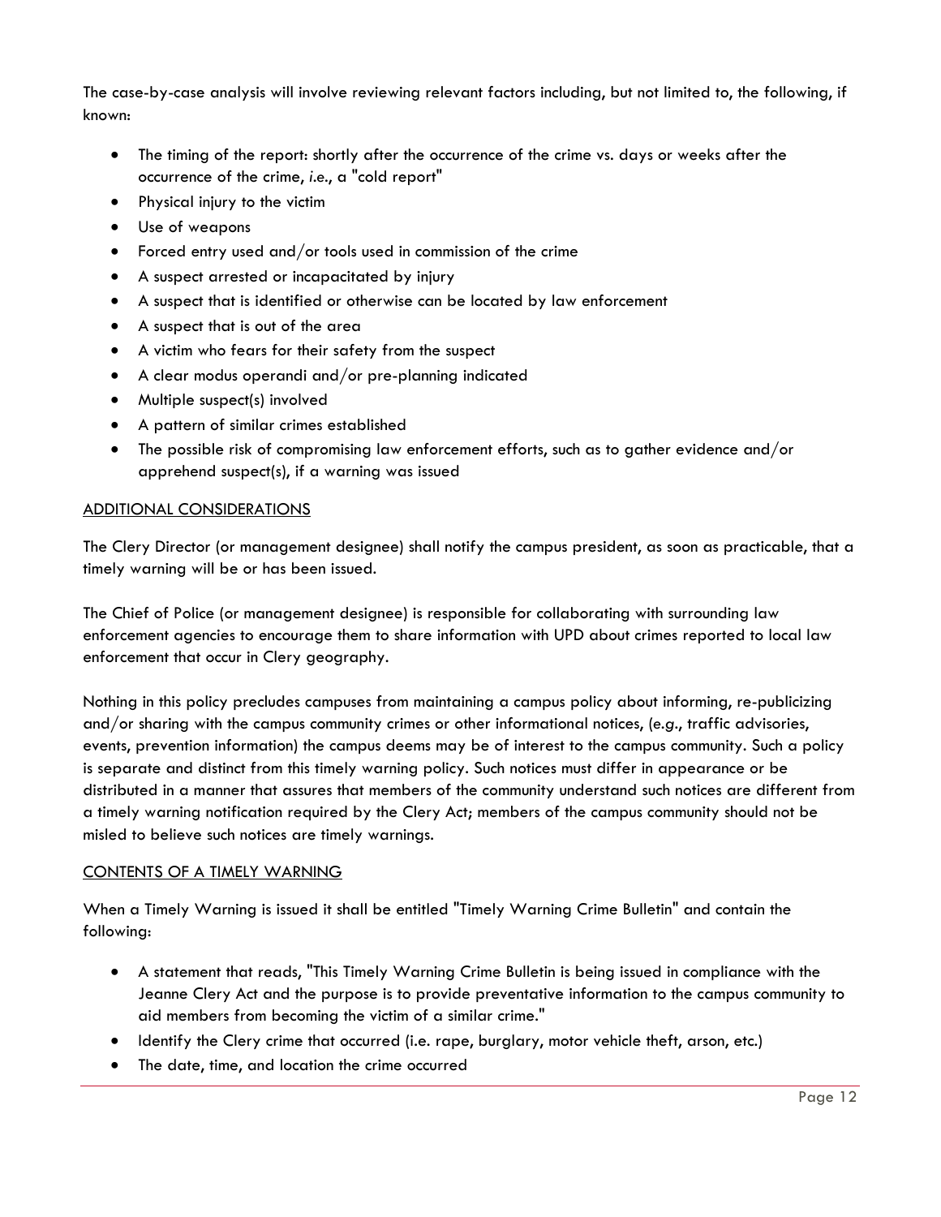The case-by-case analysis will involve reviewing relevant factors including, but not limited to, the following, if known:

- The timing of the report: shortly after the occurrence of the crime vs. days or weeks after the occurrence of the crime, *i.e.*, a "cold report"
- Physical injury to the victim
- Use of weapons
- Forced entry used and/or tools used in commission of the crime
- A suspect arrested or incapacitated by injury
- A suspect that is identified or otherwise can be located by law enforcement
- A suspect that is out of the area
- A victim who fears for their safety from the suspect
- A clear modus operandi and/or pre-planning indicated
- Multiple suspect(s) involved
- A pattern of similar crimes established
- The possible risk of compromising law enforcement efforts, such as to gather evidence and/or apprehend suspect(s), if a warning was issued

<u>ADDITIONAL CONSIDERATIONS</u>

The Clery Director (or management designee) shall notify the campus president, as soon as practicable, that a timely warning will be or has been issued.

The Chief of Police (or management designee) is responsible for collaborating with surrounding law enforcement agencies to encourage them to share information with UPD about crimes reported to local law enforcement that occur in Clery geography.

Nothing in this policy precludes campuses from maintaining a campus policy about informing, re-publicizing and/or sharing with the campus community crimes or other informational notices, (*e.g.*, traffic advisories, events, prevention information) the campus deems may be of interest to the campus community. Such a policy is separate and distinct from this timely warning policy. Such notices must differ in appearance or be distributed in a manner that assures that members of the community understand such notices are different from a timely warning notification required by the Clery Act; members of the campus community should not be misled to believe such notices are timely warnings.

<u>CONTENTS OF A TIMELY WARNING</u>

When a Timely Warning is issued it shall be entitled "Timely Warning Crime Bulletin" and contain the following:

- A statement that reads, "This Timely Warning Crime Bulletin is being issued in compliance with the Jeanne Clery Act and the purpose is to provide preventative information to the campus community to aid members from becoming the victim of a similar crime."
- Identify the Clery crime that occurred (i.e. rape, burglary, motor vehicle theft, arson, etc.)
- The date, time, and location the crime occurred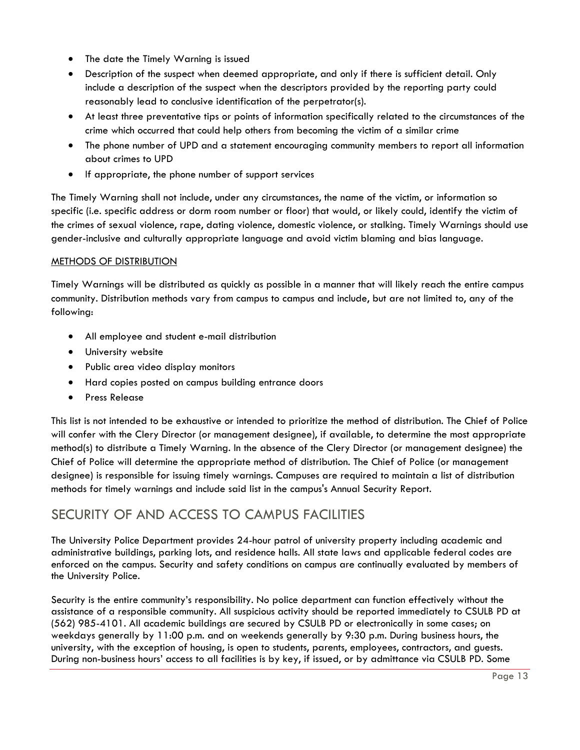- The date the Timely Warning is issued
- Description of the suspect when deemed appropriate, and only if there is sufficient detail. Only include a description of the suspect when the descriptors provided by the reporting party could reasonably lead to conclusive identification of the perpetrator(s).
- At least three preventative tips or points of information specifically related to the circumstances of the crime which occurred that could help others from becoming the victim of a similar crime
- The phone number of UPD and a statement encouraging community members to report all information about crimes to UPD
- If appropriate, the phone number of support services

The Timely Warning shall not include, under any circumstances, the name of the victim, or information so specific (i.e. specific address or dorm room number or floor) that would, or likely could, identify the victim of the crimes of sexual violence, rape, dating violence, domestic violence, or stalking. Timely Warnings should use gender-inclusive and culturally appropriate language and avoid victim blaming and bias language.

METHODS OF DISTRIBUTION

Timely Warnings will be distributed as quickly as possible in a manner that will likely reach the entire campus community. Distribution methods vary from campus to campus and include, but are not limited to, any of the following:

- All employee and student e-mail distribution
- University website
- Public area video display monitors
- Hard copies posted on campus building entrance doors
- Press Release

This list is not intended to be exhaustive or intended to prioritize the method of distribution. The Chief of Police will confer with the Clery Director (or management designee), if available, to determine the most appropriate method(s) to distribute a Timely Warning. In the absence of the Clery Director (or management designee) the Chief of Police will determine the appropriate method of distribution. The Chief of Police (or management designee) is responsible for issuing timely warnings. Campuses are required to maintain a list of distribution methods for timely warnings and include said list in the campus's Annual Security Report.

# SECURITY OF AND ACCESS TO CAMPUS FACILITIES

The University Police Department provides 24-hour patrol of university property including academic and administrative buildings, parking lots, and residence halls. All state laws and applicable federal codes are enforced on the campus. Security and safety conditions on campus are continually evaluated by members of the University Police.

Security is the entire community's responsibility. No police department can function effectively without the assistance of a responsible community. All suspicious activity should be reported immediately to CSULB PD at (562) 985-4101. All academic buildings are secured by CSULB PD or electronically in some cases; on weekdays generally by 11:00 p.m. and on weekends generally by 9:30 p.m. During business hours, the university, with the exception of housing, is open to students, parents, employees, contractors, and guests. During non-business hours' access to all facilities is by key, if issued, or by admittance via CSULB PD. Some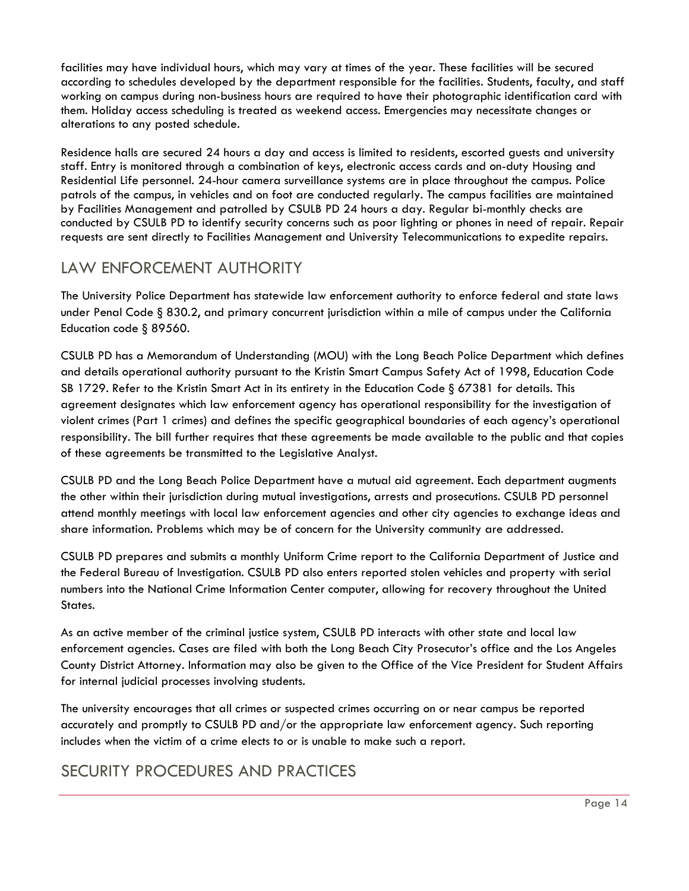facilities may have individual hours, which may vary at times of the year. These facilities will be secured according to schedules developed by the department responsible for the facilities. Students, faculty, and staff working on campus during non-business hours are required to have their photographic identification card with them. Holiday access scheduling is treated as weekend access. Emergencies may necessitate changes or alterations to any posted schedule.

Residence halls are secured 24 hours a day and access is limited to residents, escorted guests and university staff. Entry is monitored through a combination of keys, electronic access cards and on-duty Housing and Residential Life personnel. 24-hour camera surveillance systems are in place throughout the campus. Police patrols of the campus, in vehicles and on foot are conducted regularly. The campus facilities are maintained by Facilities Management and patrolled by CSULB PD 24 hours a day. Regular bi-monthly checks are conducted by CSULB PD to identify security concerns such as poor lighting or phones in need of repair. Repair requests are sent directly to Facilities Management and University Telecommunications to expedite repairs.

## LAW ENFORCEMENT AUTHORITY

The University Police Department has statewide law enforcement authority to enforce federal and state laws under Penal Code § 830.2, and primary concurrent jurisdiction within a mile of campus under the California Education code § 89560.

CSULB PD has a Memorandum of Understanding (MOU) with the Long Beach Police Department which defines and details operational authority pursuant to the Kristin Smart Campus Safety Act of 1998, Education Code SB 1729. Refer to the Kristin Smart Act in its entirety in the Education Code § 67381 for details. This agreement designates which law enforcement agency has operational responsibility for the investigation of violent crimes (Part 1 crimes) and defines the specific geographical boundaries of each agency's operational responsibility. The bill further requires that these agreements be made available to the public and that copies of these agreements be transmitted to the Legislative Analyst.

CSULB PD and the Long Beach Police Department have a mutual aid agreement. Each department augments the other within their jurisdiction during mutual investigations, arrests and prosecutions. CSULB PD personnel attend monthly meetings with local law enforcement agencies and other city agencies to exchange ideas and share information. Problems which may be of concern for the University community are addressed.

CSULB PD prepares and submits a monthly Uniform Crime report to the California Department of Justice and the Federal Bureau of Investigation. CSULB PD also enters reported stolen vehicles and property with serial numbers into the National Crime Information Center computer, allowing for recovery throughout the United States.

As an active member of the criminal justice system, CSULB PD interacts with other state and local law enforcement agencies. Cases are filed with both the Long Beach City Prosecutor's office and the Los Angeles County District Attorney. Information may also be given to the Office of the Vice President for Student Affairs for internal judicial processes involving students.

The university encourages that all crimes or suspected crimes occurring on or near campus be reported accurately and promptly to CSULB PD and/or the appropriate law enforcement agency. Such reporting includes when the victim of a crime elects to or is unable to make such a report.

## SECURITY PROCEDURES AND PRACTICES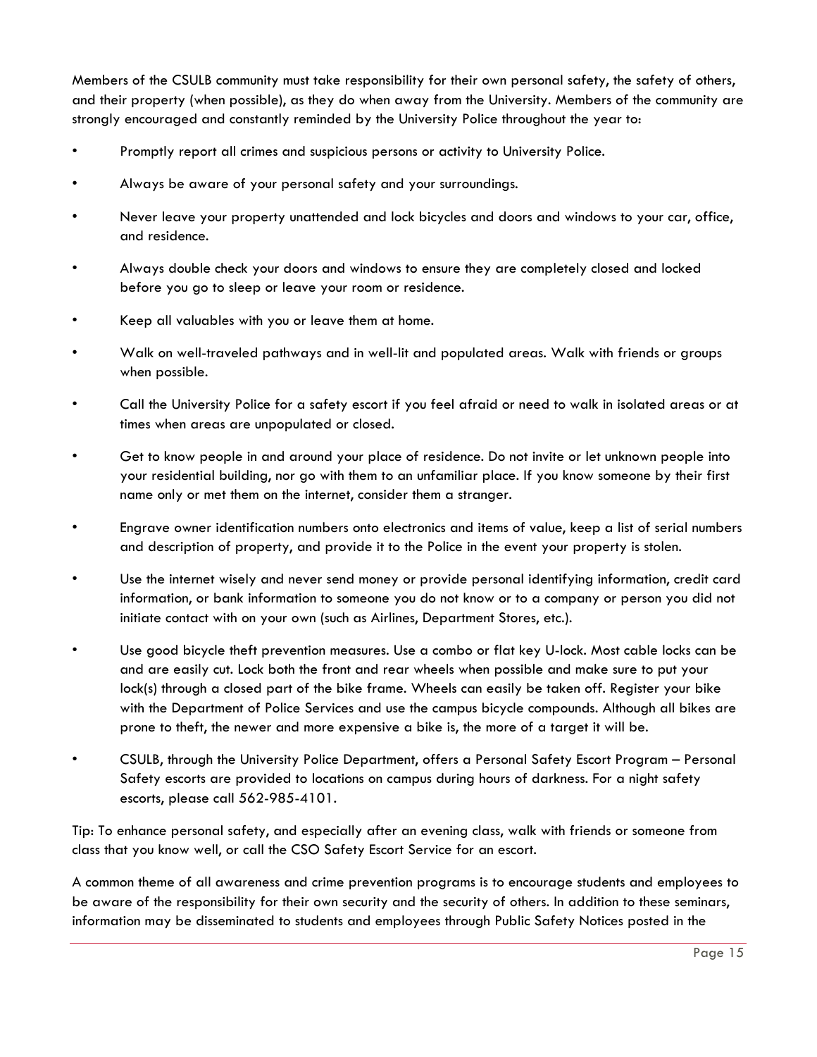Members of the CSULB community must take responsibility for their own personal safety, the safety of others, and their property (when possible), as they do when away from the University. Members of the community are strongly encouraged and constantly reminded by the University Police throughout the year to:

- Promptly report all crimes and suspicious persons or activity to University Police.
- Always be aware of your personal safety and your surroundings.
- Never leave your property unattended and lock bicycles and doors and windows to your car, office, and residence.
- Always double check your doors and windows to ensure they are completely closed and locked before you go to sleep or leave your room or residence.
- Keep all valuables with you or leave them at home.
- Walk on well-traveled pathways and in well-lit and populated areas. Walk with friends or groups when possible.
- Call the University Police for a safety escort if you feel afraid or need to walk in isolated areas or at times when areas are unpopulated or closed.
- Get to know people in and around your place of residence. Do not invite or let unknown people into your residential building, nor go with them to an unfamiliar place. If you know someone by their first name only or met them on the internet, consider them a stranger.
- Engrave owner identification numbers onto electronics and items of value, keep a list of serial numbers and description of property, and provide it to the Police in the event your property is stolen.
- Use the internet wisely and never send money or provide personal identifying information, credit card information, or bank information to someone you do not know or to a company or person you did not initiate contact with on your own (such as Airlines, Department Stores, etc.).
- Use good bicycle theft prevention measures. Use a combo or flat key U-lock. Most cable locks can be and are easily cut. Lock both the front and rear wheels when possible and make sure to put your lock(s) through a closed part of the bike frame. Wheels can easily be taken off. Register your bike with the Department of Police Services and use the campus bicycle compounds. Although all bikes are prone to theft, the newer and more expensive a bike is, the more of a target it will be.
- CSULB, through the University Police Department, offers a Personal Safety Escort Program – Personal Safety escorts are provided to locations on campus during hours of darkness. For a night safety escorts, please call 562-985-4101.

Tip: To enhance personal safety, and especially after an evening class, walk with friends or someone from class that you know well, or call the CSO Safety Escort Service for an escort.

A common theme of all awareness and crime prevention programs is to encourage students and employees to be aware of the responsibility for their own security and the security of others. In addition to these seminars, information may be disseminated to students and employees through Public Safety Notices posted in the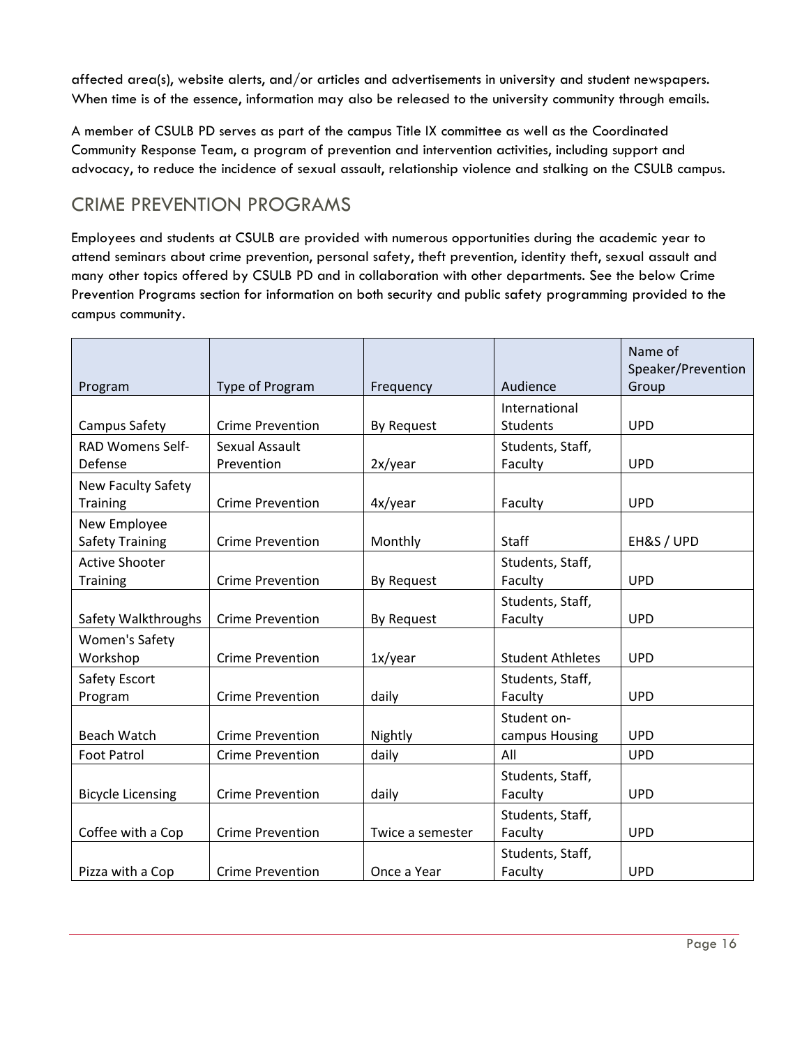affected area(s), website alerts, and/or articles and advertisements in university and student newspapers. When time is of the essence, information may also be released to the university community through emails.

A member of CSULB PD serves as part of the campus Title IX committee as well as the Coordinated Community Response Team, a program of prevention and intervention activities, including support and advocacy, to reduce the incidence of sexual assault, relationship violence and stalking on the CSULB campus.

## CRIME PREVENTION PROGRAMS

Employees and students at CSULB are provided with numerous opportunities during the academic year to attend seminars about crime prevention, personal safety, theft prevention, identity theft, sexual assault and many other topics offered by CSULB PD and in collaboration with other departments. See the below Crime Prevention Programs section for information on both security and public safety programming provided to the campus community.

| Program | Type of Program | Frequency | Audience | Name of Speaker/Prevention Group |
|---|---|---|---|---|
| Campus Safety | Crime Prevention | By Request | International Students | UPD |
| RAD Womens Self-Defense | Sexual Assault Prevention | 2x/year | Students, Staff, Faculty | UPD |
| New Faculty Safety Training | Crime Prevention | 4x/year | Faculty | UPD |
| New Employee Safety Training | Crime Prevention | Monthly | Staff | EH&S / UPD |
| Active Shooter Training | Crime Prevention | By Request | Students, Staff, Faculty | UPD |
| Safety Walkthroughs | Crime Prevention | By Request | Students, Staff, Faculty | UPD |
| Women's Safety Workshop | Crime Prevention | 1x/year | Student Athletes | UPD |
| Safety Escort Program | Crime Prevention | daily | Students, Staff, Faculty | UPD |
| Beach Watch | Crime Prevention | Nightly | Student on-campus Housing | UPD |
| Foot Patrol | Crime Prevention | daily | All | UPD |
| Bicycle Licensing | Crime Prevention | daily | Students, Staff, Faculty | UPD |
| Coffee with a Cop | Crime Prevention | Twice a semester | Students, Staff, Faculty | UPD |
| Pizza with a Cop | Crime Prevention | Once a Year | Students, Staff, Faculty | UPD |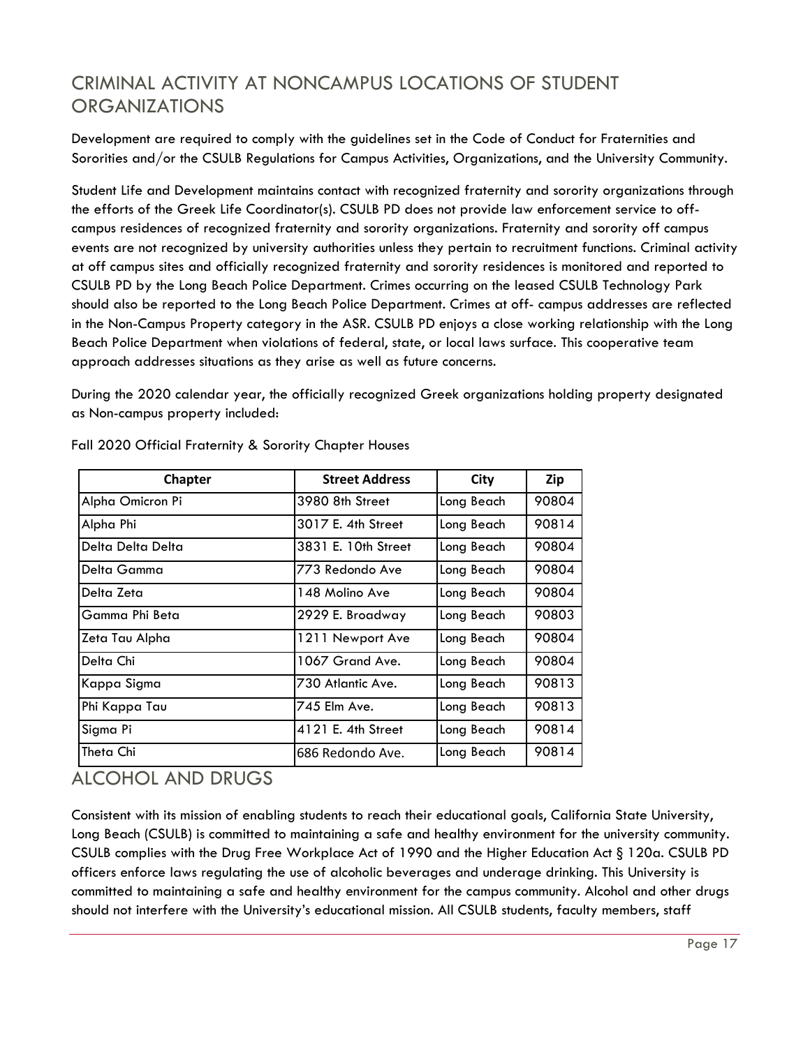## CRIMINAL ACTIVITY AT NONCAMPUS LOCATIONS OF STUDENT ORGANIZATIONS

Development are required to comply with the guidelines set in the Code of Conduct for Fraternities and Sororities and/or the CSULB Regulations for Campus Activities, Organizations, and the University Community.

Student Life and Development maintains contact with recognized fraternity and sorority organizations through the efforts of the Greek Life Coordinator(s). CSULB PD does not provide law enforcement service to off-campus residences of recognized fraternity and sorority organizations. Fraternity and sorority off campus events are not recognized by university authorities unless they pertain to recruitment functions. Criminal activity at off campus sites and officially recognized fraternity and sorority residences is monitored and reported to CSULB PD by the Long Beach Police Department. Crimes occurring on the leased CSULB Technology Park should also be reported to the Long Beach Police Department. Crimes at off- campus addresses are reflected in the Non-Campus Property category in the ASR. CSULB PD enjoys a close working relationship with the Long Beach Police Department when violations of federal, state, or local laws surface. This cooperative team approach addresses situations as they arise as well as future concerns.

During the 2020 calendar year, the officially recognized Greek organizations holding property designated as Non-campus property included:

Fall 2020 Official Fraternity & Sorority Chapter Houses

| Chapter | Street Address | City | Zip |
|---|---|---|---|
| Alpha Omicron Pi | 3980 8th Street | Long Beach | 90804 |
| Alpha Phi | 3017 E. 4th Street | Long Beach | 90814 |
| Delta Delta Delta | 3831 E. 10th Street | Long Beach | 90804 |
| Delta Gamma | 773 Redondo Ave | Long Beach | 90804 |
| Delta Zeta | 148 Molino Ave | Long Beach | 90804 |
| Gamma Phi Beta | 2929 E. Broadway | Long Beach | 90803 |
| Zeta Tau Alpha | 1211 Newport Ave | Long Beach | 90804 |
| Delta Chi | 1067 Grand Ave. | Long Beach | 90804 |
| Kappa Sigma | 730 Atlantic Ave. | Long Beach | 90813 |
| Phi Kappa Tau | 745 Elm Ave. | Long Beach | 90813 |
| Sigma Pi | 4121 E. 4th Street | Long Beach | 90814 |
| Theta Chi | 686 Redondo Ave. | Long Beach | 90814 |

## ALCOHOL AND DRUGS

Consistent with its mission of enabling students to reach their educational goals, California State University, Long Beach (CSULB) is committed to maintaining a safe and healthy environment for the university community. CSULB complies with the Drug Free Workplace Act of 1990 and the Higher Education Act § 120a. CSULB PD officers enforce laws regulating the use of alcoholic beverages and underage drinking. This University is committed to maintaining a safe and healthy environment for the campus community. Alcohol and other drugs should not interfere with the University's educational mission. All CSULB students, faculty members, staff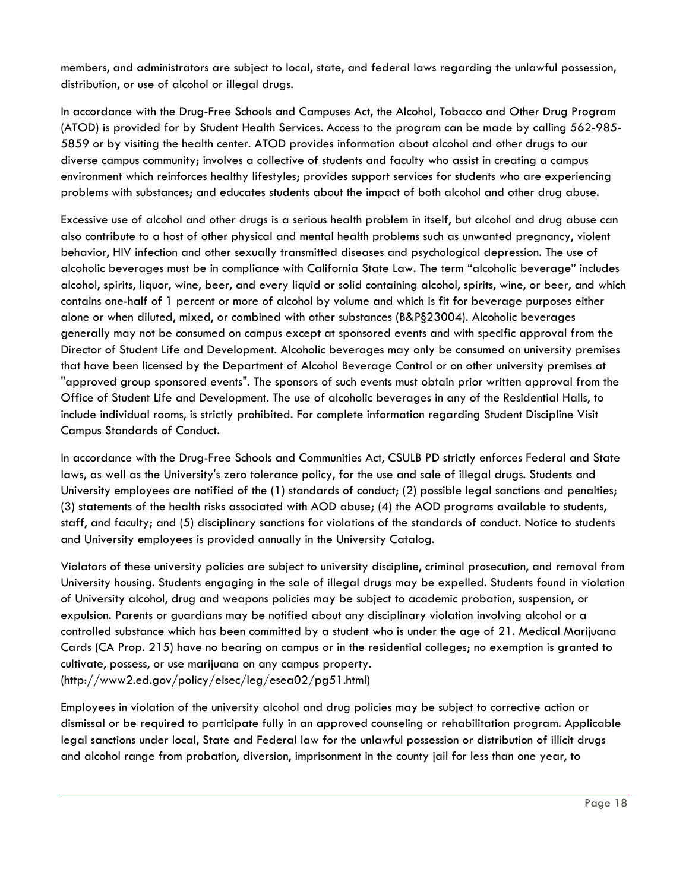members, and administrators are subject to local, state, and federal laws regarding the unlawful possession, distribution, or use of alcohol or illegal drugs.

In accordance with the Drug-Free Schools and Campuses Act, the Alcohol, Tobacco and Other Drug Program (ATOD) is provided for by Student Health Services. Access to the program can be made by calling 562-985-5859 or by visiting the health center. ATOD provides information about alcohol and other drugs to our diverse campus community; involves a collective of students and faculty who assist in creating a campus environment which reinforces healthy lifestyles; provides support services for students who are experiencing problems with substances; and educates students about the impact of both alcohol and other drug abuse.

Excessive use of alcohol and other drugs is a serious health problem in itself, but alcohol and drug abuse can also contribute to a host of other physical and mental health problems such as unwanted pregnancy, violent behavior, HIV infection and other sexually transmitted diseases and psychological depression. The use of alcoholic beverages must be in compliance with California State Law. The term "alcoholic beverage" includes alcohol, spirits, liquor, wine, beer, and every liquid or solid containing alcohol, spirits, wine, or beer, and which contains one-half of 1 percent or more of alcohol by volume and which is fit for beverage purposes either alone or when diluted, mixed, or combined with other substances (B&P§23004). Alcoholic beverages generally may not be consumed on campus except at sponsored events and with specific approval from the Director of Student Life and Development. Alcoholic beverages may only be consumed on university premises that have been licensed by the Department of Alcohol Beverage Control or on other university premises at "approved group sponsored events". The sponsors of such events must obtain prior written approval from the Office of Student Life and Development. The use of alcoholic beverages in any of the Residential Halls, to include individual rooms, is strictly prohibited. For complete information regarding Student Discipline Visit Campus Standards of Conduct.

In accordance with the Drug-Free Schools and Communities Act, CSULB PD strictly enforces Federal and State laws, as well as the University's zero tolerance policy, for the use and sale of illegal drugs. Students and University employees are notified of the (1) standards of conduct; (2) possible legal sanctions and penalties; (3) statements of the health risks associated with AOD abuse; (4) the AOD programs available to students, staff, and faculty; and (5) disciplinary sanctions for violations of the standards of conduct. Notice to students and University employees is provided annually in the University Catalog.

Violators of these university policies are subject to university discipline, criminal prosecution, and removal from University housing. Students engaging in the sale of illegal drugs may be expelled. Students found in violation of University alcohol, drug and weapons policies may be subject to academic probation, suspension, or expulsion. Parents or guardians may be notified about any disciplinary violation involving alcohol or a controlled substance which has been committed by a student who is under the age of 21. Medical Marijuana Cards (CA Prop. 215) have no bearing on campus or in the residential colleges; no exemption is granted to cultivate, possess, or use marijuana on any campus property. (http://www2.ed.gov/policy/elsec/leg/esea02/pg51.html)

Employees in violation of the university alcohol and drug policies may be subject to corrective action or dismissal or be required to participate fully in an approved counseling or rehabilitation program. Applicable legal sanctions under local, State and Federal law for the unlawful possession or distribution of illicit drugs and alcohol range from probation, diversion, imprisonment in the county jail for less than one year, to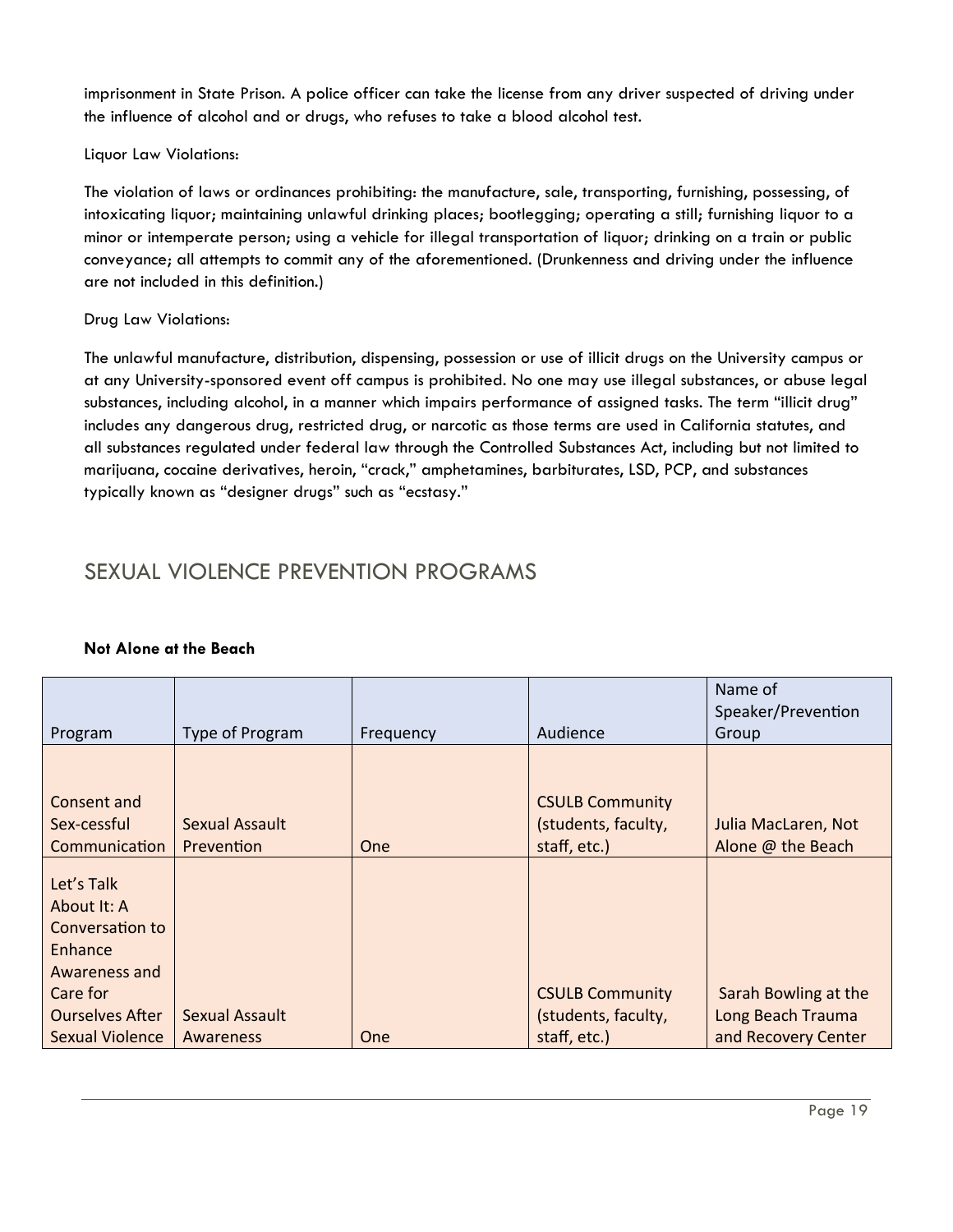imprisonment in State Prison. A police officer can take the license from any driver suspected of driving under the influence of alcohol and or drugs, who refuses to take a blood alcohol test.

Liquor Law Violations:

The violation of laws or ordinances prohibiting: the manufacture, sale, transporting, furnishing, possessing, of intoxicating liquor; maintaining unlawful drinking places; bootlegging; operating a still; furnishing liquor to a minor or intemperate person; using a vehicle for illegal transportation of liquor; drinking on a train or public conveyance; all attempts to commit any of the aforementioned. (Drunkenness and driving under the influence are not included in this definition.)

Drug Law Violations:

The unlawful manufacture, distribution, dispensing, possession or use of illicit drugs on the University campus or at any University-sponsored event off campus is prohibited. No one may use illegal substances, or abuse legal substances, including alcohol, in a manner which impairs performance of assigned tasks. The term "illicit drug" includes any dangerous drug, restricted drug, or narcotic as those terms are used in California statutes, and all substances regulated under federal law through the Controlled Substances Act, including but not limited to marijuana, cocaine derivatives, heroin, "crack," amphetamines, barbiturates, LSD, PCP, and substances typically known as "designer drugs" such as "ecstasy."

## SEXUAL VIOLENCE PREVENTION PROGRAMS

**Not Alone at the Beach**

| Program | Type of Program | Frequency | Audience | Name of Speaker/Prevention Group |
|---|---|---|---|---|
| Consent and Sex-cessful Communication | Sexual Assault Prevention | One | CSULB Community (students, faculty, staff, etc.) | Julia MacLaren, Not Alone @ the Beach |
| Let's Talk About It: A Conversation to Enhance Awareness and Care for Ourselves After Sexual Violence | Sexual Assault Awareness | One | CSULB Community (students, faculty, staff, etc.) | Sarah Bowling at the Long Beach Trauma and Recovery Center |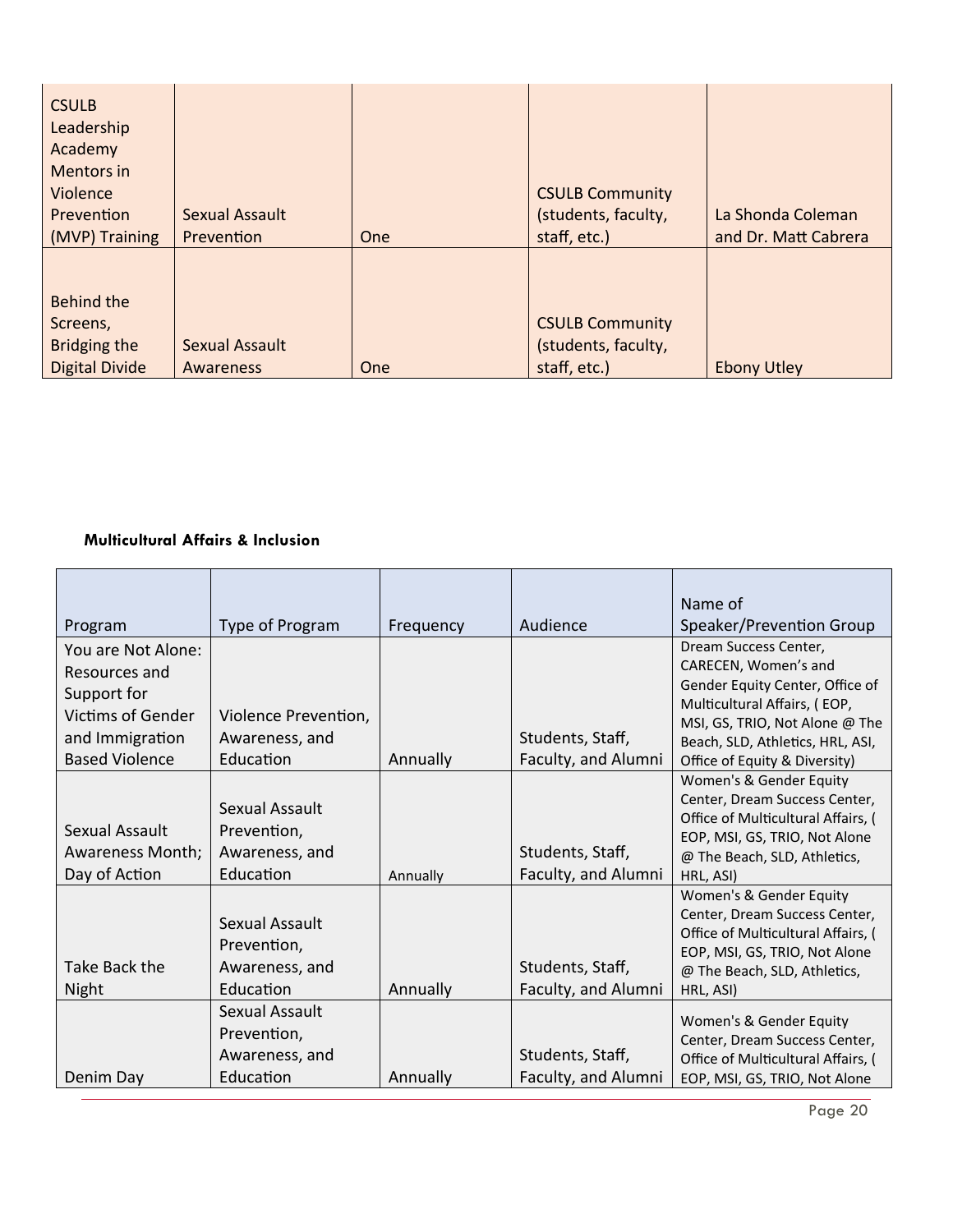| | | | | |
|---|---|---|---|---|
| CSULB Leadership Academy Mentors in Violence Prevention (MVP) Training | Sexual Assault Prevention | One | CSULB Community (students, faculty, staff, etc.) | La Shonda Coleman and Dr. Matt Cabrera |
| Behind the Screens, Bridging the Digital Divide | Sexual Assault Awareness | One | CSULB Community (students, faculty, staff, etc.) | Ebony Utley |

**Multicultural Affairs & Inclusion**

| Program | Type of Program | Frequency | Audience | Name of Speaker/Prevention Group |
|---|---|---|---|---|
| You are Not Alone: Resources and Support for Victims of Gender and Immigration Based Violence | Violence Prevention, Awareness, and Education | Annually | Students, Staff, Faculty, and Alumni | Dream Success Center, CARECEN, Women's and Gender Equity Center, Office of Multicultural Affairs, ( EOP, MSI, GS, TRIO, Not Alone @ The Beach, SLD, Athletics, HRL, ASI, Office of Equity & Diversity) |
| Sexual Assault Awareness Month; Day of Action | Sexual Assault Prevention, Awareness, and Education | Annually | Students, Staff, Faculty, and Alumni | Women's & Gender Equity Center, Dream Success Center, Office of Multicultural Affairs, ( EOP, MSI, GS, TRIO, Not Alone @ The Beach, SLD, Athletics, HRL, ASI) |
| Take Back the Night | Sexual Assault Prevention, Awareness, and Education | Annually | Students, Staff, Faculty, and Alumni | Women's & Gender Equity Center, Dream Success Center, Office of Multicultural Affairs, ( EOP, MSI, GS, TRIO, Not Alone @ The Beach, SLD, Athletics, HRL, ASI) |
| Denim Day | Sexual Assault Prevention, Awareness, and Education | Annually | Students, Staff, Faculty, and Alumni | Women's & Gender Equity Center, Dream Success Center, Office of Multicultural Affairs, ( EOP, MSI, GS, TRIO, Not Alone |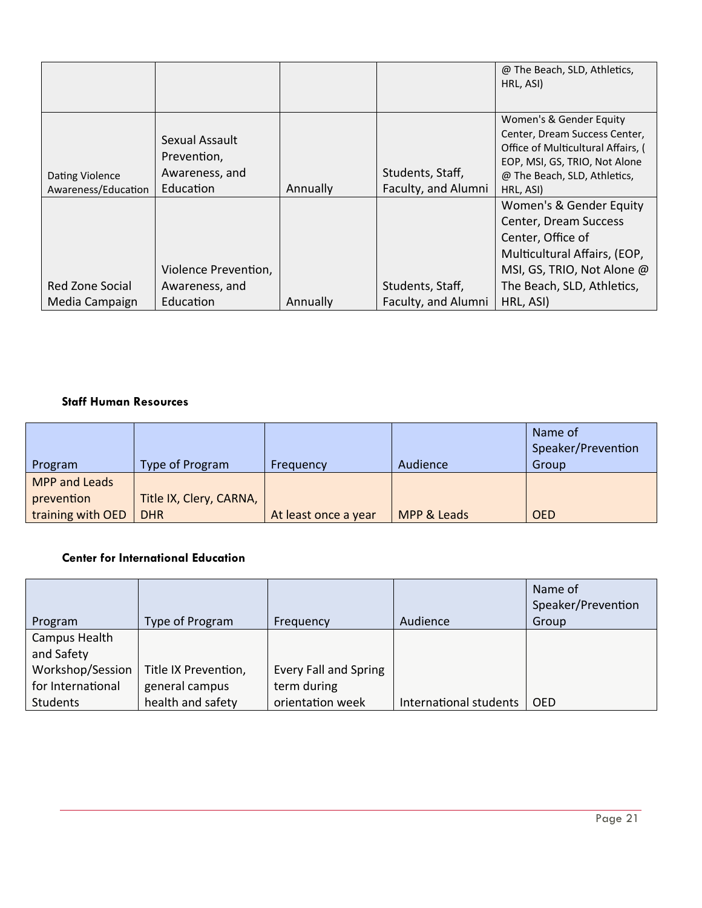| | | | | |
|---|---|---|---|---|
| | | | | @ The Beach, SLD, Athletics, HRL, ASI) |
| Dating Violence Awareness/Education | Sexual Assault Prevention, Awareness, and Education | Annually | Students, Staff, Faculty, and Alumni | Women's & Gender Equity Center, Dream Success Center, Office of Multicultural Affairs, ( EOP, MSI, GS, TRIO, Not Alone @ The Beach, SLD, Athletics, HRL, ASI) |
| Red Zone Social Media Campaign | Violence Prevention, Awareness, and Education | Annually | Students, Staff, Faculty, and Alumni | Women's & Gender Equity Center, Dream Success Center, Office of Multicultural Affairs, (EOP, MSI, GS, TRIO, Not Alone @ The Beach, SLD, Athletics, HRL, ASI) |

**Staff Human Resources**

| Program | Type of Program | Frequency | Audience | Name of Speaker/Prevention Group |
|---|---|---|---|---|
| MPP and Leads prevention training with OED | Title IX, Clery, CARNA, DHR | At least once a year | MPP & Leads | OED |

**Center for International Education**

| Program | Type of Program | Frequency | Audience | Name of Speaker/Prevention Group |
|---|---|---|---|---|
| Campus Health and Safety Workshop/Session for International Students | Title IX Prevention, general campus health and safety | Every Fall and Spring term during orientation week | International students | OED |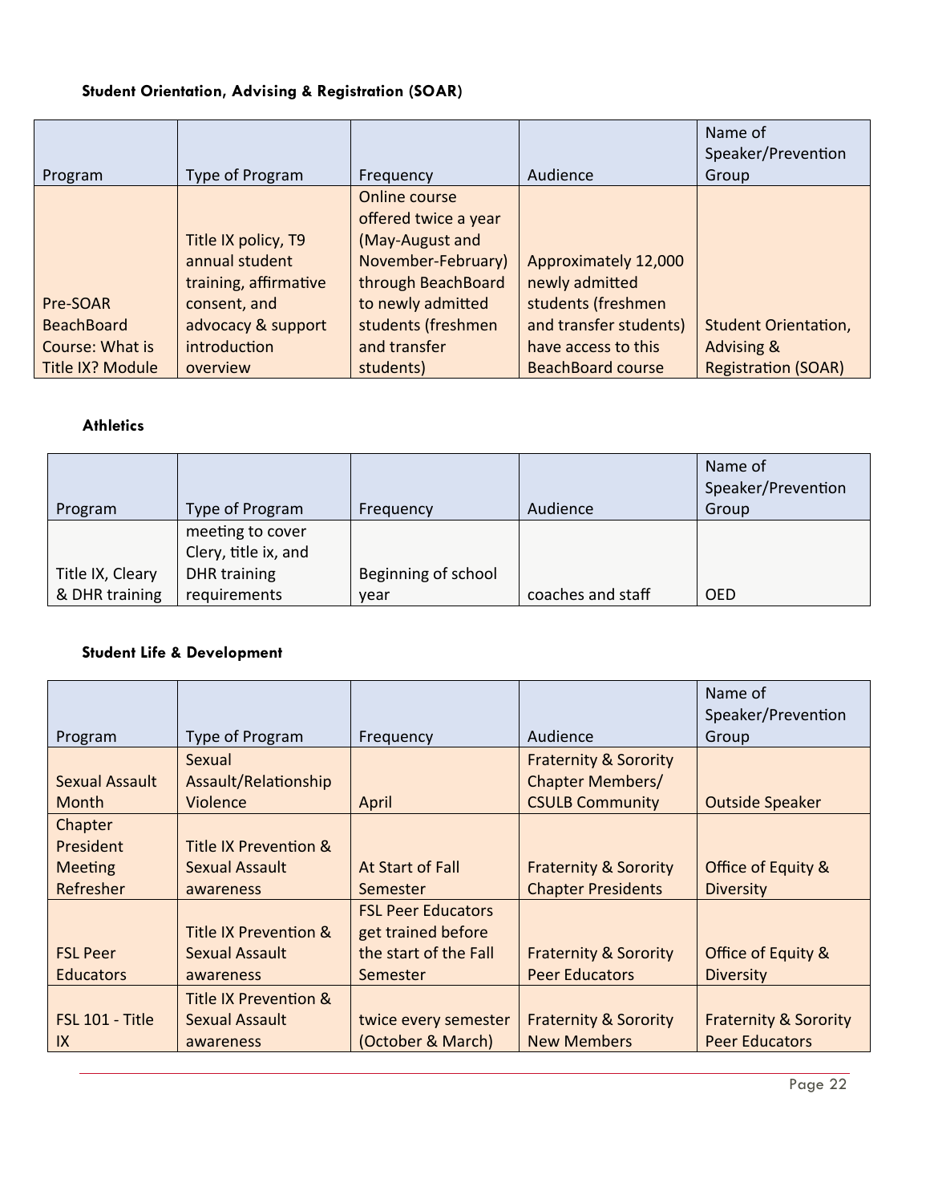#### Student Orientation, Advising & Registration (SOAR)

| Program | Type of Program | Frequency | Audience | Name of Speaker/Prevention Group |
|---|---|---|---|---|
| Pre-SOAR BeachBoard Course: What is Title IX? Module | Title IX policy, T9 annual student training, affirmative consent, and advocacy & support introduction overview | Online course offered twice a year (May-August and November-February) through BeachBoard to newly admitted students (freshmen and transfer students) | Approximately 12,000 newly admitted students (freshmen and transfer students) have access to this BeachBoard course | Student Orientation, Advising & Registration (SOAR) |

#### Athletics

| Program | Type of Program | Frequency | Audience | Name of Speaker/Prevention Group |
|---|---|---|---|---|
| Title IX, Cleary & DHR training | meeting to cover Clery, title ix, and DHR training requirements | Beginning of school year | coaches and staff | OED |

#### Student Life & Development

| Program | Type of Program | Frequency | Audience | Name of Speaker/Prevention Group |
|---|---|---|---|---|
| Sexual Assault Month | Sexual Assault/Relationship Violence | April | Fraternity & Sorority Chapter Members/ CSULB Community | Outside Speaker |
| Chapter President Meeting Refresher | Title IX Prevention & Sexual Assault awareness | At Start of Fall Semester | Fraternity & Sorority Chapter Presidents | Office of Equity & Diversity |
| FSL Peer Educators | Title IX Prevention & Sexual Assault awareness | FSL Peer Educators get trained before the start of the Fall Semester | Fraternity & Sorority Peer Educators | Office of Equity & Diversity |
| FSL 101 - Title IX | Title IX Prevention & Sexual Assault awareness | twice every semester (October & March) | Fraternity & Sorority New Members | Fraternity & Sorority Peer Educators |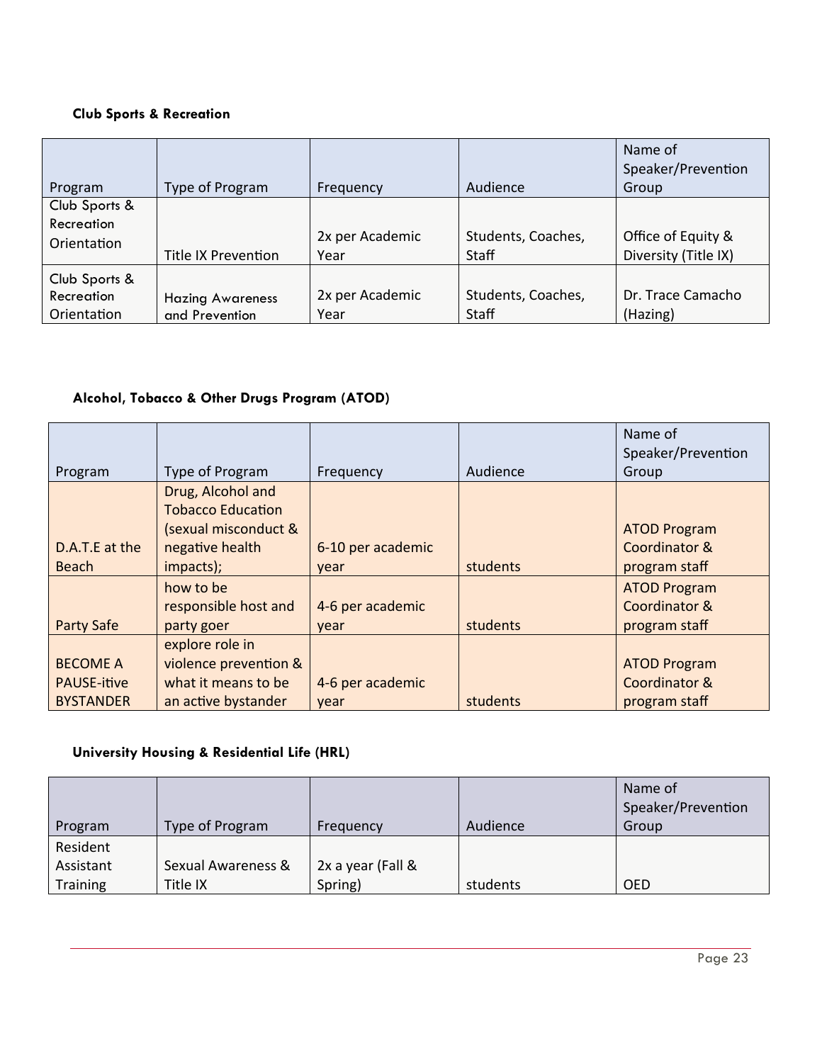**Club Sports & Recreation**

| Program | Type of Program | Frequency | Audience | Name of Speaker/Prevention Group |
|---|---|---|---|---|
| Club Sports & Recreation Orientation | Title IX Prevention | 2x per Academic Year | Students, Coaches, Staff | Office of Equity & Diversity (Title IX) |
| Club Sports & Recreation Orientation | Hazing Awareness and Prevention | 2x per Academic Year | Students, Coaches, Staff | Dr. Trace Camacho (Hazing) |

**Alcohol, Tobacco & Other Drugs Program (ATOD)**

| Program | Type of Program | Frequency | Audience | Name of Speaker/Prevention Group |
|---|---|---|---|---|
| D.A.T.E at the Beach | Drug, Alcohol and Tobacco Education (sexual misconduct & negative health impacts); | 6-10 per academic year | students | ATOD Program Coordinator & program staff |
| Party Safe | how to be responsible host and party goer | 4-6 per academic year | students | ATOD Program Coordinator & program staff |
| BECOME A PAUSE-itive BYSTANDER | explore role in violence prevention & what it means to be an active bystander | 4-6 per academic year | students | ATOD Program Coordinator & program staff |

**University Housing & Residential Life (HRL)**

| Program | Type of Program | Frequency | Audience | Name of Speaker/Prevention Group |
|---|---|---|---|---|
| Resident Assistant Training | Sexual Awareness & Title IX | 2x a year (Fall & Spring) | students | OED |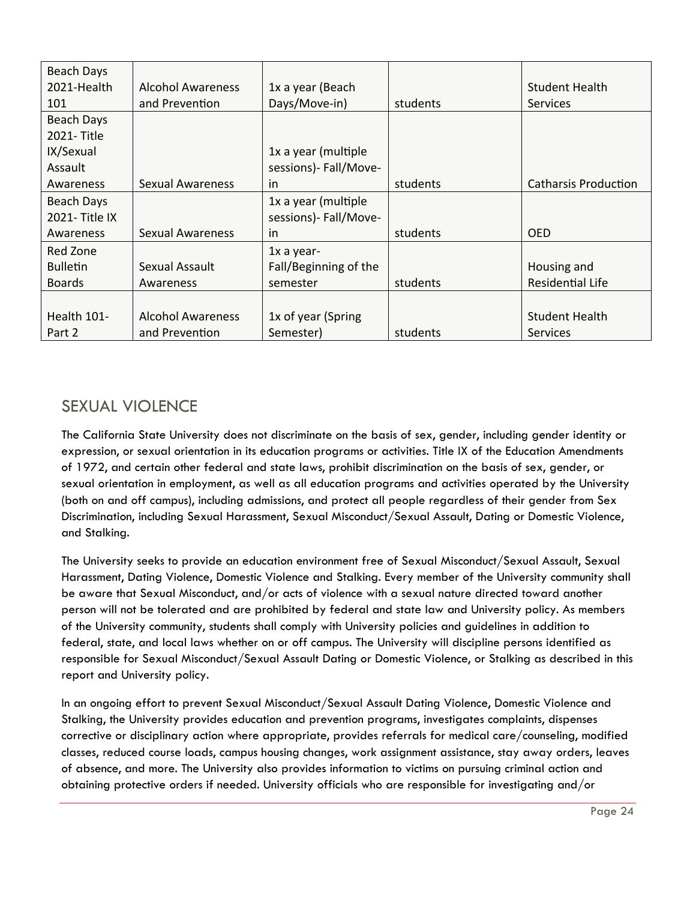| Beach Days 2021-Health 101 | Alcohol Awareness and Prevention | 1x a year (Beach Days/Move-in) | students | Student Health Services |
|---|---|---|---|---|
| Beach Days 2021- Title IX/Sexual Assault Awareness | Sexual Awareness | 1x a year (multiple sessions)- Fall/Move-in | students | Catharsis Production |
| Beach Days 2021- Title IX Awareness | Sexual Awareness | 1x a year (multiple sessions)- Fall/Move-in | students | OED |
| Red Zone Bulletin Boards | Sexual Assault Awareness | 1x a year- Fall/Beginning of the semester | students | Housing and Residential Life |
| Health 101- Part 2 | Alcohol Awareness and Prevention | 1x of year (Spring Semester) | students | Student Health Services |

## SEXUAL VIOLENCE

The California State University does not discriminate on the basis of sex, gender, including gender identity or expression, or sexual orientation in its education programs or activities. Title IX of the Education Amendments of 1972, and certain other federal and state laws, prohibit discrimination on the basis of sex, gender, or sexual orientation in employment, as well as all education programs and activities operated by the University (both on and off campus), including admissions, and protect all people regardless of their gender from Sex Discrimination, including Sexual Harassment, Sexual Misconduct/Sexual Assault, Dating or Domestic Violence, and Stalking.

The University seeks to provide an education environment free of Sexual Misconduct/Sexual Assault, Sexual Harassment, Dating Violence, Domestic Violence and Stalking. Every member of the University community shall be aware that Sexual Misconduct, and/or acts of violence with a sexual nature directed toward another person will not be tolerated and are prohibited by federal and state law and University policy. As members of the University community, students shall comply with University policies and guidelines in addition to federal, state, and local laws whether on or off campus. The University will discipline persons identified as responsible for Sexual Misconduct/Sexual Assault Dating or Domestic Violence, or Stalking as described in this report and University policy.

In an ongoing effort to prevent Sexual Misconduct/Sexual Assault Dating Violence, Domestic Violence and Stalking, the University provides education and prevention programs, investigates complaints, dispenses corrective or disciplinary action where appropriate, provides referrals for medical care/counseling, modified classes, reduced course loads, campus housing changes, work assignment assistance, stay away orders, leaves of absence, and more. The University also provides information to victims on pursuing criminal action and obtaining protective orders if needed. University officials who are responsible for investigating and/or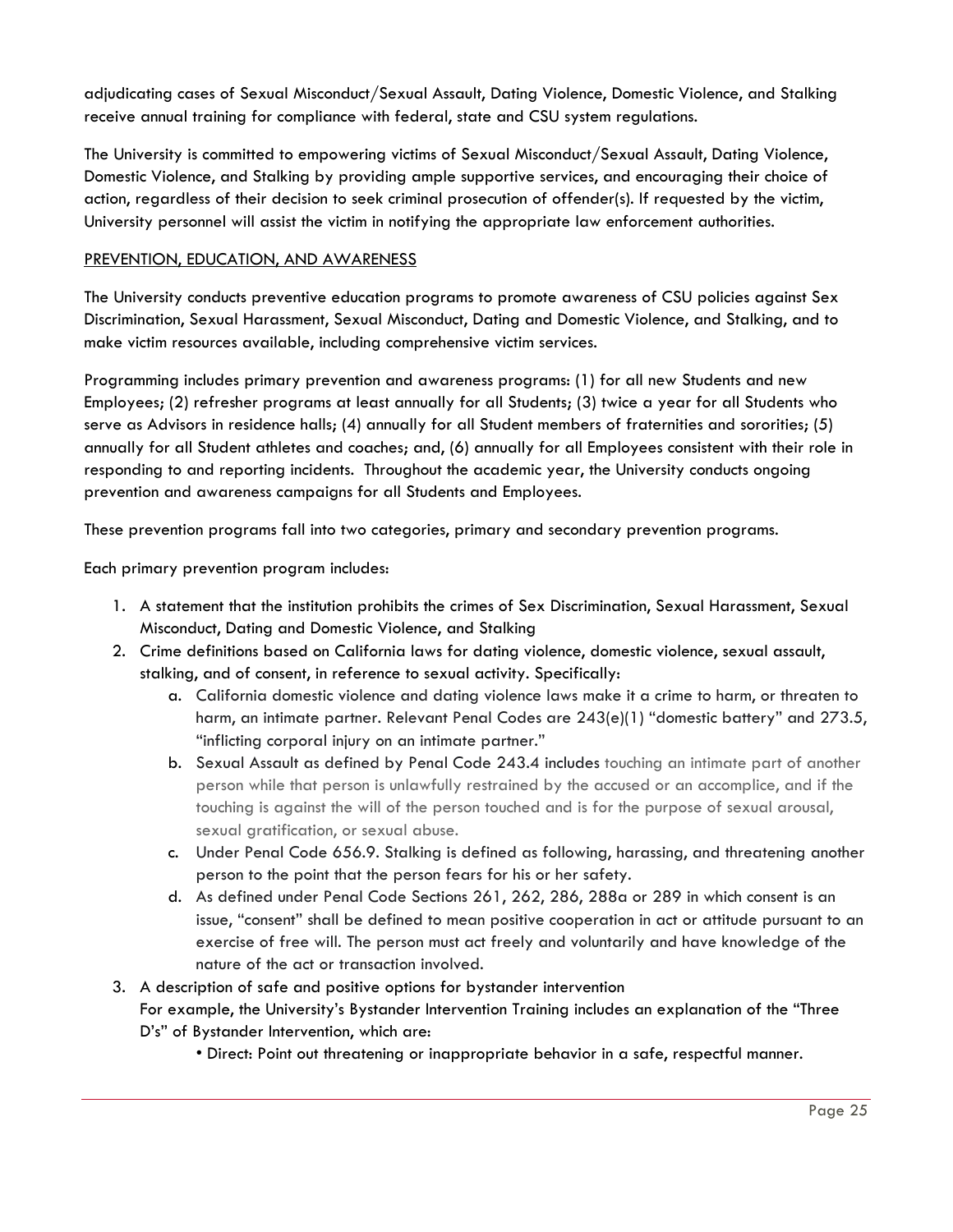adjudicating cases of Sexual Misconduct/Sexual Assault, Dating Violence, Domestic Violence, and Stalking receive annual training for compliance with federal, state and CSU system regulations.

The University is committed to empowering victims of Sexual Misconduct/Sexual Assault, Dating Violence, Domestic Violence, and Stalking by providing ample supportive services, and encouraging their choice of action, regardless of their decision to seek criminal prosecution of offender(s). If requested by the victim, University personnel will assist the victim in notifying the appropriate law enforcement authorities.

PREVENTION, EDUCATION, AND AWARENESS

The University conducts preventive education programs to promote awareness of CSU policies against Sex Discrimination, Sexual Harassment, Sexual Misconduct, Dating and Domestic Violence, and Stalking, and to make victim resources available, including comprehensive victim services.

Programming includes primary prevention and awareness programs: (1) for all new Students and new Employees; (2) refresher programs at least annually for all Students; (3) twice a year for all Students who serve as Advisors in residence halls; (4) annually for all Student members of fraternities and sororities; (5) annually for all Student athletes and coaches; and, (6) annually for all Employees consistent with their role in responding to and reporting incidents. Throughout the academic year, the University conducts ongoing prevention and awareness campaigns for all Students and Employees.

These prevention programs fall into two categories, primary and secondary prevention programs.

Each primary prevention program includes:

1. A statement that the institution prohibits the crimes of Sex Discrimination, Sexual Harassment, Sexual Misconduct, Dating and Domestic Violence, and Stalking
2. Crime definitions based on California laws for dating violence, domestic violence, sexual assault, stalking, and of consent, in reference to sexual activity. Specifically:
   a. California domestic violence and dating violence laws make it a crime to harm, or threaten to harm, an intimate partner. Relevant Penal Codes are 243(e)(1) "domestic battery" and 273.5, "inflicting corporal injury on an intimate partner."
   b. Sexual Assault as defined by Penal Code 243.4 includes touching an intimate part of another person while that person is unlawfully restrained by the accused or an accomplice, and if the touching is against the will of the person touched and is for the purpose of sexual arousal, sexual gratification, or sexual abuse.
   c. Under Penal Code 656.9. Stalking is defined as following, harassing, and threatening another person to the point that the person fears for his or her safety.
   d. As defined under Penal Code Sections 261, 262, 286, 288a or 289 in which consent is an issue, "consent" shall be defined to mean positive cooperation in act or attitude pursuant to an exercise of free will. The person must act freely and voluntarily and have knowledge of the nature of the act or transaction involved.
3. A description of safe and positive options for bystander intervention
   For example, the University's Bystander Intervention Training includes an explanation of the "Three D's" of Bystander Intervention, which are:
   - Direct: Point out threatening or inappropriate behavior in a safe, respectful manner.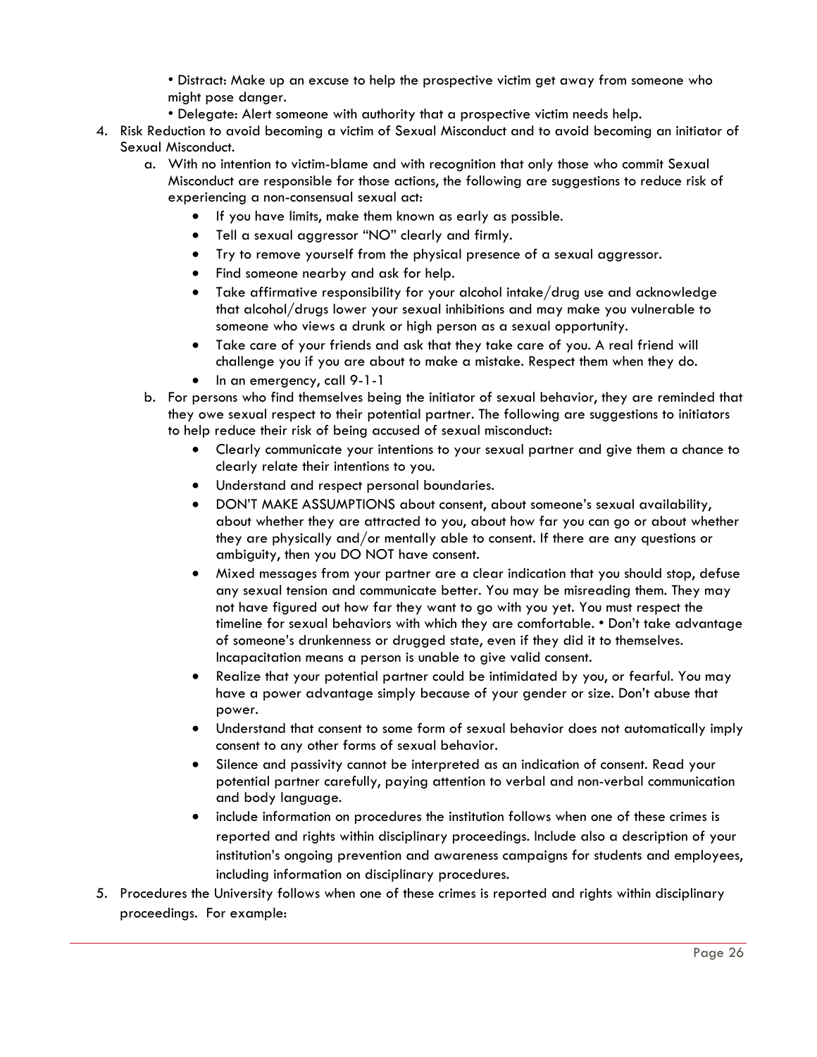• Distract: Make up an excuse to help the prospective victim get away from someone who might pose danger.
• Delegate: Alert someone with authority that a prospective victim needs help.

4. Risk Reduction to avoid becoming a victim of Sexual Misconduct and to avoid becoming an initiator of Sexual Misconduct.
   a. With no intention to victim-blame and with recognition that only those who commit Sexual Misconduct are responsible for those actions, the following are suggestions to reduce risk of experiencing a non-consensual sexual act:
      - If you have limits, make them known as early as possible.
      - Tell a sexual aggressor "NO" clearly and firmly.
      - Try to remove yourself from the physical presence of a sexual aggressor.
      - Find someone nearby and ask for help.
      - Take affirmative responsibility for your alcohol intake/drug use and acknowledge that alcohol/drugs lower your sexual inhibitions and may make you vulnerable to someone who views a drunk or high person as a sexual opportunity.
      - Take care of your friends and ask that they take care of you. A real friend will challenge you if you are about to make a mistake. Respect them when they do.
      - In an emergency, call 9-1-1
   b. For persons who find themselves being the initiator of sexual behavior, they are reminded that they owe sexual respect to their potential partner. The following are suggestions to initiators to help reduce their risk of being accused of sexual misconduct:
      - Clearly communicate your intentions to your sexual partner and give them a chance to clearly relate their intentions to you.
      - Understand and respect personal boundaries.
      - DON'T MAKE ASSUMPTIONS about consent, about someone's sexual availability, about whether they are attracted to you, about how far you can go or about whether they are physically and/or mentally able to consent. If there are any questions or ambiguity, then you DO NOT have consent.
      - Mixed messages from your partner are a clear indication that you should stop, defuse any sexual tension and communicate better. You may be misreading them. They may not have figured out how far they want to go with you yet. You must respect the timeline for sexual behaviors with which they are comfortable. • Don't take advantage of someone's drunkenness or drugged state, even if they did it to themselves. Incapacitation means a person is unable to give valid consent.
      - Realize that your potential partner could be intimidated by you, or fearful. You may have a power advantage simply because of your gender or size. Don't abuse that power.
      - Understand that consent to some form of sexual behavior does not automatically imply consent to any other forms of sexual behavior.
      - Silence and passivity cannot be interpreted as an indication of consent. Read your potential partner carefully, paying attention to verbal and non-verbal communication and body language.
      - include information on procedures the institution follows when one of these crimes is reported and rights within disciplinary proceedings. Include also a description of your institution's ongoing prevention and awareness campaigns for students and employees, including information on disciplinary procedures.

5. Procedures the University follows when one of these crimes is reported and rights within disciplinary proceedings. For example: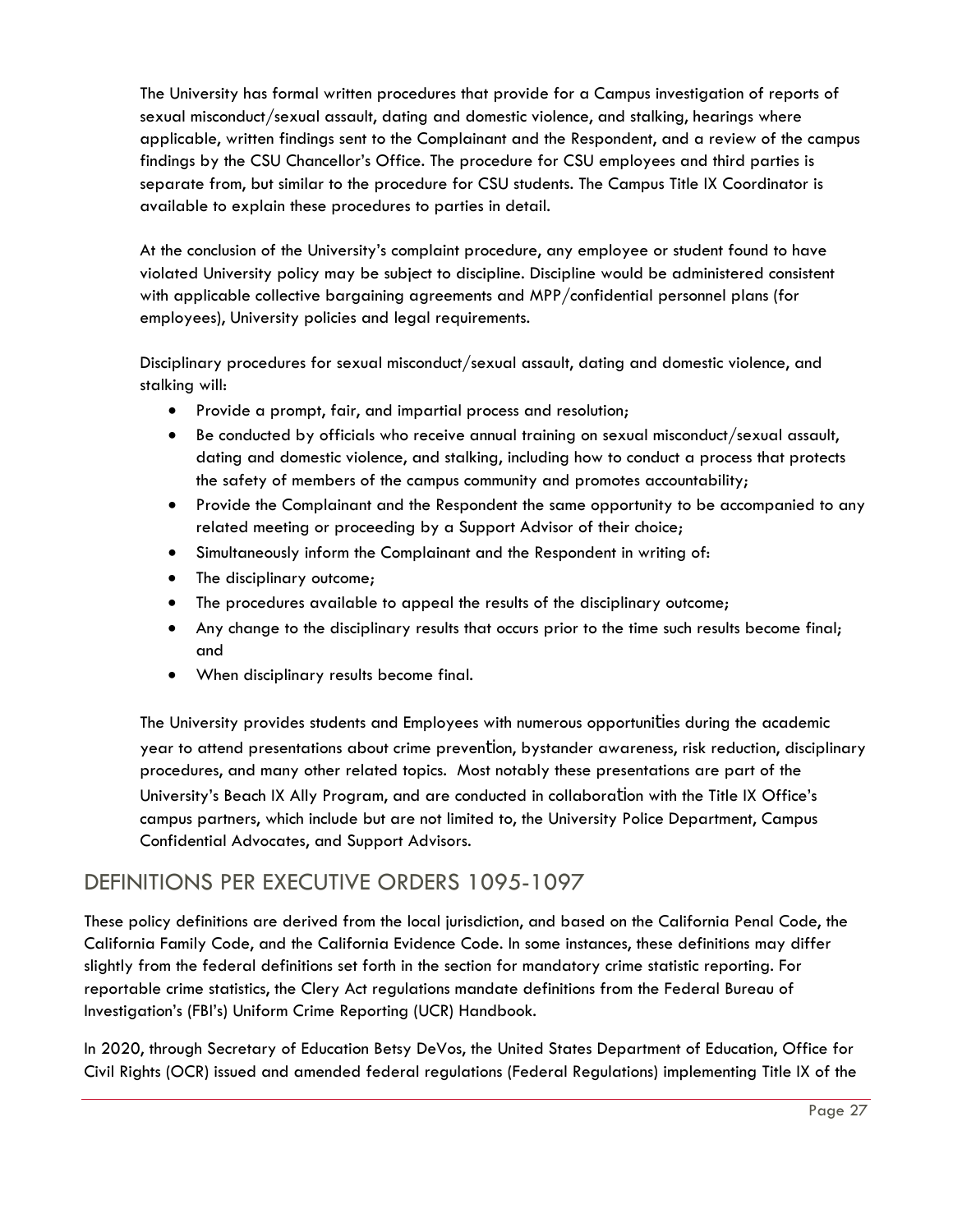The University has formal written procedures that provide for a Campus investigation of reports of sexual misconduct/sexual assault, dating and domestic violence, and stalking, hearings where applicable, written findings sent to the Complainant and the Respondent, and a review of the campus findings by the CSU Chancellor's Office. The procedure for CSU employees and third parties is separate from, but similar to the procedure for CSU students. The Campus Title IX Coordinator is available to explain these procedures to parties in detail.

At the conclusion of the University's complaint procedure, any employee or student found to have violated University policy may be subject to discipline. Discipline would be administered consistent with applicable collective bargaining agreements and MPP/confidential personnel plans (for employees), University policies and legal requirements.

Disciplinary procedures for sexual misconduct/sexual assault, dating and domestic violence, and stalking will:

- Provide a prompt, fair, and impartial process and resolution;
- Be conducted by officials who receive annual training on sexual misconduct/sexual assault, dating and domestic violence, and stalking, including how to conduct a process that protects the safety of members of the campus community and promotes accountability;
- Provide the Complainant and the Respondent the same opportunity to be accompanied to any related meeting or proceeding by a Support Advisor of their choice;
- Simultaneously inform the Complainant and the Respondent in writing of:
- The disciplinary outcome;
- The procedures available to appeal the results of the disciplinary outcome;
- Any change to the disciplinary results that occurs prior to the time such results become final; and
- When disciplinary results become final.

The University provides students and Employees with numerous opportunities during the academic year to attend presentations about crime prevention, bystander awareness, risk reduction, disciplinary procedures, and many other related topics. Most notably these presentations are part of the University's Beach IX Ally Program, and are conducted in collaboration with the Title IX Office's campus partners, which include but are not limited to, the University Police Department, Campus Confidential Advocates, and Support Advisors.

## DEFINITIONS PER EXECUTIVE ORDERS 1095-1097

These policy definitions are derived from the local jurisdiction, and based on the California Penal Code, the California Family Code, and the California Evidence Code. In some instances, these definitions may differ slightly from the federal definitions set forth in the section for mandatory crime statistic reporting. For reportable crime statistics, the Clery Act regulations mandate definitions from the Federal Bureau of Investigation's (FBI's) Uniform Crime Reporting (UCR) Handbook.

In 2020, through Secretary of Education Betsy DeVos, the United States Department of Education, Office for Civil Rights (OCR) issued and amended federal regulations (Federal Regulations) implementing Title IX of the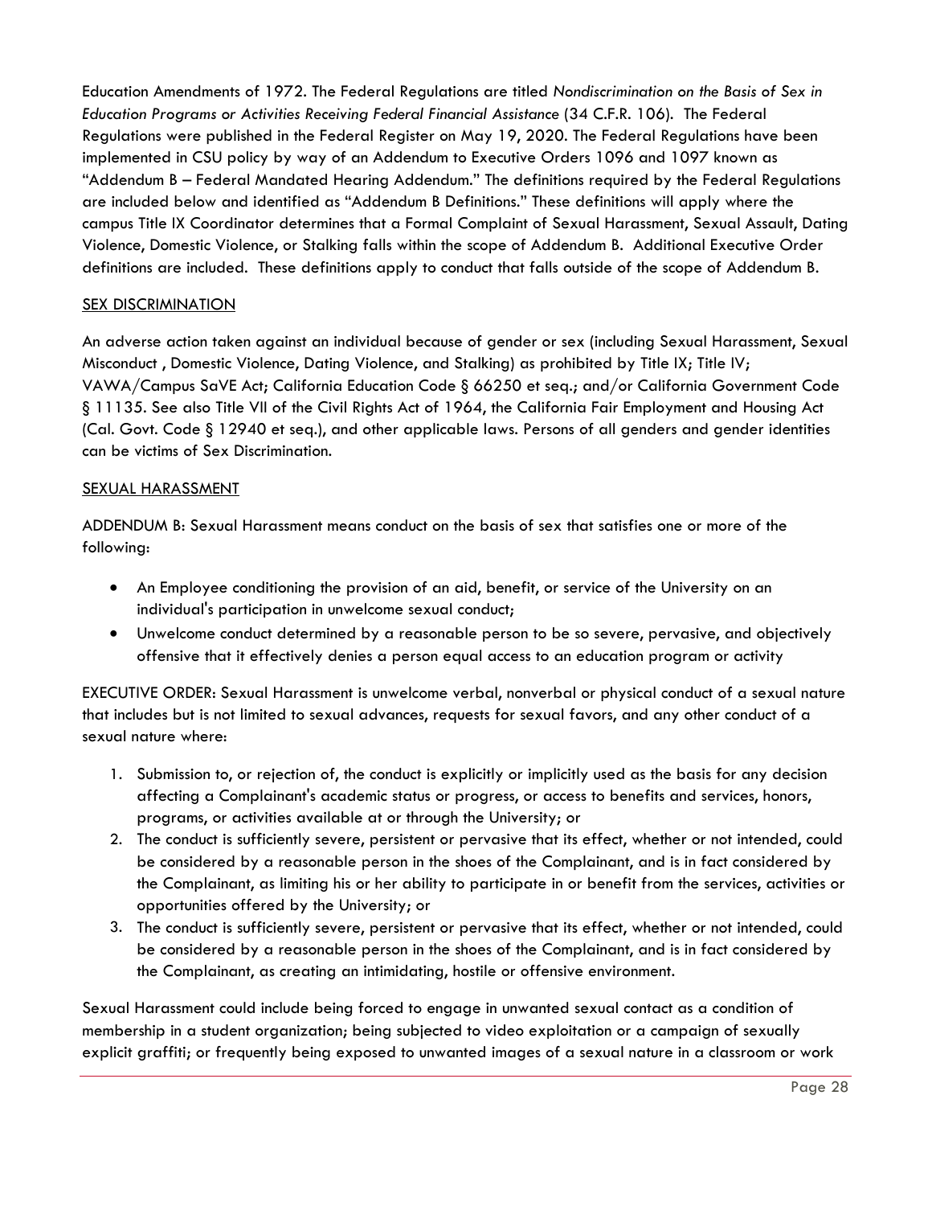Education Amendments of 1972. The Federal Regulations are titled *Nondiscrimination on the Basis of Sex in Education Programs or Activities Receiving Federal Financial Assistance* (34 C.F.R. 106). The Federal Regulations were published in the Federal Register on May 19, 2020. The Federal Regulations have been implemented in CSU policy by way of an Addendum to Executive Orders 1096 and 1097 known as "Addendum B – Federal Mandated Hearing Addendum." The definitions required by the Federal Regulations are included below and identified as "Addendum B Definitions." These definitions will apply where the campus Title IX Coordinator determines that a Formal Complaint of Sexual Harassment, Sexual Assault, Dating Violence, Domestic Violence, or Stalking falls within the scope of Addendum B. Additional Executive Order definitions are included. These definitions apply to conduct that falls outside of the scope of Addendum B.

## SEX DISCRIMINATION

An adverse action taken against an individual because of gender or sex (including Sexual Harassment, Sexual Misconduct , Domestic Violence, Dating Violence, and Stalking) as prohibited by Title IX; Title IV; VAWA/Campus SaVE Act; California Education Code § 66250 et seq.; and/or California Government Code § 11135. See also Title VII of the Civil Rights Act of 1964, the California Fair Employment and Housing Act (Cal. Govt. Code § 12940 et seq.), and other applicable laws. Persons of all genders and gender identities can be victims of Sex Discrimination.

## SEXUAL HARASSMENT

ADDENDUM B: Sexual Harassment means conduct on the basis of sex that satisfies one or more of the following:

- An Employee conditioning the provision of an aid, benefit, or service of the University on an individual's participation in unwelcome sexual conduct;
- Unwelcome conduct determined by a reasonable person to be so severe, pervasive, and objectively offensive that it effectively denies a person equal access to an education program or activity

EXECUTIVE ORDER: Sexual Harassment is unwelcome verbal, nonverbal or physical conduct of a sexual nature that includes but is not limited to sexual advances, requests for sexual favors, and any other conduct of a sexual nature where:

1. Submission to, or rejection of, the conduct is explicitly or implicitly used as the basis for any decision affecting a Complainant's academic status or progress, or access to benefits and services, honors, programs, or activities available at or through the University; or
2. The conduct is sufficiently severe, persistent or pervasive that its effect, whether or not intended, could be considered by a reasonable person in the shoes of the Complainant, and is in fact considered by the Complainant, as limiting his or her ability to participate in or benefit from the services, activities or opportunities offered by the University; or
3. The conduct is sufficiently severe, persistent or pervasive that its effect, whether or not intended, could be considered by a reasonable person in the shoes of the Complainant, and is in fact considered by the Complainant, as creating an intimidating, hostile or offensive environment.

Sexual Harassment could include being forced to engage in unwanted sexual contact as a condition of membership in a student organization; being subjected to video exploitation or a campaign of sexually explicit graffiti; or frequently being exposed to unwanted images of a sexual nature in a classroom or work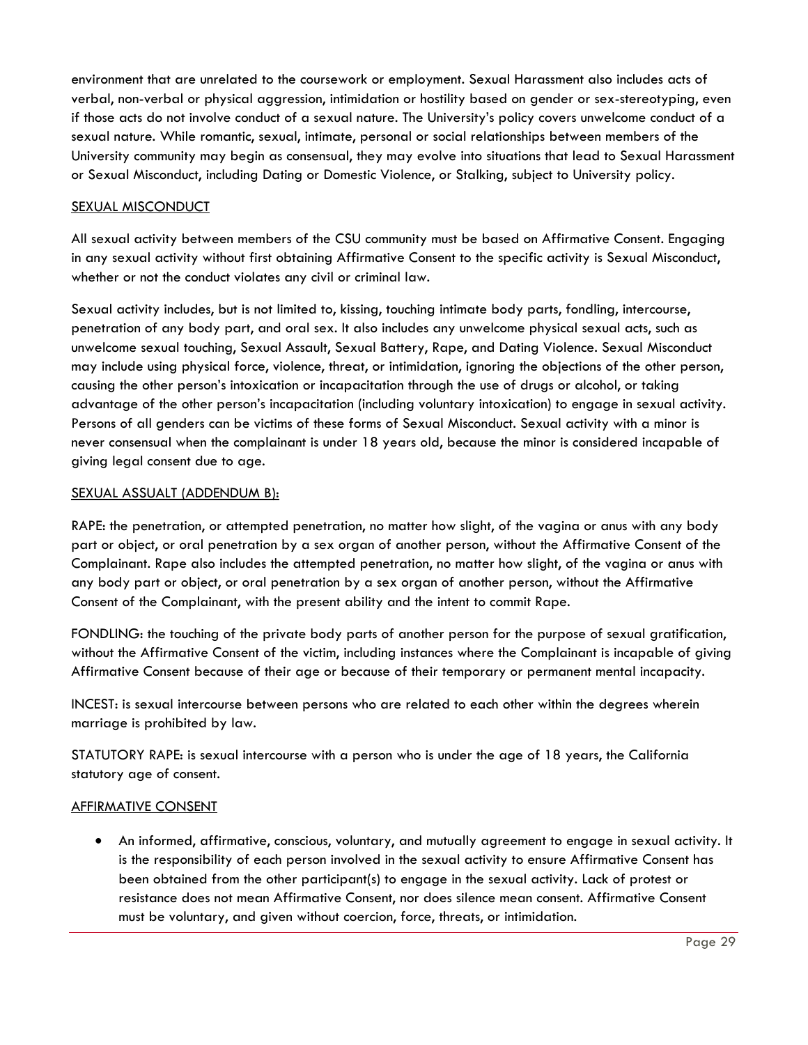environment that are unrelated to the coursework or employment. Sexual Harassment also includes acts of verbal, non-verbal or physical aggression, intimidation or hostility based on gender or sex-stereotyping, even if those acts do not involve conduct of a sexual nature. The University's policy covers unwelcome conduct of a sexual nature. While romantic, sexual, intimate, personal or social relationships between members of the University community may begin as consensual, they may evolve into situations that lead to Sexual Harassment or Sexual Misconduct, including Dating or Domestic Violence, or Stalking, subject to University policy.

SEXUAL MISCONDUCT

All sexual activity between members of the CSU community must be based on Affirmative Consent. Engaging in any sexual activity without first obtaining Affirmative Consent to the specific activity is Sexual Misconduct, whether or not the conduct violates any civil or criminal law.

Sexual activity includes, but is not limited to, kissing, touching intimate body parts, fondling, intercourse, penetration of any body part, and oral sex. It also includes any unwelcome physical sexual acts, such as unwelcome sexual touching, Sexual Assault, Sexual Battery, Rape, and Dating Violence. Sexual Misconduct may include using physical force, violence, threat, or intimidation, ignoring the objections of the other person, causing the other person's intoxication or incapacitation through the use of drugs or alcohol, or taking advantage of the other person's incapacitation (including voluntary intoxication) to engage in sexual activity. Persons of all genders can be victims of these forms of Sexual Misconduct. Sexual activity with a minor is never consensual when the complainant is under 18 years old, because the minor is considered incapable of giving legal consent due to age.

SEXUAL ASSUALT (ADDENDUM B):

RAPE: the penetration, or attempted penetration, no matter how slight, of the vagina or anus with any body part or object, or oral penetration by a sex organ of another person, without the Affirmative Consent of the Complainant. Rape also includes the attempted penetration, no matter how slight, of the vagina or anus with any body part or object, or oral penetration by a sex organ of another person, without the Affirmative Consent of the Complainant, with the present ability and the intent to commit Rape.

FONDLING: the touching of the private body parts of another person for the purpose of sexual gratification, without the Affirmative Consent of the victim, including instances where the Complainant is incapable of giving Affirmative Consent because of their age or because of their temporary or permanent mental incapacity.

INCEST: is sexual intercourse between persons who are related to each other within the degrees wherein marriage is prohibited by law.

STATUTORY RAPE: is sexual intercourse with a person who is under the age of 18 years, the California statutory age of consent.

AFFIRMATIVE CONSENT

- An informed, affirmative, conscious, voluntary, and mutually agreement to engage in sexual activity. It is the responsibility of each person involved in the sexual activity to ensure Affirmative Consent has been obtained from the other participant(s) to engage in the sexual activity. Lack of protest or resistance does not mean Affirmative Consent, nor does silence mean consent. Affirmative Consent must be voluntary, and given without coercion, force, threats, or intimidation.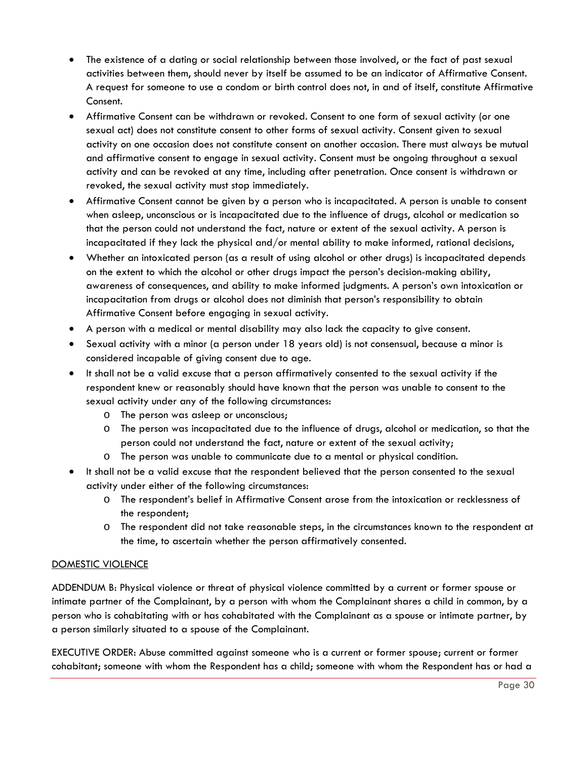- The existence of a dating or social relationship between those involved, or the fact of past sexual activities between them, should never by itself be assumed to be an indicator of Affirmative Consent. A request for someone to use a condom or birth control does not, in and of itself, constitute Affirmative Consent.
- Affirmative Consent can be withdrawn or revoked. Consent to one form of sexual activity (or one sexual act) does not constitute consent to other forms of sexual activity. Consent given to sexual activity on one occasion does not constitute consent on another occasion. There must always be mutual and affirmative consent to engage in sexual activity. Consent must be ongoing throughout a sexual activity and can be revoked at any time, including after penetration. Once consent is withdrawn or revoked, the sexual activity must stop immediately.
- Affirmative Consent cannot be given by a person who is incapacitated. A person is unable to consent when asleep, unconscious or is incapacitated due to the influence of drugs, alcohol or medication so that the person could not understand the fact, nature or extent of the sexual activity. A person is incapacitated if they lack the physical and/or mental ability to make informed, rational decisions,
- Whether an intoxicated person (as a result of using alcohol or other drugs) is incapacitated depends on the extent to which the alcohol or other drugs impact the person's decision-making ability, awareness of consequences, and ability to make informed judgments. A person's own intoxication or incapacitation from drugs or alcohol does not diminish that person's responsibility to obtain Affirmative Consent before engaging in sexual activity.
- A person with a medical or mental disability may also lack the capacity to give consent.
- Sexual activity with a minor (a person under 18 years old) is not consensual, because a minor is considered incapable of giving consent due to age.
- It shall not be a valid excuse that a person affirmatively consented to the sexual activity if the respondent knew or reasonably should have known that the person was unable to consent to the sexual activity under any of the following circumstances:
  - The person was asleep or unconscious;
  - The person was incapacitated due to the influence of drugs, alcohol or medication, so that the person could not understand the fact, nature or extent of the sexual activity;
  - The person was unable to communicate due to a mental or physical condition.
- It shall not be a valid excuse that the respondent believed that the person consented to the sexual activity under either of the following circumstances:
  - The respondent's belief in Affirmative Consent arose from the intoxication or recklessness of the respondent;
  - The respondent did not take reasonable steps, in the circumstances known to the respondent at the time, to ascertain whether the person affirmatively consented.

<u>DOMESTIC VIOLENCE</u>

ADDENDUM B: Physical violence or threat of physical violence committed by a current or former spouse or intimate partner of the Complainant, by a person with whom the Complainant shares a child in common, by a person who is cohabitating with or has cohabitated with the Complainant as a spouse or intimate partner, by a person similarly situated to a spouse of the Complainant.

EXECUTIVE ORDER: Abuse committed against someone who is a current or former spouse; current or former cohabitant; someone with whom the Respondent has a child; someone with whom the Respondent has or had a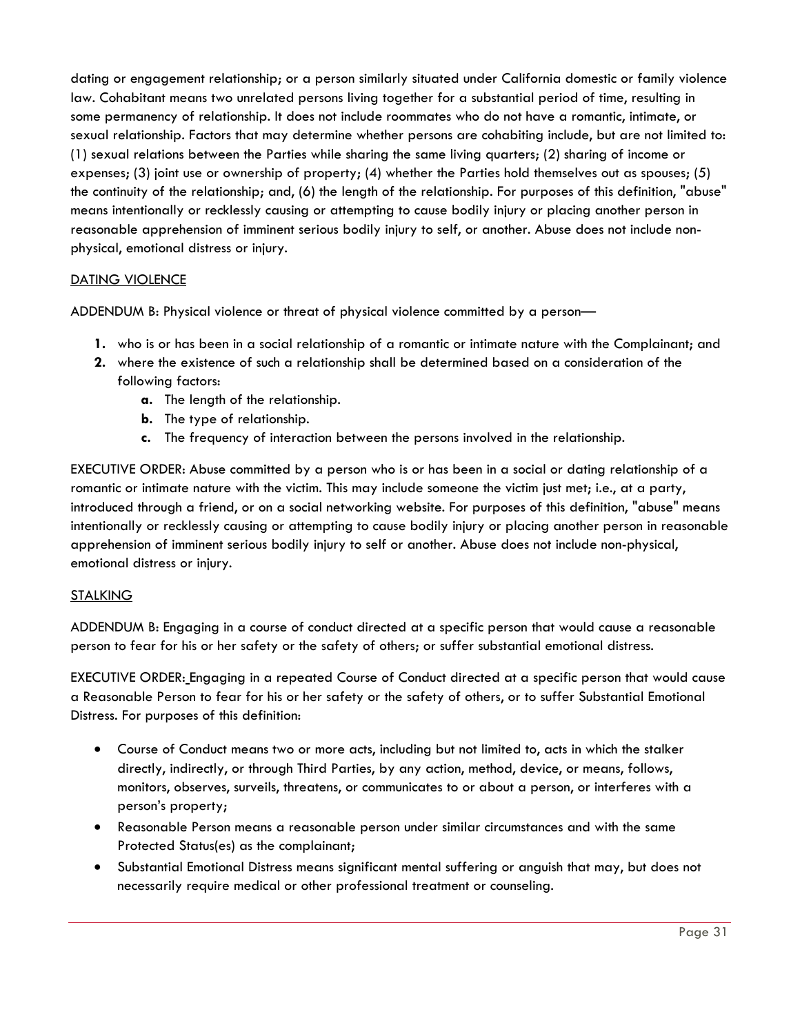dating or engagement relationship; or a person similarly situated under California domestic or family violence law. Cohabitant means two unrelated persons living together for a substantial period of time, resulting in some permanency of relationship. It does not include roommates who do not have a romantic, intimate, or sexual relationship. Factors that may determine whether persons are cohabiting include, but are not limited to: (1) sexual relations between the Parties while sharing the same living quarters; (2) sharing of income or expenses; (3) joint use or ownership of property; (4) whether the Parties hold themselves out as spouses; (5) the continuity of the relationship; and, (6) the length of the relationship. For purposes of this definition, "abuse" means intentionally or recklessly causing or attempting to cause bodily injury or placing another person in reasonable apprehension of imminent serious bodily injury to self, or another. Abuse does not include non-physical, emotional distress or injury.

DATING VIOLENCE

ADDENDUM B: Physical violence or threat of physical violence committed by a person—

1. who is or has been in a social relationship of a romantic or intimate nature with the Complainant; and
2. where the existence of such a relationship shall be determined based on a consideration of the following factors:
    a. The length of the relationship.
    b. The type of relationship.
    c. The frequency of interaction between the persons involved in the relationship.

EXECUTIVE ORDER: Abuse committed by a person who is or has been in a social or dating relationship of a romantic or intimate nature with the victim. This may include someone the victim just met; i.e., at a party, introduced through a friend, or on a social networking website. For purposes of this definition, "abuse" means intentionally or recklessly causing or attempting to cause bodily injury or placing another person in reasonable apprehension of imminent serious bodily injury to self or another. Abuse does not include non-physical, emotional distress or injury.

STALKING

ADDENDUM B: Engaging in a course of conduct directed at a specific person that would cause a reasonable person to fear for his or her safety or the safety of others; or suffer substantial emotional distress.

EXECUTIVE ORDER: Engaging in a repeated Course of Conduct directed at a specific person that would cause a Reasonable Person to fear for his or her safety or the safety of others, or to suffer Substantial Emotional Distress. For purposes of this definition:

- Course of Conduct means two or more acts, including but not limited to, acts in which the stalker directly, indirectly, or through Third Parties, by any action, method, device, or means, follows, monitors, observes, surveils, threatens, or communicates to or about a person, or interferes with a person's property;
- Reasonable Person means a reasonable person under similar circumstances and with the same Protected Status(es) as the complainant;
- Substantial Emotional Distress means significant mental suffering or anguish that may, but does not necessarily require medical or other professional treatment or counseling.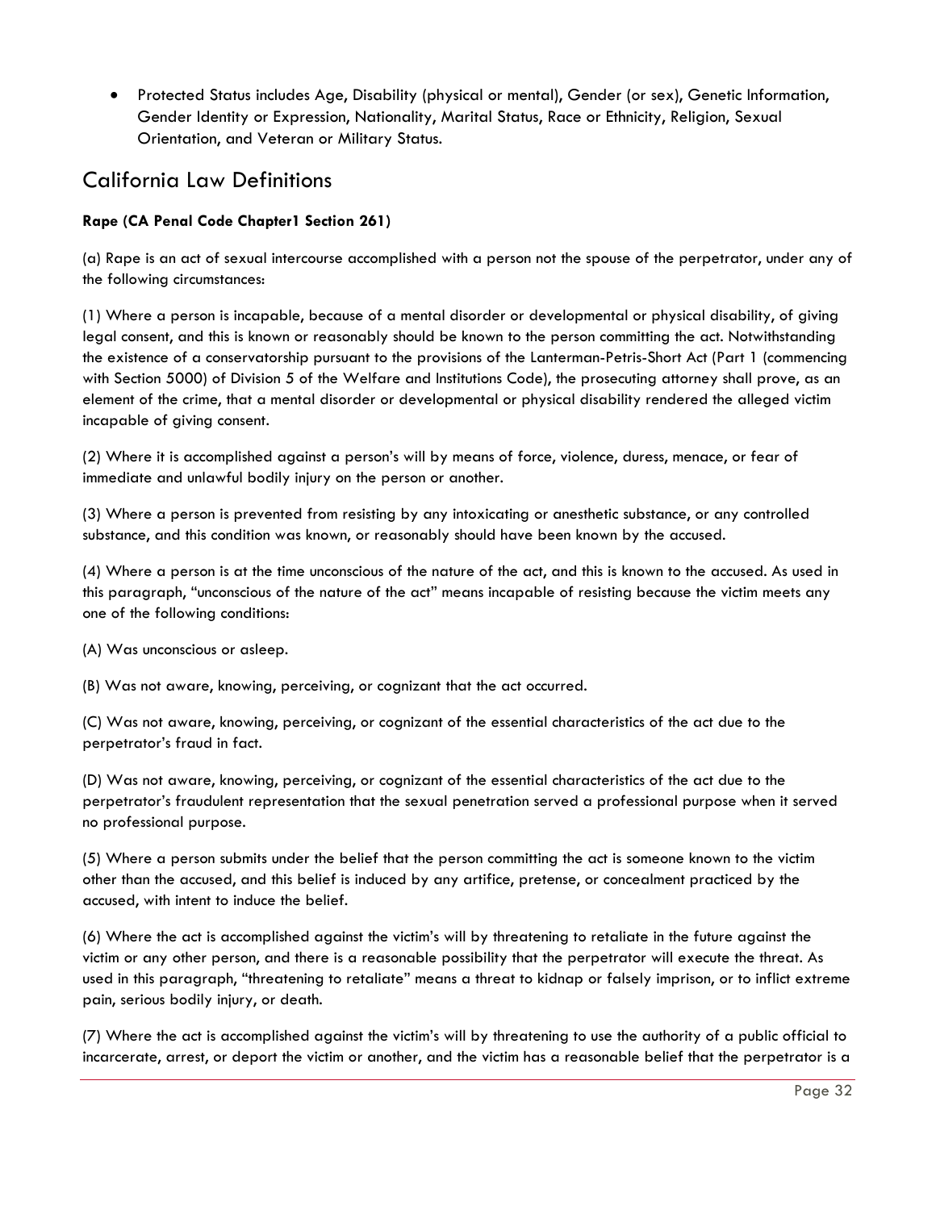- Protected Status includes Age, Disability (physical or mental), Gender (or sex), Genetic Information, Gender Identity or Expression, Nationality, Marital Status, Race or Ethnicity, Religion, Sexual Orientation, and Veteran or Military Status.

## California Law Definitions

**Rape (CA Penal Code Chapter1 Section 261)**

(a) Rape is an act of sexual intercourse accomplished with a person not the spouse of the perpetrator, under any of the following circumstances:

(1) Where a person is incapable, because of a mental disorder or developmental or physical disability, of giving legal consent, and this is known or reasonably should be known to the person committing the act. Notwithstanding the existence of a conservatorship pursuant to the provisions of the Lanterman-Petris-Short Act (Part 1 (commencing with Section 5000) of Division 5 of the Welfare and Institutions Code), the prosecuting attorney shall prove, as an element of the crime, that a mental disorder or developmental or physical disability rendered the alleged victim incapable of giving consent.

(2) Where it is accomplished against a person's will by means of force, violence, duress, menace, or fear of immediate and unlawful bodily injury on the person or another.

(3) Where a person is prevented from resisting by any intoxicating or anesthetic substance, or any controlled substance, and this condition was known, or reasonably should have been known by the accused.

(4) Where a person is at the time unconscious of the nature of the act, and this is known to the accused. As used in this paragraph, "unconscious of the nature of the act" means incapable of resisting because the victim meets any one of the following conditions:

(A) Was unconscious or asleep.

(B) Was not aware, knowing, perceiving, or cognizant that the act occurred.

(C) Was not aware, knowing, perceiving, or cognizant of the essential characteristics of the act due to the perpetrator's fraud in fact.

(D) Was not aware, knowing, perceiving, or cognizant of the essential characteristics of the act due to the perpetrator's fraudulent representation that the sexual penetration served a professional purpose when it served no professional purpose.

(5) Where a person submits under the belief that the person committing the act is someone known to the victim other than the accused, and this belief is induced by any artifice, pretense, or concealment practiced by the accused, with intent to induce the belief.

(6) Where the act is accomplished against the victim's will by threatening to retaliate in the future against the victim or any other person, and there is a reasonable possibility that the perpetrator will execute the threat. As used in this paragraph, "threatening to retaliate" means a threat to kidnap or falsely imprison, or to inflict extreme pain, serious bodily injury, or death.

(7) Where the act is accomplished against the victim's will by threatening to use the authority of a public official to incarcerate, arrest, or deport the victim or another, and the victim has a reasonable belief that the perpetrator is a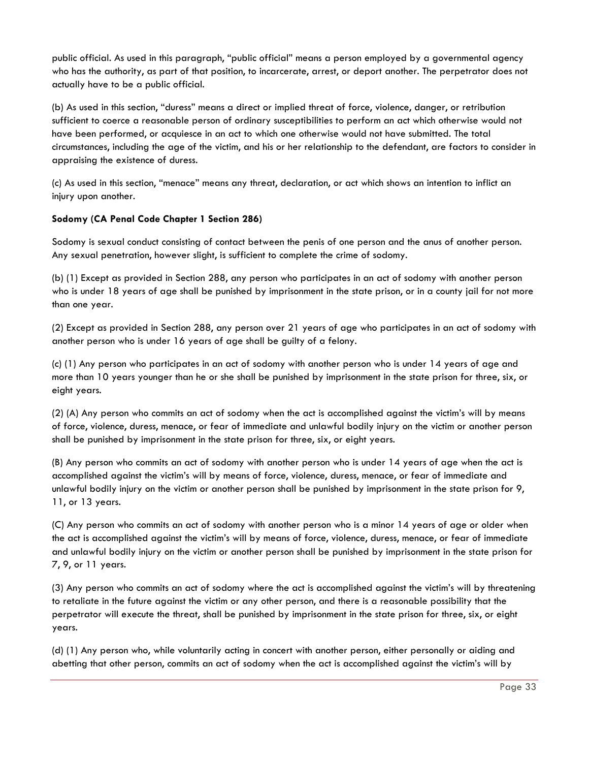public official. As used in this paragraph, "public official" means a person employed by a governmental agency who has the authority, as part of that position, to incarcerate, arrest, or deport another. The perpetrator does not actually have to be a public official.

(b) As used in this section, "duress" means a direct or implied threat of force, violence, danger, or retribution sufficient to coerce a reasonable person of ordinary susceptibilities to perform an act which otherwise would not have been performed, or acquiesce in an act to which one otherwise would not have submitted. The total circumstances, including the age of the victim, and his or her relationship to the defendant, are factors to consider in appraising the existence of duress.

(c) As used in this section, "menace" means any threat, declaration, or act which shows an intention to inflict an injury upon another.

**Sodomy (CA Penal Code Chapter 1 Section 286)**

Sodomy is sexual conduct consisting of contact between the penis of one person and the anus of another person. Any sexual penetration, however slight, is sufficient to complete the crime of sodomy.

(b) (1) Except as provided in Section 288, any person who participates in an act of sodomy with another person who is under 18 years of age shall be punished by imprisonment in the state prison, or in a county jail for not more than one year.

(2) Except as provided in Section 288, any person over 21 years of age who participates in an act of sodomy with another person who is under 16 years of age shall be guilty of a felony.

(c) (1) Any person who participates in an act of sodomy with another person who is under 14 years of age and more than 10 years younger than he or she shall be punished by imprisonment in the state prison for three, six, or eight years.

(2) (A) Any person who commits an act of sodomy when the act is accomplished against the victim's will by means of force, violence, duress, menace, or fear of immediate and unlawful bodily injury on the victim or another person shall be punished by imprisonment in the state prison for three, six, or eight years.

(B) Any person who commits an act of sodomy with another person who is under 14 years of age when the act is accomplished against the victim's will by means of force, violence, duress, menace, or fear of immediate and unlawful bodily injury on the victim or another person shall be punished by imprisonment in the state prison for 9, 11, or 13 years.

(C) Any person who commits an act of sodomy with another person who is a minor 14 years of age or older when the act is accomplished against the victim's will by means of force, violence, duress, menace, or fear of immediate and unlawful bodily injury on the victim or another person shall be punished by imprisonment in the state prison for 7, 9, or 11 years.

(3) Any person who commits an act of sodomy where the act is accomplished against the victim's will by threatening to retaliate in the future against the victim or any other person, and there is a reasonable possibility that the perpetrator will execute the threat, shall be punished by imprisonment in the state prison for three, six, or eight years.

(d) (1) Any person who, while voluntarily acting in concert with another person, either personally or aiding and abetting that other person, commits an act of sodomy when the act is accomplished against the victim's will by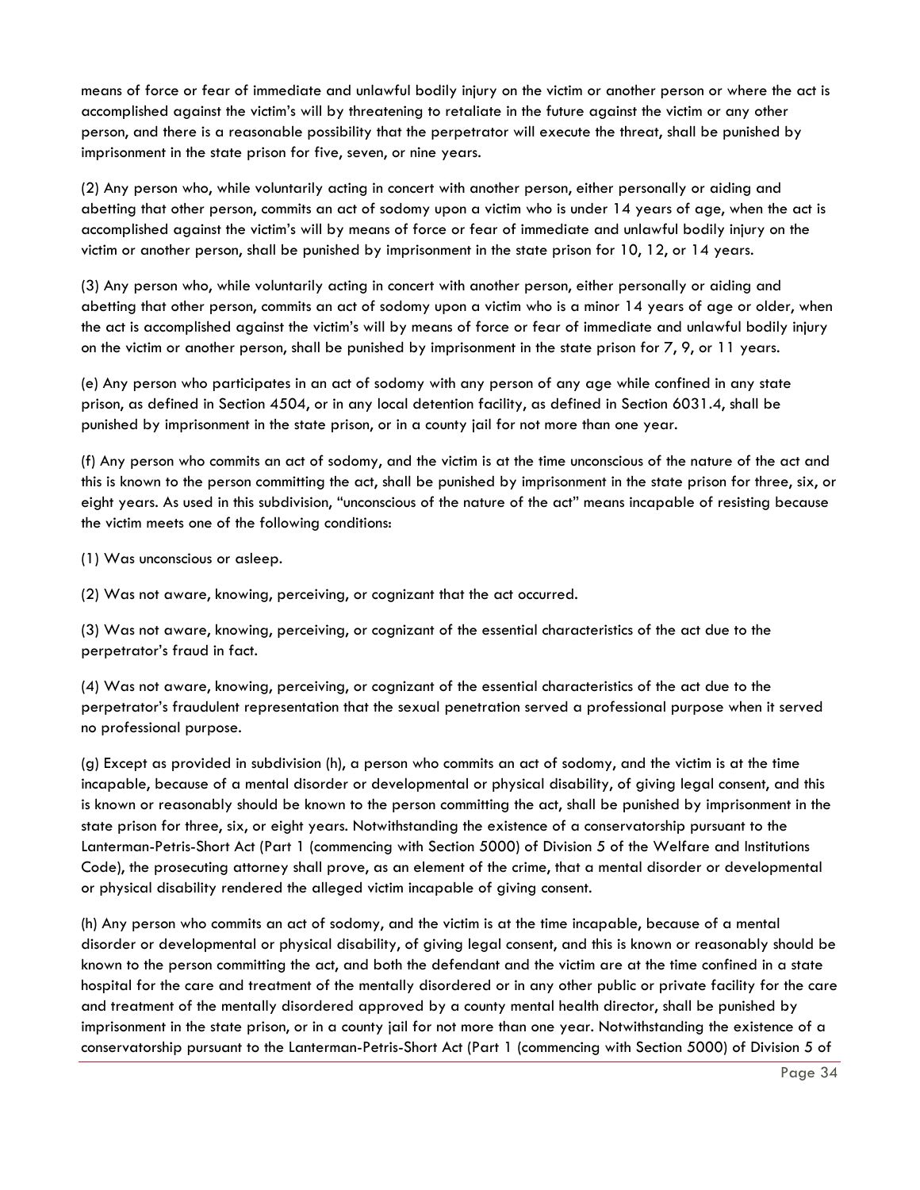means of force or fear of immediate and unlawful bodily injury on the victim or another person or where the act is accomplished against the victim's will by threatening to retaliate in the future against the victim or any other person, and there is a reasonable possibility that the perpetrator will execute the threat, shall be punished by imprisonment in the state prison for five, seven, or nine years.

(2) Any person who, while voluntarily acting in concert with another person, either personally or aiding and abetting that other person, commits an act of sodomy upon a victim who is under 14 years of age, when the act is accomplished against the victim's will by means of force or fear of immediate and unlawful bodily injury on the victim or another person, shall be punished by imprisonment in the state prison for 10, 12, or 14 years.

(3) Any person who, while voluntarily acting in concert with another person, either personally or aiding and abetting that other person, commits an act of sodomy upon a victim who is a minor 14 years of age or older, when the act is accomplished against the victim's will by means of force or fear of immediate and unlawful bodily injury on the victim or another person, shall be punished by imprisonment in the state prison for 7, 9, or 11 years.

(e) Any person who participates in an act of sodomy with any person of any age while confined in any state prison, as defined in Section 4504, or in any local detention facility, as defined in Section 6031.4, shall be punished by imprisonment in the state prison, or in a county jail for not more than one year.

(f) Any person who commits an act of sodomy, and the victim is at the time unconscious of the nature of the act and this is known to the person committing the act, shall be punished by imprisonment in the state prison for three, six, or eight years. As used in this subdivision, "unconscious of the nature of the act" means incapable of resisting because the victim meets one of the following conditions:

(1) Was unconscious or asleep.

(2) Was not aware, knowing, perceiving, or cognizant that the act occurred.

(3) Was not aware, knowing, perceiving, or cognizant of the essential characteristics of the act due to the perpetrator's fraud in fact.

(4) Was not aware, knowing, perceiving, or cognizant of the essential characteristics of the act due to the perpetrator's fraudulent representation that the sexual penetration served a professional purpose when it served no professional purpose.

(g) Except as provided in subdivision (h), a person who commits an act of sodomy, and the victim is at the time incapable, because of a mental disorder or developmental or physical disability, of giving legal consent, and this is known or reasonably should be known to the person committing the act, shall be punished by imprisonment in the state prison for three, six, or eight years. Notwithstanding the existence of a conservatorship pursuant to the Lanterman-Petris-Short Act (Part 1 (commencing with Section 5000) of Division 5 of the Welfare and Institutions Code), the prosecuting attorney shall prove, as an element of the crime, that a mental disorder or developmental or physical disability rendered the alleged victim incapable of giving consent.

(h) Any person who commits an act of sodomy, and the victim is at the time incapable, because of a mental disorder or developmental or physical disability, of giving legal consent, and this is known or reasonably should be known to the person committing the act, and both the defendant and the victim are at the time confined in a state hospital for the care and treatment of the mentally disordered or in any other public or private facility for the care and treatment of the mentally disordered approved by a county mental health director, shall be punished by imprisonment in the state prison, or in a county jail for not more than one year. Notwithstanding the existence of a conservatorship pursuant to the Lanterman-Petris-Short Act (Part 1 (commencing with Section 5000) of Division 5 of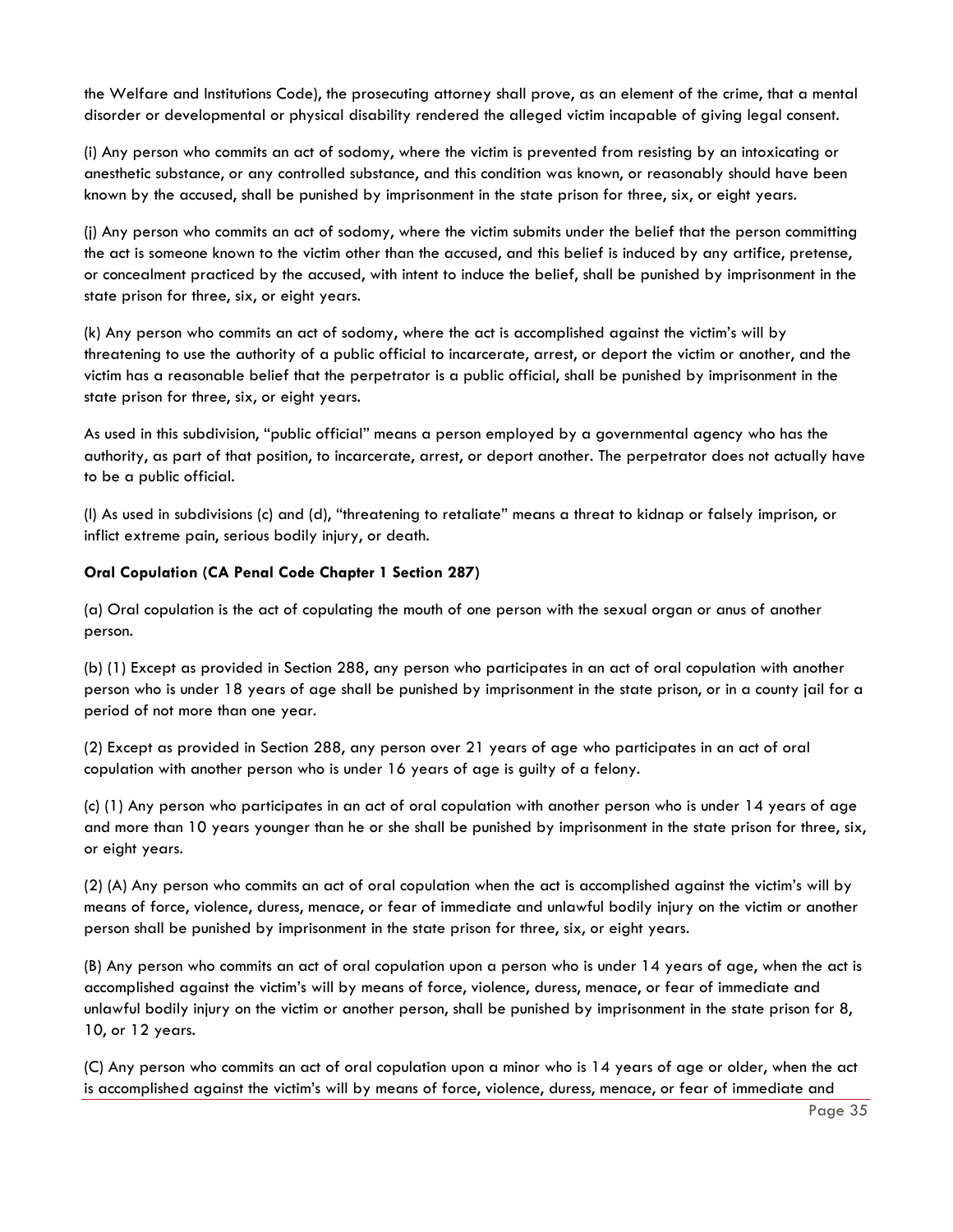the Welfare and Institutions Code), the prosecuting attorney shall prove, as an element of the crime, that a mental disorder or developmental or physical disability rendered the alleged victim incapable of giving legal consent.

(i) Any person who commits an act of sodomy, where the victim is prevented from resisting by an intoxicating or anesthetic substance, or any controlled substance, and this condition was known, or reasonably should have been known by the accused, shall be punished by imprisonment in the state prison for three, six, or eight years.

(j) Any person who commits an act of sodomy, where the victim submits under the belief that the person committing the act is someone known to the victim other than the accused, and this belief is induced by any artifice, pretense, or concealment practiced by the accused, with intent to induce the belief, shall be punished by imprisonment in the state prison for three, six, or eight years.

(k) Any person who commits an act of sodomy, where the act is accomplished against the victim's will by threatening to use the authority of a public official to incarcerate, arrest, or deport the victim or another, and the victim has a reasonable belief that the perpetrator is a public official, shall be punished by imprisonment in the state prison for three, six, or eight years.

As used in this subdivision, "public official" means a person employed by a governmental agency who has the authority, as part of that position, to incarcerate, arrest, or deport another. The perpetrator does not actually have to be a public official.

(l) As used in subdivisions (c) and (d), "threatening to retaliate" means a threat to kidnap or falsely imprison, or inflict extreme pain, serious bodily injury, or death.

**Oral Copulation (CA Penal Code Chapter 1 Section 287)**

(a) Oral copulation is the act of copulating the mouth of one person with the sexual organ or anus of another person.

(b) (1) Except as provided in Section 288, any person who participates in an act of oral copulation with another person who is under 18 years of age shall be punished by imprisonment in the state prison, or in a county jail for a period of not more than one year.

(2) Except as provided in Section 288, any person over 21 years of age who participates in an act of oral copulation with another person who is under 16 years of age is guilty of a felony.

(c) (1) Any person who participates in an act of oral copulation with another person who is under 14 years of age and more than 10 years younger than he or she shall be punished by imprisonment in the state prison for three, six, or eight years.

(2) (A) Any person who commits an act of oral copulation when the act is accomplished against the victim's will by means of force, violence, duress, menace, or fear of immediate and unlawful bodily injury on the victim or another person shall be punished by imprisonment in the state prison for three, six, or eight years.

(B) Any person who commits an act of oral copulation upon a person who is under 14 years of age, when the act is accomplished against the victim's will by means of force, violence, duress, menace, or fear of immediate and unlawful bodily injury on the victim or another person, shall be punished by imprisonment in the state prison for 8, 10, or 12 years.

(C) Any person who commits an act of oral copulation upon a minor who is 14 years of age or older, when the act is accomplished against the victim's will by means of force, violence, duress, menace, or fear of immediate and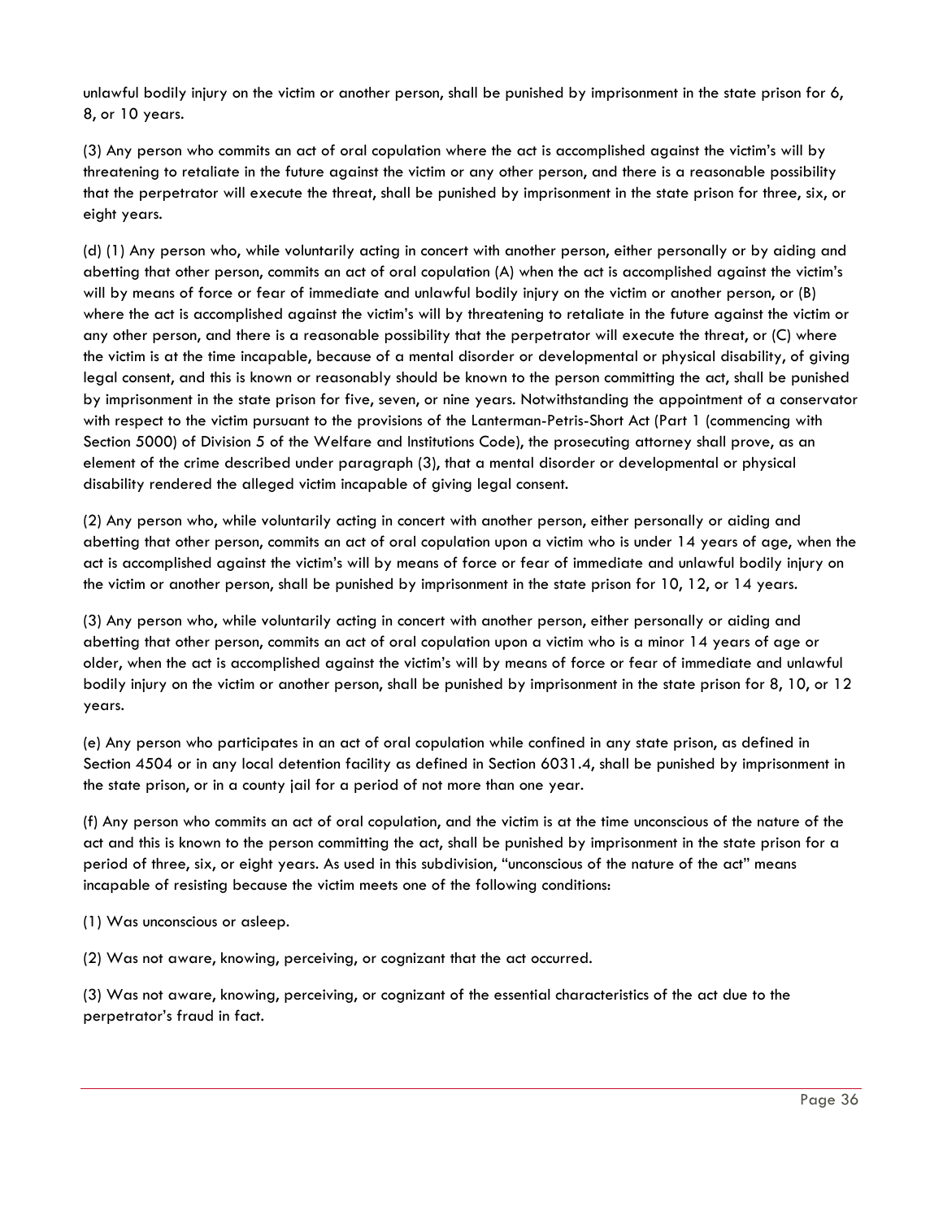unlawful bodily injury on the victim or another person, shall be punished by imprisonment in the state prison for 6, 8, or 10 years.

(3) Any person who commits an act of oral copulation where the act is accomplished against the victim's will by threatening to retaliate in the future against the victim or any other person, and there is a reasonable possibility that the perpetrator will execute the threat, shall be punished by imprisonment in the state prison for three, six, or eight years.

(d) (1) Any person who, while voluntarily acting in concert with another person, either personally or by aiding and abetting that other person, commits an act of oral copulation (A) when the act is accomplished against the victim's will by means of force or fear of immediate and unlawful bodily injury on the victim or another person, or (B) where the act is accomplished against the victim's will by threatening to retaliate in the future against the victim or any other person, and there is a reasonable possibility that the perpetrator will execute the threat, or (C) where the victim is at the time incapable, because of a mental disorder or developmental or physical disability, of giving legal consent, and this is known or reasonably should be known to the person committing the act, shall be punished by imprisonment in the state prison for five, seven, or nine years. Notwithstanding the appointment of a conservator with respect to the victim pursuant to the provisions of the Lanterman-Petris-Short Act (Part 1 (commencing with Section 5000) of Division 5 of the Welfare and Institutions Code), the prosecuting attorney shall prove, as an element of the crime described under paragraph (3), that a mental disorder or developmental or physical disability rendered the alleged victim incapable of giving legal consent.

(2) Any person who, while voluntarily acting in concert with another person, either personally or aiding and abetting that other person, commits an act of oral copulation upon a victim who is under 14 years of age, when the act is accomplished against the victim's will by means of force or fear of immediate and unlawful bodily injury on the victim or another person, shall be punished by imprisonment in the state prison for 10, 12, or 14 years.

(3) Any person who, while voluntarily acting in concert with another person, either personally or aiding and abetting that other person, commits an act of oral copulation upon a victim who is a minor 14 years of age or older, when the act is accomplished against the victim's will by means of force or fear of immediate and unlawful bodily injury on the victim or another person, shall be punished by imprisonment in the state prison for 8, 10, or 12 years.

(e) Any person who participates in an act of oral copulation while confined in any state prison, as defined in Section 4504 or in any local detention facility as defined in Section 6031.4, shall be punished by imprisonment in the state prison, or in a county jail for a period of not more than one year.

(f) Any person who commits an act of oral copulation, and the victim is at the time unconscious of the nature of the act and this is known to the person committing the act, shall be punished by imprisonment in the state prison for a period of three, six, or eight years. As used in this subdivision, "unconscious of the nature of the act" means incapable of resisting because the victim meets one of the following conditions:

(1) Was unconscious or asleep.

(2) Was not aware, knowing, perceiving, or cognizant that the act occurred.

(3) Was not aware, knowing, perceiving, or cognizant of the essential characteristics of the act due to the perpetrator's fraud in fact.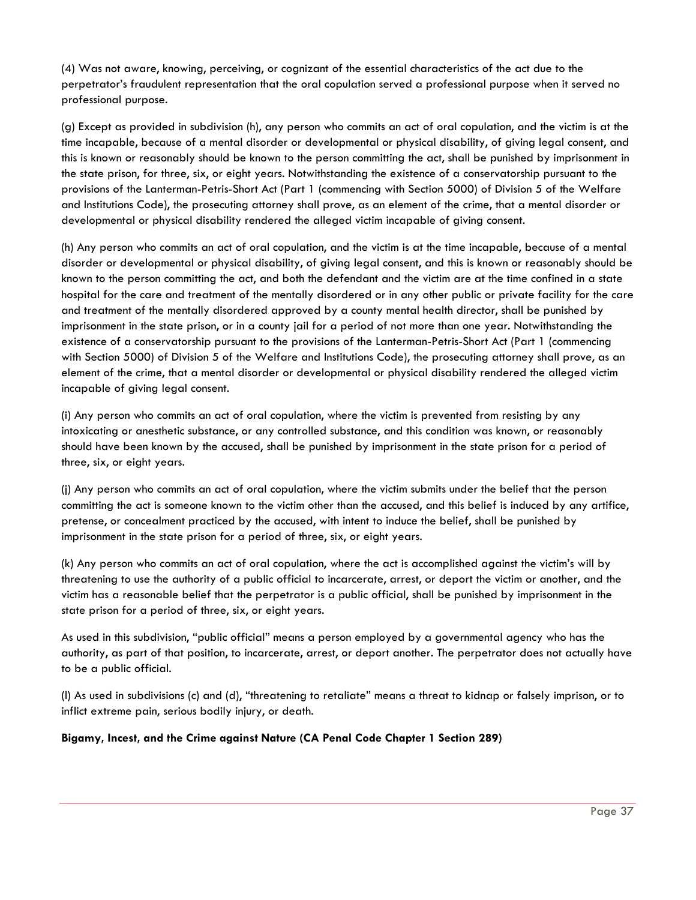(4) Was not aware, knowing, perceiving, or cognizant of the essential characteristics of the act due to the perpetrator's fraudulent representation that the oral copulation served a professional purpose when it served no professional purpose.

(g) Except as provided in subdivision (h), any person who commits an act of oral copulation, and the victim is at the time incapable, because of a mental disorder or developmental or physical disability, of giving legal consent, and this is known or reasonably should be known to the person committing the act, shall be punished by imprisonment in the state prison, for three, six, or eight years. Notwithstanding the existence of a conservatorship pursuant to the provisions of the Lanterman-Petris-Short Act (Part 1 (commencing with Section 5000) of Division 5 of the Welfare and Institutions Code), the prosecuting attorney shall prove, as an element of the crime, that a mental disorder or developmental or physical disability rendered the alleged victim incapable of giving consent.

(h) Any person who commits an act of oral copulation, and the victim is at the time incapable, because of a mental disorder or developmental or physical disability, of giving legal consent, and this is known or reasonably should be known to the person committing the act, and both the defendant and the victim are at the time confined in a state hospital for the care and treatment of the mentally disordered or in any other public or private facility for the care and treatment of the mentally disordered approved by a county mental health director, shall be punished by imprisonment in the state prison, or in a county jail for a period of not more than one year. Notwithstanding the existence of a conservatorship pursuant to the provisions of the Lanterman-Petris-Short Act (Part 1 (commencing with Section 5000) of Division 5 of the Welfare and Institutions Code), the prosecuting attorney shall prove, as an element of the crime, that a mental disorder or developmental or physical disability rendered the alleged victim incapable of giving legal consent.

(i) Any person who commits an act of oral copulation, where the victim is prevented from resisting by any intoxicating or anesthetic substance, or any controlled substance, and this condition was known, or reasonably should have been known by the accused, shall be punished by imprisonment in the state prison for a period of three, six, or eight years.

(j) Any person who commits an act of oral copulation, where the victim submits under the belief that the person committing the act is someone known to the victim other than the accused, and this belief is induced by any artifice, pretense, or concealment practiced by the accused, with intent to induce the belief, shall be punished by imprisonment in the state prison for a period of three, six, or eight years.

(k) Any person who commits an act of oral copulation, where the act is accomplished against the victim's will by threatening to use the authority of a public official to incarcerate, arrest, or deport the victim or another, and the victim has a reasonable belief that the perpetrator is a public official, shall be punished by imprisonment in the state prison for a period of three, six, or eight years.

As used in this subdivision, "public official" means a person employed by a governmental agency who has the authority, as part of that position, to incarcerate, arrest, or deport another. The perpetrator does not actually have to be a public official.

(l) As used in subdivisions (c) and (d), "threatening to retaliate" means a threat to kidnap or falsely imprison, or to inflict extreme pain, serious bodily injury, or death.

**Bigamy, Incest, and the Crime against Nature (CA Penal Code Chapter 1 Section 289)**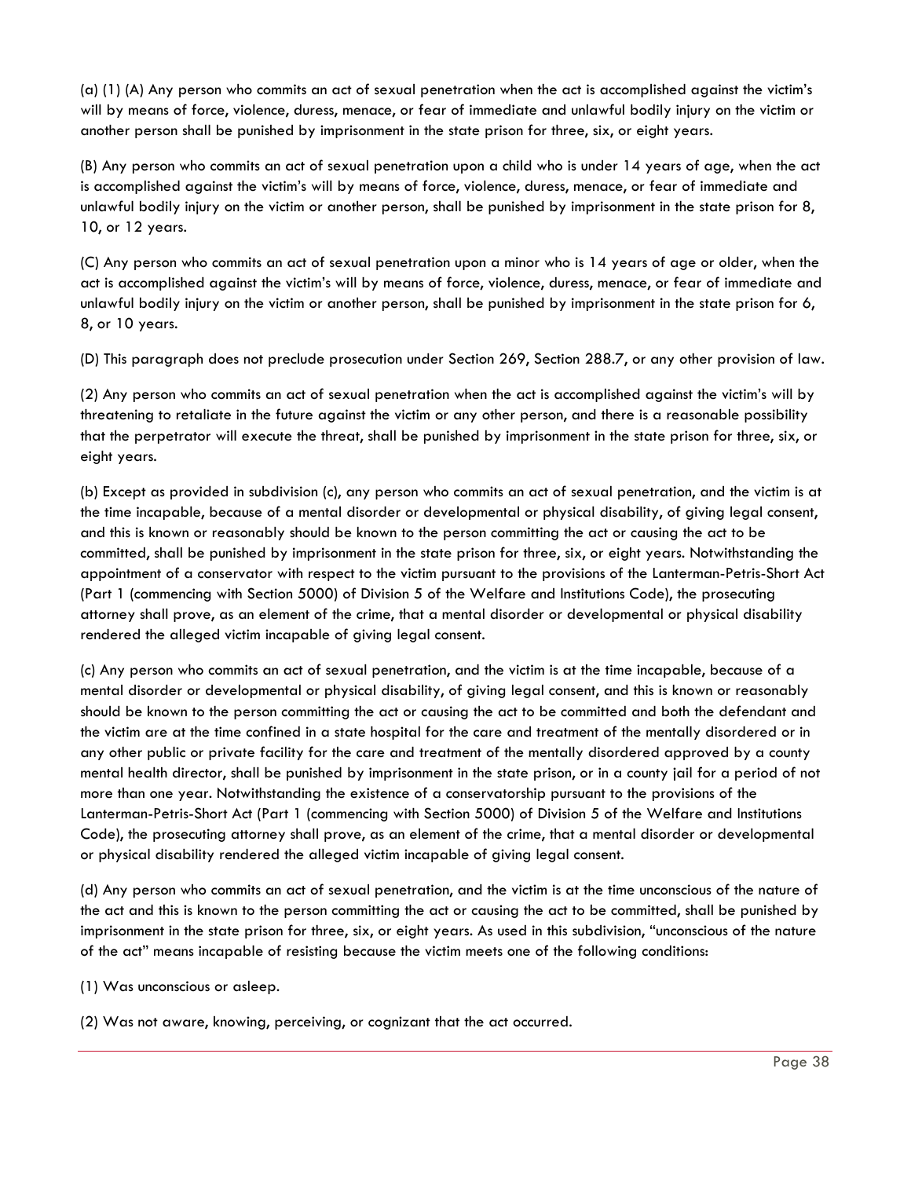(a) (1) (A) Any person who commits an act of sexual penetration when the act is accomplished against the victim's will by means of force, violence, duress, menace, or fear of immediate and unlawful bodily injury on the victim or another person shall be punished by imprisonment in the state prison for three, six, or eight years.

(B) Any person who commits an act of sexual penetration upon a child who is under 14 years of age, when the act is accomplished against the victim's will by means of force, violence, duress, menace, or fear of immediate and unlawful bodily injury on the victim or another person, shall be punished by imprisonment in the state prison for 8, 10, or 12 years.

(C) Any person who commits an act of sexual penetration upon a minor who is 14 years of age or older, when the act is accomplished against the victim's will by means of force, violence, duress, menace, or fear of immediate and unlawful bodily injury on the victim or another person, shall be punished by imprisonment in the state prison for 6, 8, or 10 years.

(D) This paragraph does not preclude prosecution under Section 269, Section 288.7, or any other provision of law.

(2) Any person who commits an act of sexual penetration when the act is accomplished against the victim's will by threatening to retaliate in the future against the victim or any other person, and there is a reasonable possibility that the perpetrator will execute the threat, shall be punished by imprisonment in the state prison for three, six, or eight years.

(b) Except as provided in subdivision (c), any person who commits an act of sexual penetration, and the victim is at the time incapable, because of a mental disorder or developmental or physical disability, of giving legal consent, and this is known or reasonably should be known to the person committing the act or causing the act to be committed, shall be punished by imprisonment in the state prison for three, six, or eight years. Notwithstanding the appointment of a conservator with respect to the victim pursuant to the provisions of the Lanterman-Petris-Short Act (Part 1 (commencing with Section 5000) of Division 5 of the Welfare and Institutions Code), the prosecuting attorney shall prove, as an element of the crime, that a mental disorder or developmental or physical disability rendered the alleged victim incapable of giving legal consent.

(c) Any person who commits an act of sexual penetration, and the victim is at the time incapable, because of a mental disorder or developmental or physical disability, of giving legal consent, and this is known or reasonably should be known to the person committing the act or causing the act to be committed and both the defendant and the victim are at the time confined in a state hospital for the care and treatment of the mentally disordered or in any other public or private facility for the care and treatment of the mentally disordered approved by a county mental health director, shall be punished by imprisonment in the state prison, or in a county jail for a period of not more than one year. Notwithstanding the existence of a conservatorship pursuant to the provisions of the Lanterman-Petris-Short Act (Part 1 (commencing with Section 5000) of Division 5 of the Welfare and Institutions Code), the prosecuting attorney shall prove, as an element of the crime, that a mental disorder or developmental or physical disability rendered the alleged victim incapable of giving legal consent.

(d) Any person who commits an act of sexual penetration, and the victim is at the time unconscious of the nature of the act and this is known to the person committing the act or causing the act to be committed, shall be punished by imprisonment in the state prison for three, six, or eight years. As used in this subdivision, "unconscious of the nature of the act" means incapable of resisting because the victim meets one of the following conditions:

(1) Was unconscious or asleep.

(2) Was not aware, knowing, perceiving, or cognizant that the act occurred.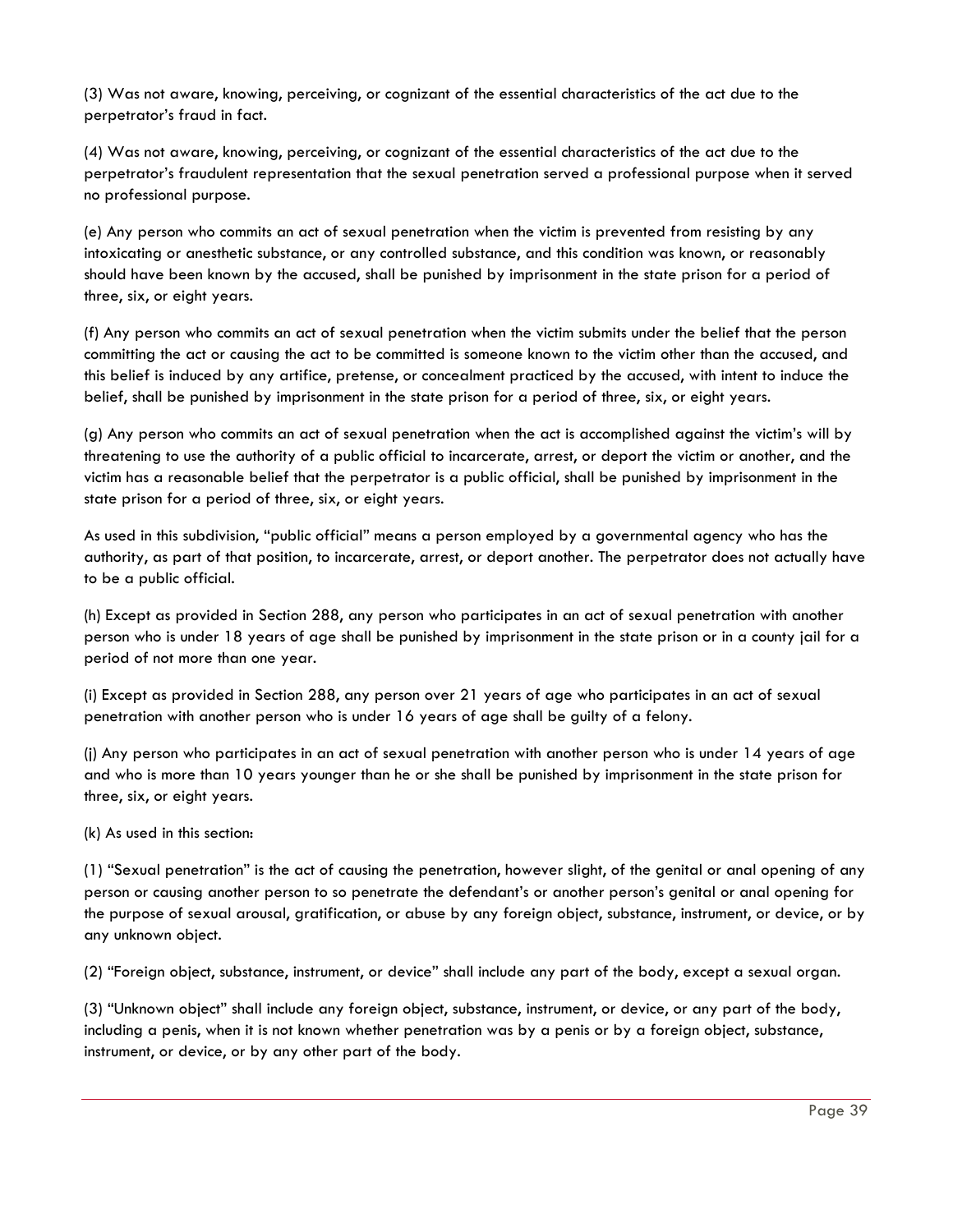(3) Was not aware, knowing, perceiving, or cognizant of the essential characteristics of the act due to the perpetrator's fraud in fact.

(4) Was not aware, knowing, perceiving, or cognizant of the essential characteristics of the act due to the perpetrator's fraudulent representation that the sexual penetration served a professional purpose when it served no professional purpose.

(e) Any person who commits an act of sexual penetration when the victim is prevented from resisting by any intoxicating or anesthetic substance, or any controlled substance, and this condition was known, or reasonably should have been known by the accused, shall be punished by imprisonment in the state prison for a period of three, six, or eight years.

(f) Any person who commits an act of sexual penetration when the victim submits under the belief that the person committing the act or causing the act to be committed is someone known to the victim other than the accused, and this belief is induced by any artifice, pretense, or concealment practiced by the accused, with intent to induce the belief, shall be punished by imprisonment in the state prison for a period of three, six, or eight years.

(g) Any person who commits an act of sexual penetration when the act is accomplished against the victim's will by threatening to use the authority of a public official to incarcerate, arrest, or deport the victim or another, and the victim has a reasonable belief that the perpetrator is a public official, shall be punished by imprisonment in the state prison for a period of three, six, or eight years.

As used in this subdivision, "public official" means a person employed by a governmental agency who has the authority, as part of that position, to incarcerate, arrest, or deport another. The perpetrator does not actually have to be a public official.

(h) Except as provided in Section 288, any person who participates in an act of sexual penetration with another person who is under 18 years of age shall be punished by imprisonment in the state prison or in a county jail for a period of not more than one year.

(i) Except as provided in Section 288, any person over 21 years of age who participates in an act of sexual penetration with another person who is under 16 years of age shall be guilty of a felony.

(j) Any person who participates in an act of sexual penetration with another person who is under 14 years of age and who is more than 10 years younger than he or she shall be punished by imprisonment in the state prison for three, six, or eight years.

(k) As used in this section:

(1) "Sexual penetration" is the act of causing the penetration, however slight, of the genital or anal opening of any person or causing another person to so penetrate the defendant's or another person's genital or anal opening for the purpose of sexual arousal, gratification, or abuse by any foreign object, substance, instrument, or device, or by any unknown object.

(2) "Foreign object, substance, instrument, or device" shall include any part of the body, except a sexual organ.

(3) "Unknown object" shall include any foreign object, substance, instrument, or device, or any part of the body, including a penis, when it is not known whether penetration was by a penis or by a foreign object, substance, instrument, or device, or by any other part of the body.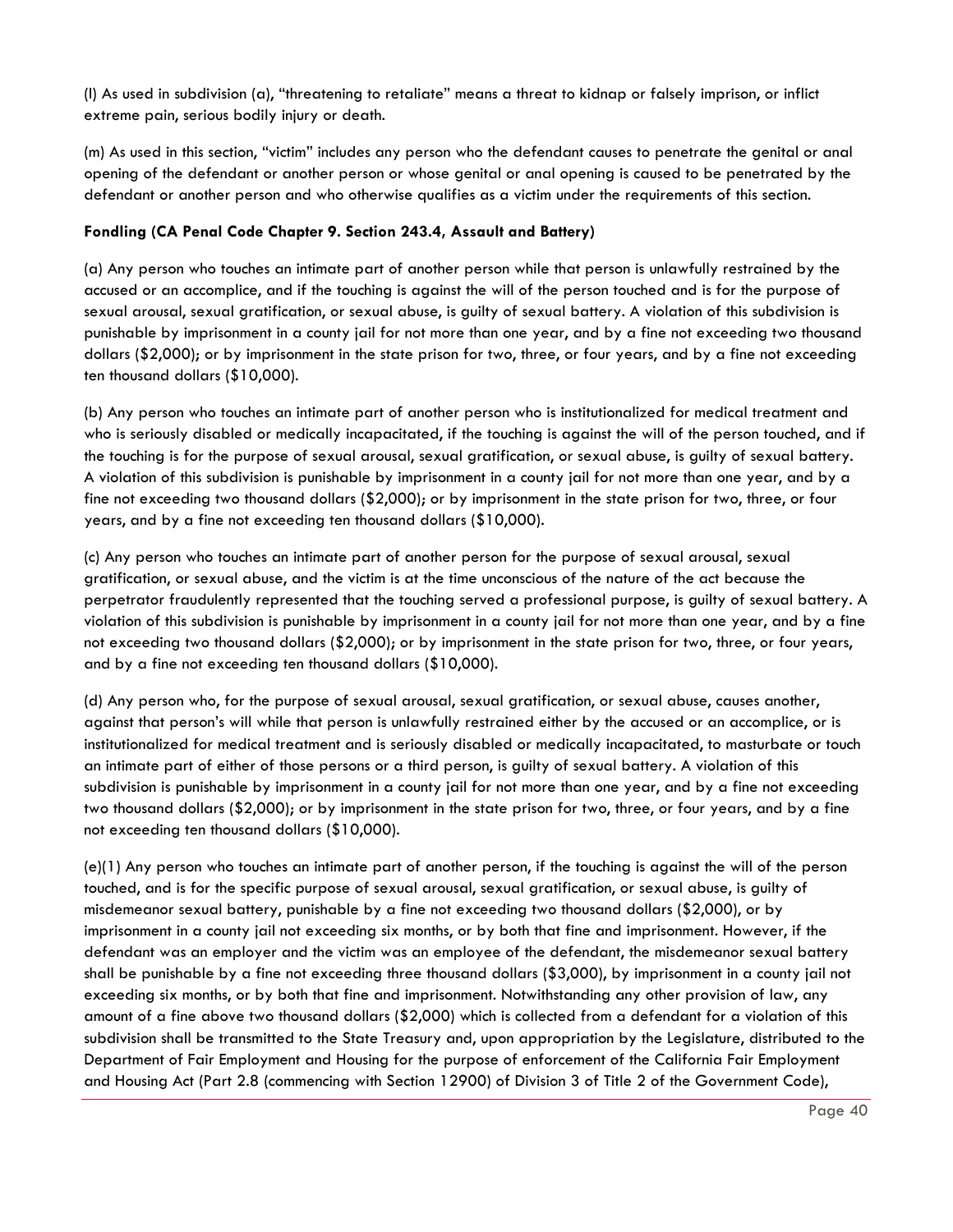(l) As used in subdivision (a), "threatening to retaliate" means a threat to kidnap or falsely imprison, or inflict extreme pain, serious bodily injury or death.

(m) As used in this section, "victim" includes any person who the defendant causes to penetrate the genital or anal opening of the defendant or another person or whose genital or anal opening is caused to be penetrated by the defendant or another person and who otherwise qualifies as a victim under the requirements of this section.

**Fondling (CA Penal Code Chapter 9. Section 243.4, Assault and Battery)**

(a) Any person who touches an intimate part of another person while that person is unlawfully restrained by the accused or an accomplice, and if the touching is against the will of the person touched and is for the purpose of sexual arousal, sexual gratification, or sexual abuse, is guilty of sexual battery. A violation of this subdivision is punishable by imprisonment in a county jail for not more than one year, and by a fine not exceeding two thousand dollars ($2,000); or by imprisonment in the state prison for two, three, or four years, and by a fine not exceeding ten thousand dollars ($10,000).

(b) Any person who touches an intimate part of another person who is institutionalized for medical treatment and who is seriously disabled or medically incapacitated, if the touching is against the will of the person touched, and if the touching is for the purpose of sexual arousal, sexual gratification, or sexual abuse, is guilty of sexual battery. A violation of this subdivision is punishable by imprisonment in a county jail for not more than one year, and by a fine not exceeding two thousand dollars ($2,000); or by imprisonment in the state prison for two, three, or four years, and by a fine not exceeding ten thousand dollars ($10,000).

(c) Any person who touches an intimate part of another person for the purpose of sexual arousal, sexual gratification, or sexual abuse, and the victim is at the time unconscious of the nature of the act because the perpetrator fraudulently represented that the touching served a professional purpose, is guilty of sexual battery. A violation of this subdivision is punishable by imprisonment in a county jail for not more than one year, and by a fine not exceeding two thousand dollars ($2,000); or by imprisonment in the state prison for two, three, or four years, and by a fine not exceeding ten thousand dollars ($10,000).

(d) Any person who, for the purpose of sexual arousal, sexual gratification, or sexual abuse, causes another, against that person's will while that person is unlawfully restrained either by the accused or an accomplice, or is institutionalized for medical treatment and is seriously disabled or medically incapacitated, to masturbate or touch an intimate part of either of those persons or a third person, is guilty of sexual battery. A violation of this subdivision is punishable by imprisonment in a county jail for not more than one year, and by a fine not exceeding two thousand dollars ($2,000); or by imprisonment in the state prison for two, three, or four years, and by a fine not exceeding ten thousand dollars ($10,000).

(e)(1) Any person who touches an intimate part of another person, if the touching is against the will of the person touched, and is for the specific purpose of sexual arousal, sexual gratification, or sexual abuse, is guilty of misdemeanor sexual battery, punishable by a fine not exceeding two thousand dollars ($2,000), or by imprisonment in a county jail not exceeding six months, or by both that fine and imprisonment. However, if the defendant was an employer and the victim was an employee of the defendant, the misdemeanor sexual battery shall be punishable by a fine not exceeding three thousand dollars ($3,000), by imprisonment in a county jail not exceeding six months, or by both that fine and imprisonment. Notwithstanding any other provision of law, any amount of a fine above two thousand dollars ($2,000) which is collected from a defendant for a violation of this subdivision shall be transmitted to the State Treasury and, upon appropriation by the Legislature, distributed to the Department of Fair Employment and Housing for the purpose of enforcement of the California Fair Employment and Housing Act (Part 2.8 (commencing with Section 12900) of Division 3 of Title 2 of the Government Code),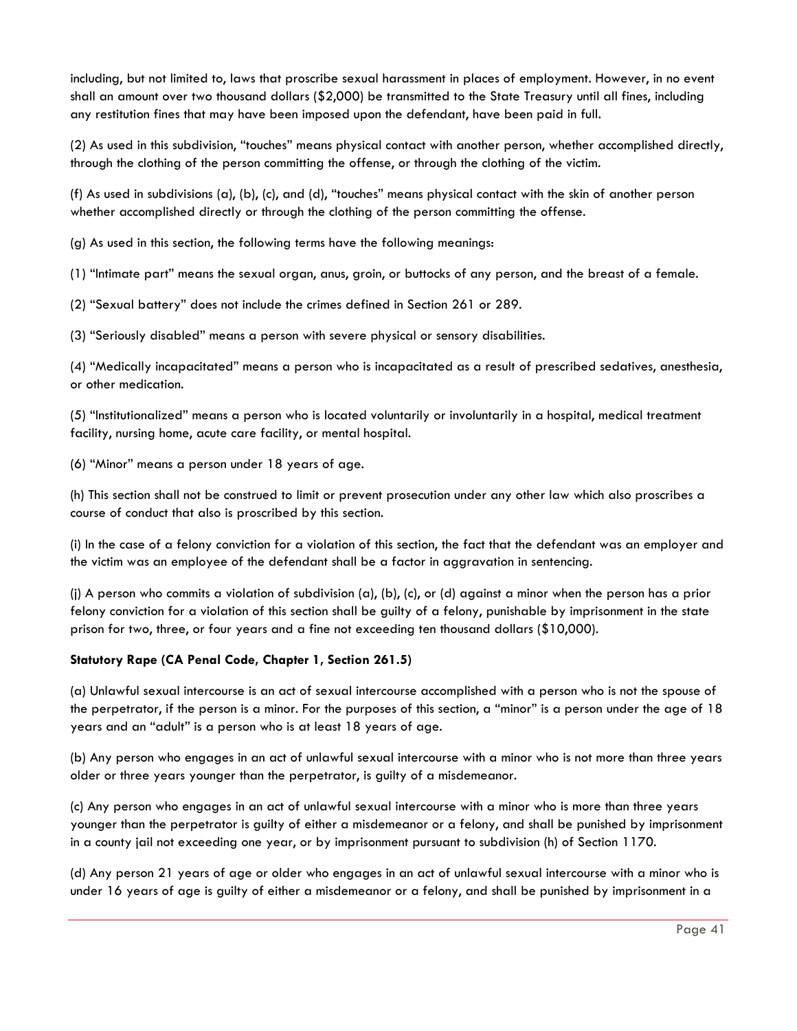including, but not limited to, laws that proscribe sexual harassment in places of employment. However, in no event shall an amount over two thousand dollars ($2,000) be transmitted to the State Treasury until all fines, including any restitution fines that may have been imposed upon the defendant, have been paid in full.

(2) As used in this subdivision, “touches” means physical contact with another person, whether accomplished directly, through the clothing of the person committing the offense, or through the clothing of the victim.

(f) As used in subdivisions (a), (b), (c), and (d), “touches” means physical contact with the skin of another person whether accomplished directly or through the clothing of the person committing the offense.

(g) As used in this section, the following terms have the following meanings:

(1) “Intimate part” means the sexual organ, anus, groin, or buttocks of any person, and the breast of a female.

(2) “Sexual battery” does not include the crimes defined in Section 261 or 289.

(3) “Seriously disabled” means a person with severe physical or sensory disabilities.

(4) “Medically incapacitated” means a person who is incapacitated as a result of prescribed sedatives, anesthesia, or other medication.

(5) “Institutionalized” means a person who is located voluntarily or involuntarily in a hospital, medical treatment facility, nursing home, acute care facility, or mental hospital.

(6) “Minor” means a person under 18 years of age.

(h) This section shall not be construed to limit or prevent prosecution under any other law which also proscribes a course of conduct that also is proscribed by this section.

(i) In the case of a felony conviction for a violation of this section, the fact that the defendant was an employer and the victim was an employee of the defendant shall be a factor in aggravation in sentencing.

(j) A person who commits a violation of subdivision (a), (b), (c), or (d) against a minor when the person has a prior felony conviction for a violation of this section shall be guilty of a felony, punishable by imprisonment in the state prison for two, three, or four years and a fine not exceeding ten thousand dollars ($10,000).

**Statutory Rape (CA Penal Code, Chapter 1, Section 261.5)**

(a) Unlawful sexual intercourse is an act of sexual intercourse accomplished with a person who is not the spouse of the perpetrator, if the person is a minor. For the purposes of this section, a “minor” is a person under the age of 18 years and an “adult” is a person who is at least 18 years of age.

(b) Any person who engages in an act of unlawful sexual intercourse with a minor who is not more than three years older or three years younger than the perpetrator, is guilty of a misdemeanor.

(c) Any person who engages in an act of unlawful sexual intercourse with a minor who is more than three years younger than the perpetrator is guilty of either a misdemeanor or a felony, and shall be punished by imprisonment in a county jail not exceeding one year, or by imprisonment pursuant to subdivision (h) of Section 1170.

(d) Any person 21 years of age or older who engages in an act of unlawful sexual intercourse with a minor who is under 16 years of age is guilty of either a misdemeanor or a felony, and shall be punished by imprisonment in a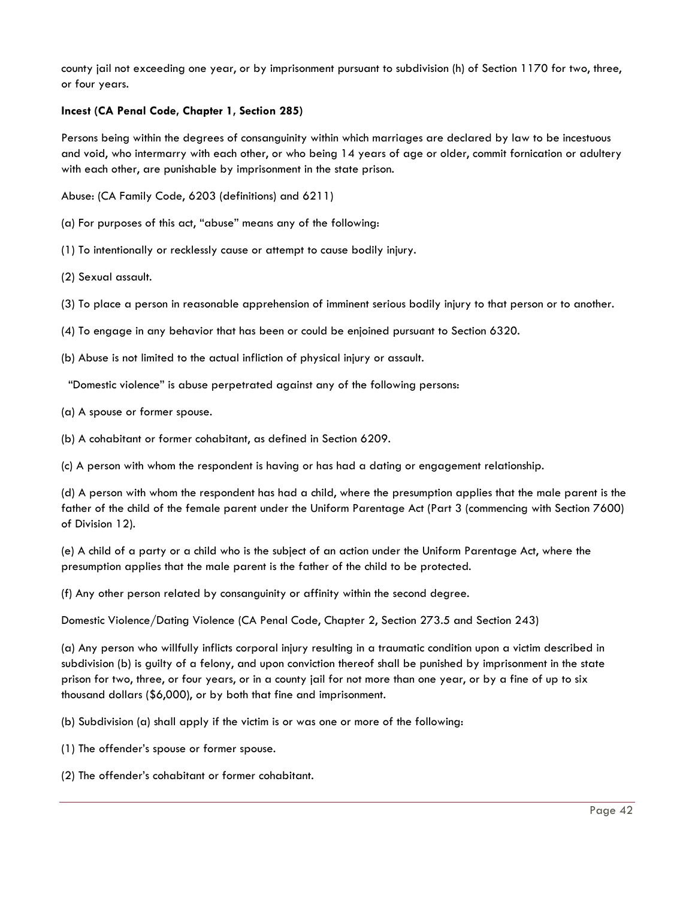county jail not exceeding one year, or by imprisonment pursuant to subdivision (h) of Section 1170 for two, three, or four years.

**Incest (CA Penal Code, Chapter 1, Section 285)**

Persons being within the degrees of consanguinity within which marriages are declared by law to be incestuous and void, who intermarry with each other, or who being 14 years of age or older, commit fornication or adultery with each other, are punishable by imprisonment in the state prison.

Abuse: (CA Family Code, 6203 (definitions) and 6211)

(a) For purposes of this act, "abuse" means any of the following:

(1) To intentionally or recklessly cause or attempt to cause bodily injury.

(2) Sexual assault.

(3) To place a person in reasonable apprehension of imminent serious bodily injury to that person or to another.

(4) To engage in any behavior that has been or could be enjoined pursuant to Section 6320.

(b) Abuse is not limited to the actual infliction of physical injury or assault.

"Domestic violence" is abuse perpetrated against any of the following persons:

(a) A spouse or former spouse.

(b) A cohabitant or former cohabitant, as defined in Section 6209.

(c) A person with whom the respondent is having or has had a dating or engagement relationship.

(d) A person with whom the respondent has had a child, where the presumption applies that the male parent is the father of the child of the female parent under the Uniform Parentage Act (Part 3 (commencing with Section 7600) of Division 12).

(e) A child of a party or a child who is the subject of an action under the Uniform Parentage Act, where the presumption applies that the male parent is the father of the child to be protected.

(f) Any other person related by consanguinity or affinity within the second degree.

Domestic Violence/Dating Violence (CA Penal Code, Chapter 2, Section 273.5 and Section 243)

(a) Any person who willfully inflicts corporal injury resulting in a traumatic condition upon a victim described in subdivision (b) is guilty of a felony, and upon conviction thereof shall be punished by imprisonment in the state prison for two, three, or four years, or in a county jail for not more than one year, or by a fine of up to six thousand dollars ($6,000), or by both that fine and imprisonment.

(b) Subdivision (a) shall apply if the victim is or was one or more of the following:

(1) The offender's spouse or former spouse.

(2) The offender's cohabitant or former cohabitant.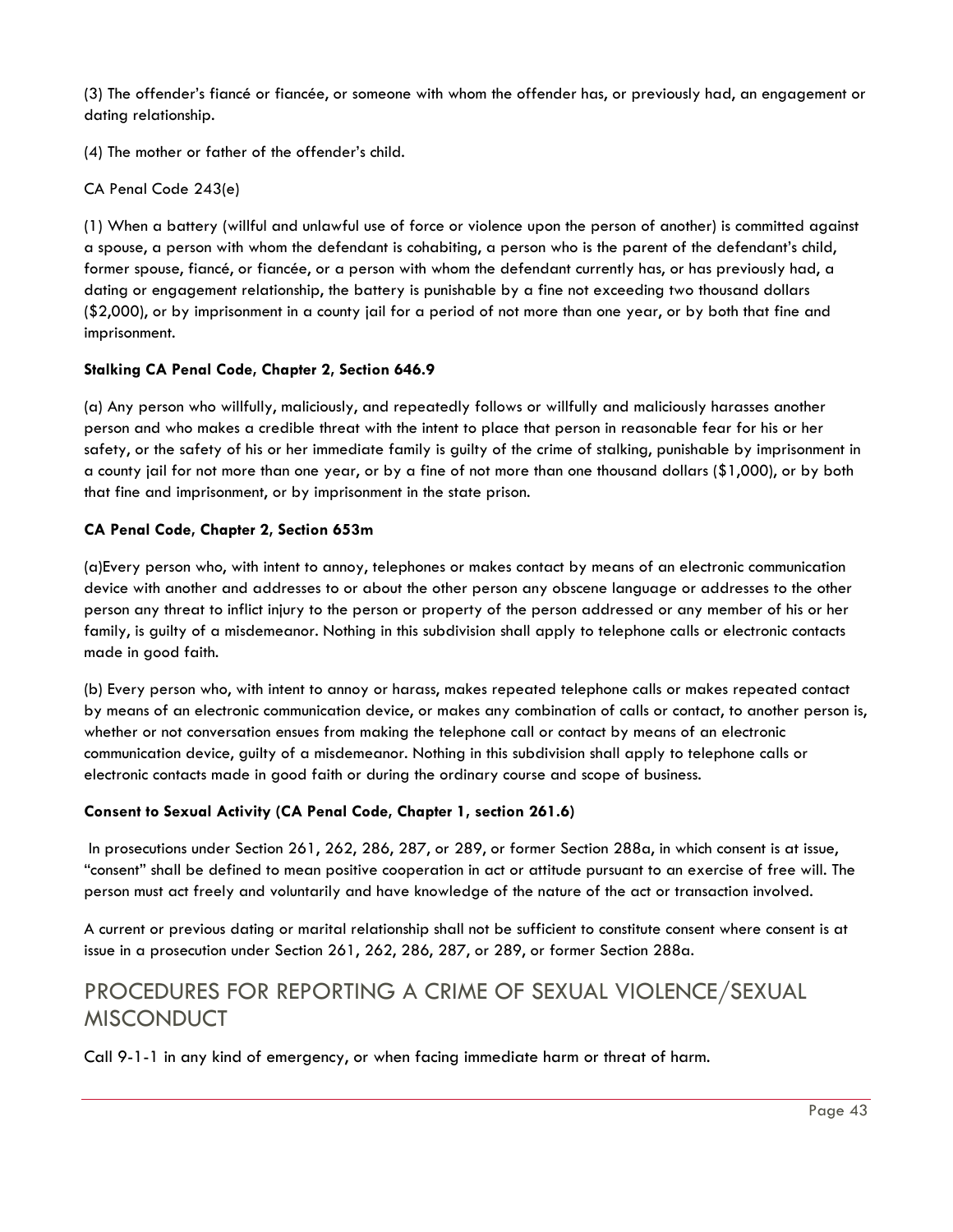(3) The offender's fiancé or fiancée, or someone with whom the offender has, or previously had, an engagement or dating relationship.

(4) The mother or father of the offender's child.

CA Penal Code 243(e)

(1) When a battery (willful and unlawful use of force or violence upon the person of another) is committed against a spouse, a person with whom the defendant is cohabiting, a person who is the parent of the defendant's child, former spouse, fiancé, or fiancée, or a person with whom the defendant currently has, or has previously had, a dating or engagement relationship, the battery is punishable by a fine not exceeding two thousand dollars ($2,000), or by imprisonment in a county jail for a period of not more than one year, or by both that fine and imprisonment.

**Stalking CA Penal Code, Chapter 2, Section 646.9**

(a) Any person who willfully, maliciously, and repeatedly follows or willfully and maliciously harasses another person and who makes a credible threat with the intent to place that person in reasonable fear for his or her safety, or the safety of his or her immediate family is guilty of the crime of stalking, punishable by imprisonment in a county jail for not more than one year, or by a fine of not more than one thousand dollars ($1,000), or by both that fine and imprisonment, or by imprisonment in the state prison.

**CA Penal Code, Chapter 2, Section 653m**

(a)Every person who, with intent to annoy, telephones or makes contact by means of an electronic communication device with another and addresses to or about the other person any obscene language or addresses to the other person any threat to inflict injury to the person or property of the person addressed or any member of his or her family, is guilty of a misdemeanor. Nothing in this subdivision shall apply to telephone calls or electronic contacts made in good faith.

(b) Every person who, with intent to annoy or harass, makes repeated telephone calls or makes repeated contact by means of an electronic communication device, or makes any combination of calls or contact, to another person is, whether or not conversation ensues from making the telephone call or contact by means of an electronic communication device, guilty of a misdemeanor. Nothing in this subdivision shall apply to telephone calls or electronic contacts made in good faith or during the ordinary course and scope of business.

**Consent to Sexual Activity (CA Penal Code, Chapter 1, section 261.6)**

In prosecutions under Section 261, 262, 286, 287, or 289, or former Section 288a, in which consent is at issue, "consent" shall be defined to mean positive cooperation in act or attitude pursuant to an exercise of free will. The person must act freely and voluntarily and have knowledge of the nature of the act or transaction involved.

A current or previous dating or marital relationship shall not be sufficient to constitute consent where consent is at issue in a prosecution under Section 261, 262, 286, 287, or 289, or former Section 288a.

## PROCEDURES FOR REPORTING A CRIME OF SEXUAL VIOLENCE/SEXUAL MISCONDUCT

Call 9-1-1 in any kind of emergency, or when facing immediate harm or threat of harm.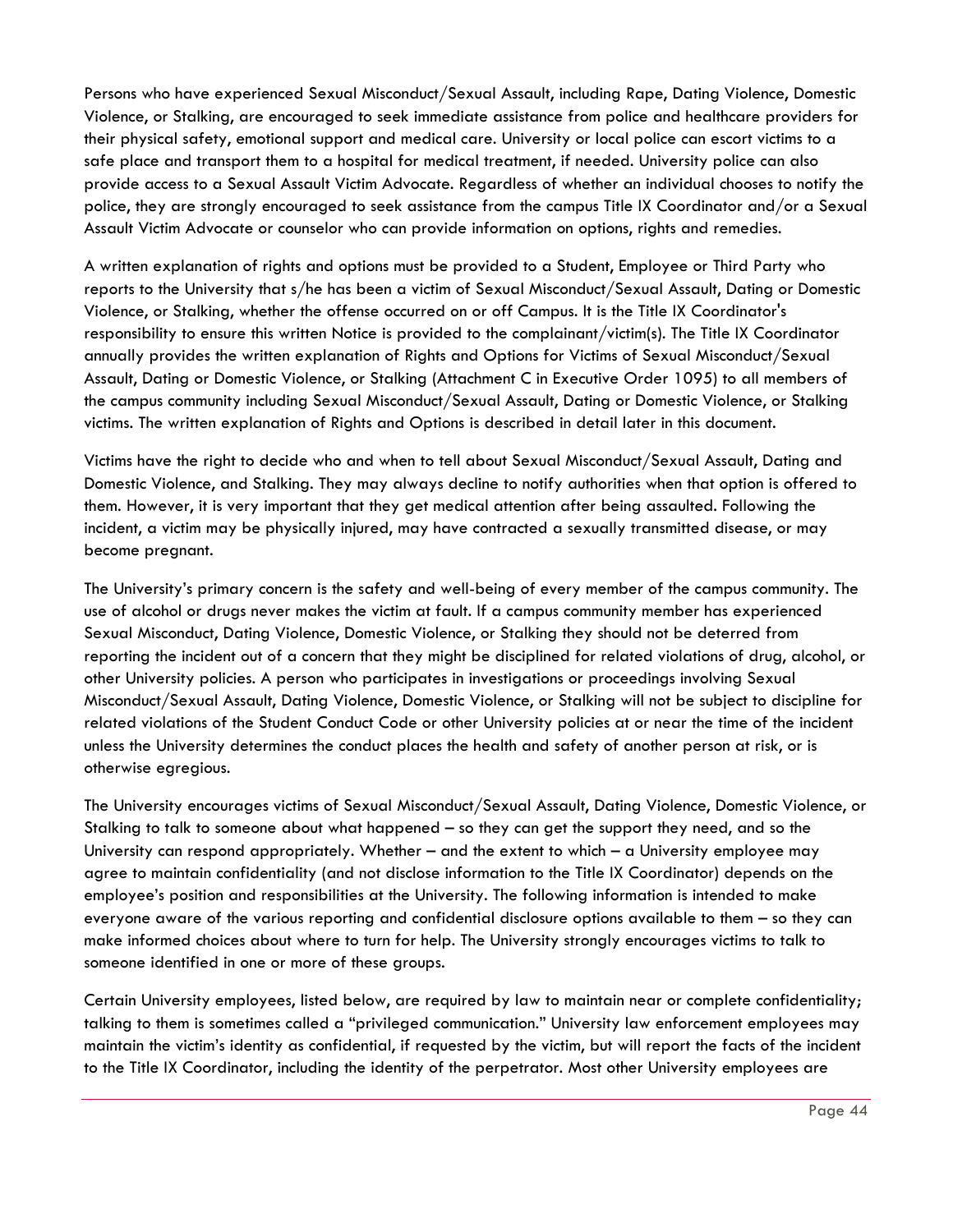Persons who have experienced Sexual Misconduct/Sexual Assault, including Rape, Dating Violence, Domestic Violence, or Stalking, are encouraged to seek immediate assistance from police and healthcare providers for their physical safety, emotional support and medical care. University or local police can escort victims to a safe place and transport them to a hospital for medical treatment, if needed. University police can also provide access to a Sexual Assault Victim Advocate. Regardless of whether an individual chooses to notify the police, they are strongly encouraged to seek assistance from the campus Title IX Coordinator and/or a Sexual Assault Victim Advocate or counselor who can provide information on options, rights and remedies.

A written explanation of rights and options must be provided to a Student, Employee or Third Party who reports to the University that s/he has been a victim of Sexual Misconduct/Sexual Assault, Dating or Domestic Violence, or Stalking, whether the offense occurred on or off Campus. It is the Title IX Coordinator's responsibility to ensure this written Notice is provided to the complainant/victim(s). The Title IX Coordinator annually provides the written explanation of Rights and Options for Victims of Sexual Misconduct/Sexual Assault, Dating or Domestic Violence, or Stalking (Attachment C in Executive Order 1095) to all members of the campus community including Sexual Misconduct/Sexual Assault, Dating or Domestic Violence, or Stalking victims. The written explanation of Rights and Options is described in detail later in this document.

Victims have the right to decide who and when to tell about Sexual Misconduct/Sexual Assault, Dating and Domestic Violence, and Stalking. They may always decline to notify authorities when that option is offered to them. However, it is very important that they get medical attention after being assaulted. Following the incident, a victim may be physically injured, may have contracted a sexually transmitted disease, or may become pregnant.

The University's primary concern is the safety and well-being of every member of the campus community. The use of alcohol or drugs never makes the victim at fault. If a campus community member has experienced Sexual Misconduct, Dating Violence, Domestic Violence, or Stalking they should not be deterred from reporting the incident out of a concern that they might be disciplined for related violations of drug, alcohol, or other University policies. A person who participates in investigations or proceedings involving Sexual Misconduct/Sexual Assault, Dating Violence, Domestic Violence, or Stalking will not be subject to discipline for related violations of the Student Conduct Code or other University policies at or near the time of the incident unless the University determines the conduct places the health and safety of another person at risk, or is otherwise egregious.

The University encourages victims of Sexual Misconduct/Sexual Assault, Dating Violence, Domestic Violence, or Stalking to talk to someone about what happened – so they can get the support they need, and so the University can respond appropriately. Whether – and the extent to which – a University employee may agree to maintain confidentiality (and not disclose information to the Title IX Coordinator) depends on the employee's position and responsibilities at the University. The following information is intended to make everyone aware of the various reporting and confidential disclosure options available to them – so they can make informed choices about where to turn for help. The University strongly encourages victims to talk to someone identified in one or more of these groups.

Certain University employees, listed below, are required by law to maintain near or complete confidentiality; talking to them is sometimes called a "privileged communication." University law enforcement employees may maintain the victim's identity as confidential, if requested by the victim, but will report the facts of the incident to the Title IX Coordinator, including the identity of the perpetrator. Most other University employees are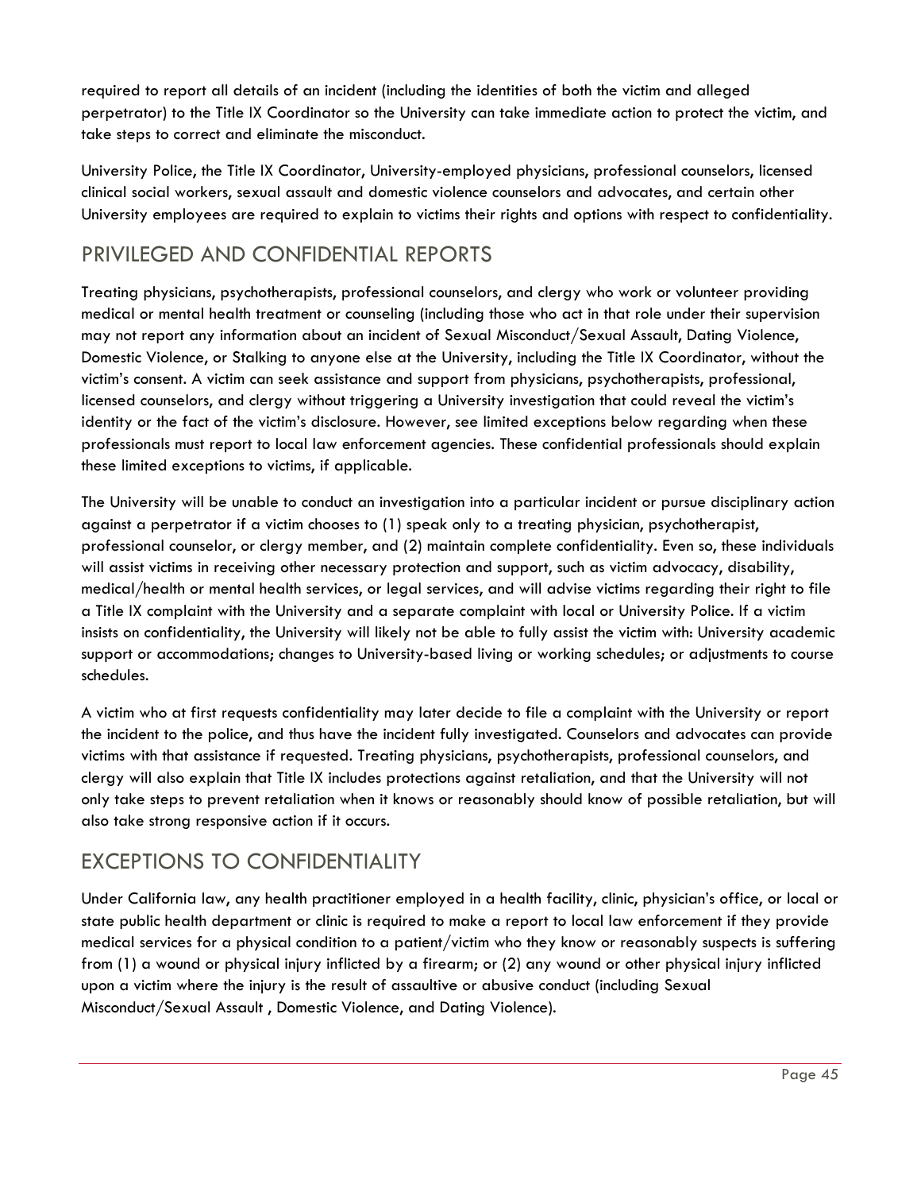required to report all details of an incident (including the identities of both the victim and alleged perpetrator) to the Title IX Coordinator so the University can take immediate action to protect the victim, and take steps to correct and eliminate the misconduct.

University Police, the Title IX Coordinator, University-employed physicians, professional counselors, licensed clinical social workers, sexual assault and domestic violence counselors and advocates, and certain other University employees are required to explain to victims their rights and options with respect to confidentiality.

## PRIVILEGED AND CONFIDENTIAL REPORTS

Treating physicians, psychotherapists, professional counselors, and clergy who work or volunteer providing medical or mental health treatment or counseling (including those who act in that role under their supervision may not report any information about an incident of Sexual Misconduct/Sexual Assault, Dating Violence, Domestic Violence, or Stalking to anyone else at the University, including the Title IX Coordinator, without the victim's consent. A victim can seek assistance and support from physicians, psychotherapists, professional, licensed counselors, and clergy without triggering a University investigation that could reveal the victim's identity or the fact of the victim's disclosure. However, see limited exceptions below regarding when these professionals must report to local law enforcement agencies. These confidential professionals should explain these limited exceptions to victims, if applicable.

The University will be unable to conduct an investigation into a particular incident or pursue disciplinary action against a perpetrator if a victim chooses to (1) speak only to a treating physician, psychotherapist, professional counselor, or clergy member, and (2) maintain complete confidentiality. Even so, these individuals will assist victims in receiving other necessary protection and support, such as victim advocacy, disability, medical/health or mental health services, or legal services, and will advise victims regarding their right to file a Title IX complaint with the University and a separate complaint with local or University Police. If a victim insists on confidentiality, the University will likely not be able to fully assist the victim with: University academic support or accommodations; changes to University-based living or working schedules; or adjustments to course schedules.

A victim who at first requests confidentiality may later decide to file a complaint with the University or report the incident to the police, and thus have the incident fully investigated. Counselors and advocates can provide victims with that assistance if requested. Treating physicians, psychotherapists, professional counselors, and clergy will also explain that Title IX includes protections against retaliation, and that the University will not only take steps to prevent retaliation when it knows or reasonably should know of possible retaliation, but will also take strong responsive action if it occurs.

## EXCEPTIONS TO CONFIDENTIALITY

Under California law, any health practitioner employed in a health facility, clinic, physician's office, or local or state public health department or clinic is required to make a report to local law enforcement if they provide medical services for a physical condition to a patient/victim who they know or reasonably suspects is suffering from (1) a wound or physical injury inflicted by a firearm; or (2) any wound or other physical injury inflicted upon a victim where the injury is the result of assaultive or abusive conduct (including Sexual Misconduct/Sexual Assault , Domestic Violence, and Dating Violence).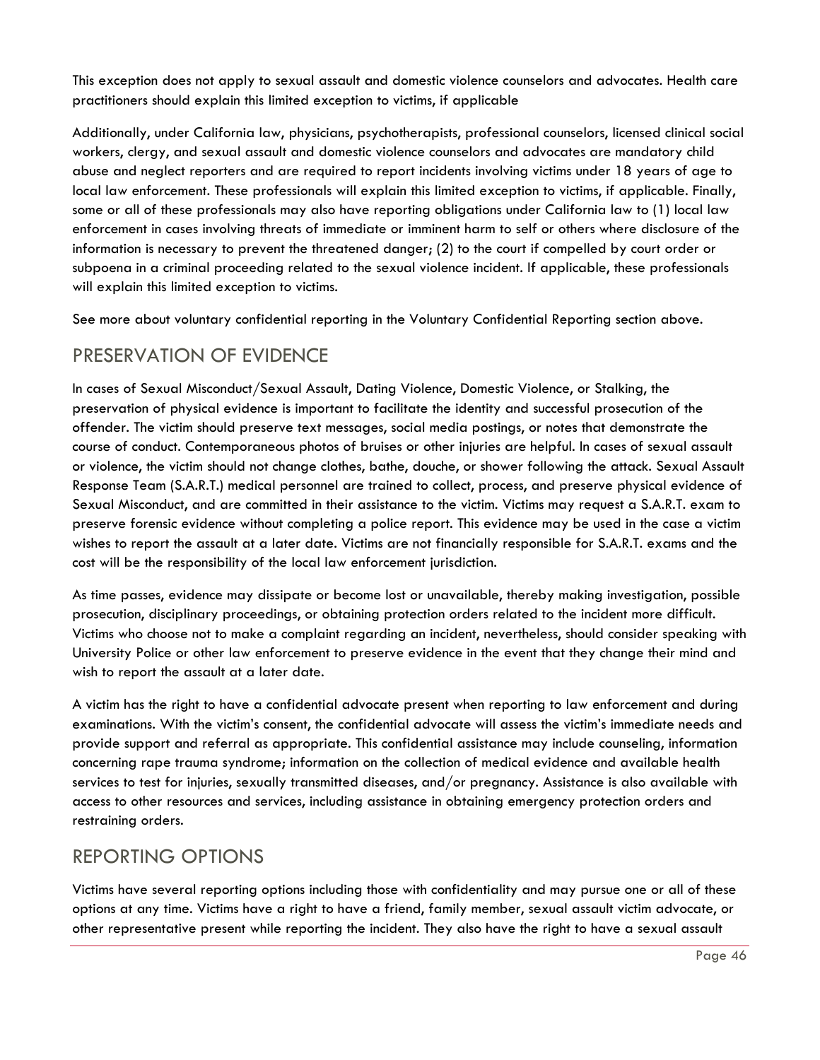This exception does not apply to sexual assault and domestic violence counselors and advocates. Health care practitioners should explain this limited exception to victims, if applicable

Additionally, under California law, physicians, psychotherapists, professional counselors, licensed clinical social workers, clergy, and sexual assault and domestic violence counselors and advocates are mandatory child abuse and neglect reporters and are required to report incidents involving victims under 18 years of age to local law enforcement. These professionals will explain this limited exception to victims, if applicable. Finally, some or all of these professionals may also have reporting obligations under California law to (1) local law enforcement in cases involving threats of immediate or imminent harm to self or others where disclosure of the information is necessary to prevent the threatened danger; (2) to the court if compelled by court order or subpoena in a criminal proceeding related to the sexual violence incident. If applicable, these professionals will explain this limited exception to victims.

See more about voluntary confidential reporting in the Voluntary Confidential Reporting section above.

## PRESERVATION OF EVIDENCE

In cases of Sexual Misconduct/Sexual Assault, Dating Violence, Domestic Violence, or Stalking, the preservation of physical evidence is important to facilitate the identity and successful prosecution of the offender. The victim should preserve text messages, social media postings, or notes that demonstrate the course of conduct. Contemporaneous photos of bruises or other injuries are helpful. In cases of sexual assault or violence, the victim should not change clothes, bathe, douche, or shower following the attack. Sexual Assault Response Team (S.A.R.T.) medical personnel are trained to collect, process, and preserve physical evidence of Sexual Misconduct, and are committed in their assistance to the victim. Victims may request a S.A.R.T. exam to preserve forensic evidence without completing a police report. This evidence may be used in the case a victim wishes to report the assault at a later date. Victims are not financially responsible for S.A.R.T. exams and the cost will be the responsibility of the local law enforcement jurisdiction.

As time passes, evidence may dissipate or become lost or unavailable, thereby making investigation, possible prosecution, disciplinary proceedings, or obtaining protection orders related to the incident more difficult. Victims who choose not to make a complaint regarding an incident, nevertheless, should consider speaking with University Police or other law enforcement to preserve evidence in the event that they change their mind and wish to report the assault at a later date.

A victim has the right to have a confidential advocate present when reporting to law enforcement and during examinations. With the victim's consent, the confidential advocate will assess the victim's immediate needs and provide support and referral as appropriate. This confidential assistance may include counseling, information concerning rape trauma syndrome; information on the collection of medical evidence and available health services to test for injuries, sexually transmitted diseases, and/or pregnancy. Assistance is also available with access to other resources and services, including assistance in obtaining emergency protection orders and restraining orders.

## REPORTING OPTIONS

Victims have several reporting options including those with confidentiality and may pursue one or all of these options at any time. Victims have a right to have a friend, family member, sexual assault victim advocate, or other representative present while reporting the incident. They also have the right to have a sexual assault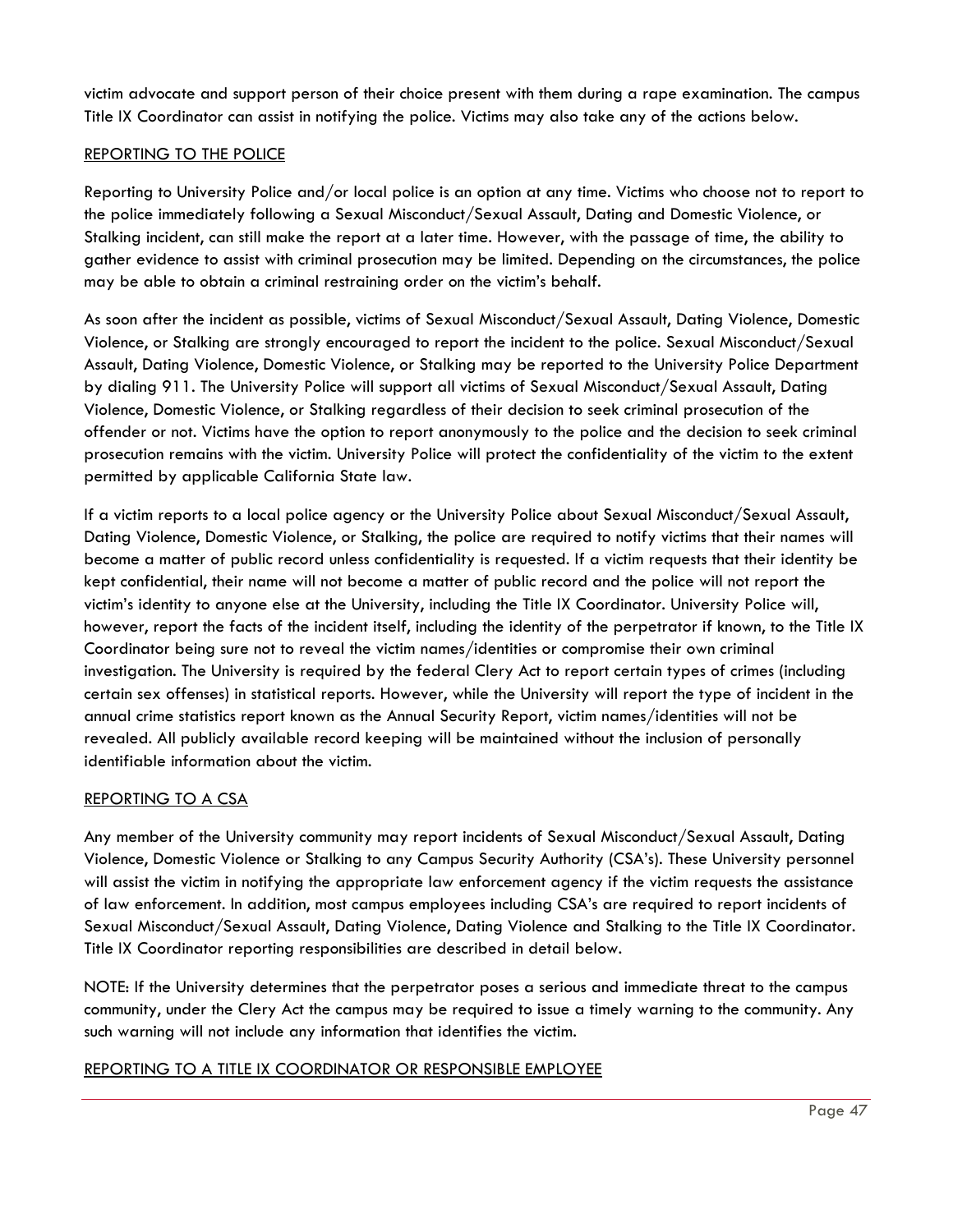victim advocate and support person of their choice present with them during a rape examination. The campus Title IX Coordinator can assist in notifying the police. Victims may also take any of the actions below.

<u>REPORTING TO THE POLICE</u>

Reporting to University Police and/or local police is an option at any time. Victims who choose not to report to the police immediately following a Sexual Misconduct/Sexual Assault, Dating and Domestic Violence, or Stalking incident, can still make the report at a later time. However, with the passage of time, the ability to gather evidence to assist with criminal prosecution may be limited. Depending on the circumstances, the police may be able to obtain a criminal restraining order on the victim's behalf.

As soon after the incident as possible, victims of Sexual Misconduct/Sexual Assault, Dating Violence, Domestic Violence, or Stalking are strongly encouraged to report the incident to the police. Sexual Misconduct/Sexual Assault, Dating Violence, Domestic Violence, or Stalking may be reported to the University Police Department by dialing 911. The University Police will support all victims of Sexual Misconduct/Sexual Assault, Dating Violence, Domestic Violence, or Stalking regardless of their decision to seek criminal prosecution of the offender or not. Victims have the option to report anonymously to the police and the decision to seek criminal prosecution remains with the victim. University Police will protect the confidentiality of the victim to the extent permitted by applicable California State law.

If a victim reports to a local police agency or the University Police about Sexual Misconduct/Sexual Assault, Dating Violence, Domestic Violence, or Stalking, the police are required to notify victims that their names will become a matter of public record unless confidentiality is requested. If a victim requests that their identity be kept confidential, their name will not become a matter of public record and the police will not report the victim's identity to anyone else at the University, including the Title IX Coordinator. University Police will, however, report the facts of the incident itself, including the identity of the perpetrator if known, to the Title IX Coordinator being sure not to reveal the victim names/identities or compromise their own criminal investigation. The University is required by the federal Clery Act to report certain types of crimes (including certain sex offenses) in statistical reports. However, while the University will report the type of incident in the annual crime statistics report known as the Annual Security Report, victim names/identities will not be revealed. All publicly available record keeping will be maintained without the inclusion of personally identifiable information about the victim.

<u>REPORTING TO A CSA</u>

Any member of the University community may report incidents of Sexual Misconduct/Sexual Assault, Dating Violence, Domestic Violence or Stalking to any Campus Security Authority (CSA's). These University personnel will assist the victim in notifying the appropriate law enforcement agency if the victim requests the assistance of law enforcement. In addition, most campus employees including CSA's are required to report incidents of Sexual Misconduct/Sexual Assault, Dating Violence, Dating Violence and Stalking to the Title IX Coordinator. Title IX Coordinator reporting responsibilities are described in detail below.

NOTE: If the University determines that the perpetrator poses a serious and immediate threat to the campus community, under the Clery Act the campus may be required to issue a timely warning to the community. Any such warning will not include any information that identifies the victim.

<u>REPORTING TO A TITLE IX COORDINATOR OR RESPONSIBLE EMPLOYEE</u>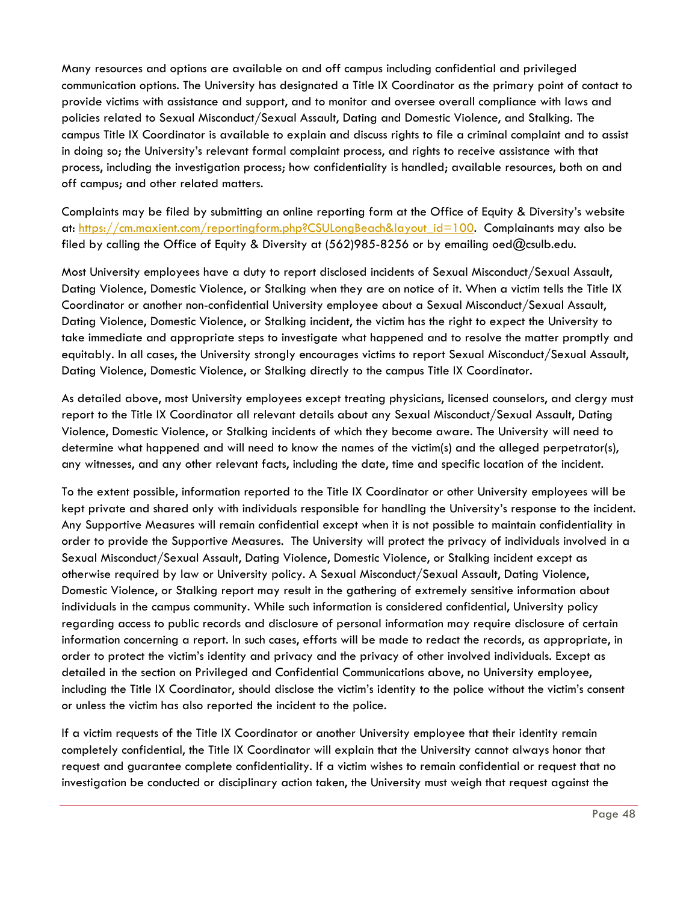Many resources and options are available on and off campus including confidential and privileged communication options. The University has designated a Title IX Coordinator as the primary point of contact to provide victims with assistance and support, and to monitor and oversee overall compliance with laws and policies related to Sexual Misconduct/Sexual Assault, Dating and Domestic Violence, and Stalking. The campus Title IX Coordinator is available to explain and discuss rights to file a criminal complaint and to assist in doing so; the University's relevant formal complaint process, and rights to receive assistance with that process, including the investigation process; how confidentiality is handled; available resources, both on and off campus; and other related matters.

Complaints may be filed by submitting an online reporting form at the Office of Equity & Diversity's website at: [https://cm.maxient.com/reportingform.php?CSULongBeach&layout_id=100](https://cm.maxient.com/reportingform.php?CSULongBeach&layout_id=100). Complainants may also be filed by calling the Office of Equity & Diversity at (562)985-8256 or by emailing oed@csulb.edu.

Most University employees have a duty to report disclosed incidents of Sexual Misconduct/Sexual Assault, Dating Violence, Domestic Violence, or Stalking when they are on notice of it. When a victim tells the Title IX Coordinator or another non-confidential University employee about a Sexual Misconduct/Sexual Assault, Dating Violence, Domestic Violence, or Stalking incident, the victim has the right to expect the University to take immediate and appropriate steps to investigate what happened and to resolve the matter promptly and equitably. In all cases, the University strongly encourages victims to report Sexual Misconduct/Sexual Assault, Dating Violence, Domestic Violence, or Stalking directly to the campus Title IX Coordinator.

As detailed above, most University employees except treating physicians, licensed counselors, and clergy must report to the Title IX Coordinator all relevant details about any Sexual Misconduct/Sexual Assault, Dating Violence, Domestic Violence, or Stalking incidents of which they become aware. The University will need to determine what happened and will need to know the names of the victim(s) and the alleged perpetrator(s), any witnesses, and any other relevant facts, including the date, time and specific location of the incident.

To the extent possible, information reported to the Title IX Coordinator or other University employees will be kept private and shared only with individuals responsible for handling the University's response to the incident. Any Supportive Measures will remain confidential except when it is not possible to maintain confidentiality in order to provide the Supportive Measures. The University will protect the privacy of individuals involved in a Sexual Misconduct/Sexual Assault, Dating Violence, Domestic Violence, or Stalking incident except as otherwise required by law or University policy. A Sexual Misconduct/Sexual Assault, Dating Violence, Domestic Violence, or Stalking report may result in the gathering of extremely sensitive information about individuals in the campus community. While such information is considered confidential, University policy regarding access to public records and disclosure of personal information may require disclosure of certain information concerning a report. In such cases, efforts will be made to redact the records, as appropriate, in order to protect the victim's identity and privacy and the privacy of other involved individuals. Except as detailed in the section on Privileged and Confidential Communications above, no University employee, including the Title IX Coordinator, should disclose the victim's identity to the police without the victim's consent or unless the victim has also reported the incident to the police.

If a victim requests of the Title IX Coordinator or another University employee that their identity remain completely confidential, the Title IX Coordinator will explain that the University cannot always honor that request and guarantee complete confidentiality. If a victim wishes to remain confidential or request that no investigation be conducted or disciplinary action taken, the University must weigh that request against the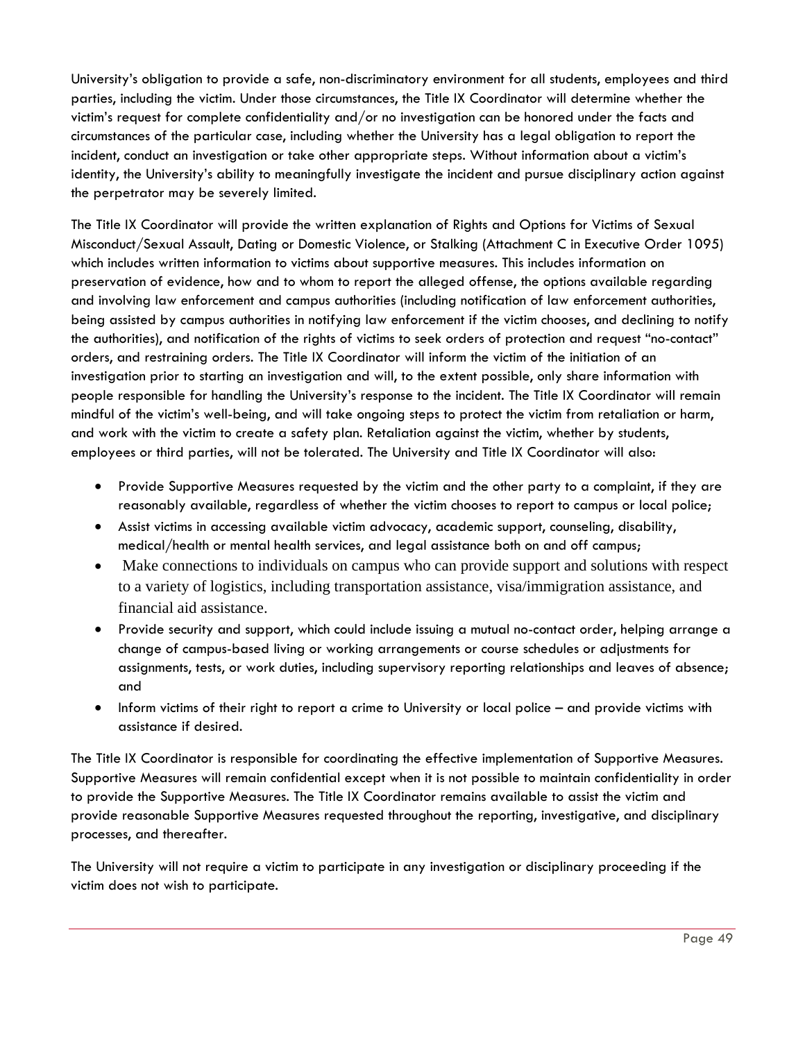University's obligation to provide a safe, non-discriminatory environment for all students, employees and third parties, including the victim. Under those circumstances, the Title IX Coordinator will determine whether the victim's request for complete confidentiality and/or no investigation can be honored under the facts and circumstances of the particular case, including whether the University has a legal obligation to report the incident, conduct an investigation or take other appropriate steps. Without information about a victim's identity, the University's ability to meaningfully investigate the incident and pursue disciplinary action against the perpetrator may be severely limited.

The Title IX Coordinator will provide the written explanation of Rights and Options for Victims of Sexual Misconduct/Sexual Assault, Dating or Domestic Violence, or Stalking (Attachment C in Executive Order 1095) which includes written information to victims about supportive measures. This includes information on preservation of evidence, how and to whom to report the alleged offense, the options available regarding and involving law enforcement and campus authorities (including notification of law enforcement authorities, being assisted by campus authorities in notifying law enforcement if the victim chooses, and declining to notify the authorities), and notification of the rights of victims to seek orders of protection and request "no-contact" orders, and restraining orders. The Title IX Coordinator will inform the victim of the initiation of an investigation prior to starting an investigation and will, to the extent possible, only share information with people responsible for handling the University's response to the incident. The Title IX Coordinator will remain mindful of the victim's well-being, and will take ongoing steps to protect the victim from retaliation or harm, and work with the victim to create a safety plan. Retaliation against the victim, whether by students, employees or third parties, will not be tolerated. The University and Title IX Coordinator will also:

- Provide Supportive Measures requested by the victim and the other party to a complaint, if they are reasonably available, regardless of whether the victim chooses to report to campus or local police;
- Assist victims in accessing available victim advocacy, academic support, counseling, disability, medical/health or mental health services, and legal assistance both on and off campus;
- Make connections to individuals on campus who can provide support and solutions with respect to a variety of logistics, including transportation assistance, visa/immigration assistance, and financial aid assistance.
- Provide security and support, which could include issuing a mutual no-contact order, helping arrange a change of campus-based living or working arrangements or course schedules or adjustments for assignments, tests, or work duties, including supervisory reporting relationships and leaves of absence; and
- Inform victims of their right to report a crime to University or local police – and provide victims with assistance if desired.

The Title IX Coordinator is responsible for coordinating the effective implementation of Supportive Measures. Supportive Measures will remain confidential except when it is not possible to maintain confidentiality in order to provide the Supportive Measures. The Title IX Coordinator remains available to assist the victim and provide reasonable Supportive Measures requested throughout the reporting, investigative, and disciplinary processes, and thereafter.

The University will not require a victim to participate in any investigation or disciplinary proceeding if the victim does not wish to participate.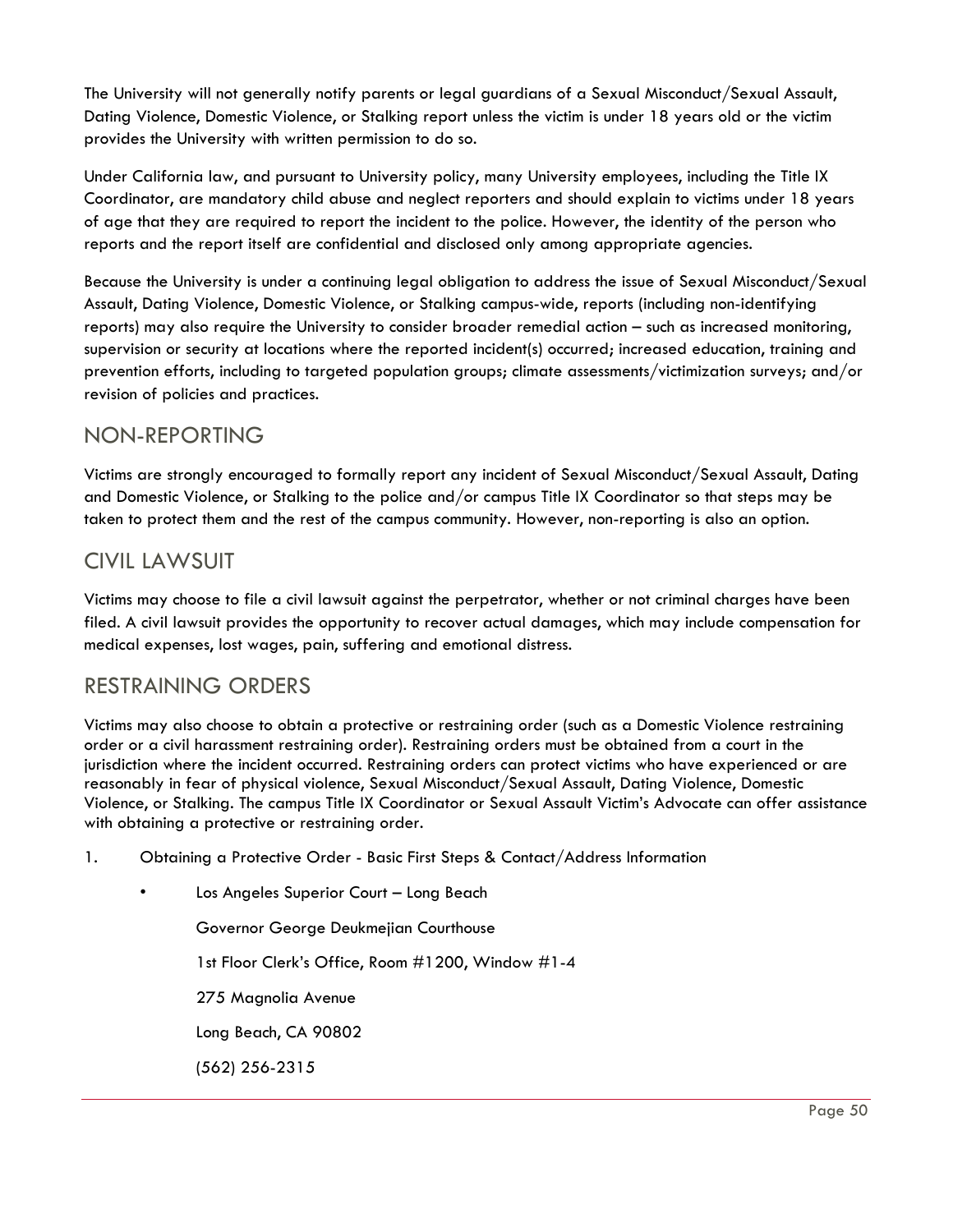The University will not generally notify parents or legal guardians of a Sexual Misconduct/Sexual Assault, Dating Violence, Domestic Violence, or Stalking report unless the victim is under 18 years old or the victim provides the University with written permission to do so.

Under California law, and pursuant to University policy, many University employees, including the Title IX Coordinator, are mandatory child abuse and neglect reporters and should explain to victims under 18 years of age that they are required to report the incident to the police. However, the identity of the person who reports and the report itself are confidential and disclosed only among appropriate agencies.

Because the University is under a continuing legal obligation to address the issue of Sexual Misconduct/Sexual Assault, Dating Violence, Domestic Violence, or Stalking campus-wide, reports (including non-identifying reports) may also require the University to consider broader remedial action – such as increased monitoring, supervision or security at locations where the reported incident(s) occurred; increased education, training and prevention efforts, including to targeted population groups; climate assessments/victimization surveys; and/or revision of policies and practices.

## NON-REPORTING

Victims are strongly encouraged to formally report any incident of Sexual Misconduct/Sexual Assault, Dating and Domestic Violence, or Stalking to the police and/or campus Title IX Coordinator so that steps may be taken to protect them and the rest of the campus community. However, non-reporting is also an option.

## CIVIL LAWSUIT

Victims may choose to file a civil lawsuit against the perpetrator, whether or not criminal charges have been filed. A civil lawsuit provides the opportunity to recover actual damages, which may include compensation for medical expenses, lost wages, pain, suffering and emotional distress.

## RESTRAINING ORDERS

Victims may also choose to obtain a protective or restraining order (such as a Domestic Violence restraining order or a civil harassment restraining order). Restraining orders must be obtained from a court in the jurisdiction where the incident occurred. Restraining orders can protect victims who have experienced or are reasonably in fear of physical violence, Sexual Misconduct/Sexual Assault, Dating Violence, Domestic Violence, or Stalking. The campus Title IX Coordinator or Sexual Assault Victim's Advocate can offer assistance with obtaining a protective or restraining order.

1. Obtaining a Protective Order - Basic First Steps & Contact/Address Information

    - Los Angeles Superior Court – Long Beach

      Governor George Deukmejian Courthouse

      1st Floor Clerk's Office, Room #1200, Window #1-4

      275 Magnolia Avenue

      Long Beach, CA 90802

      (562) 256-2315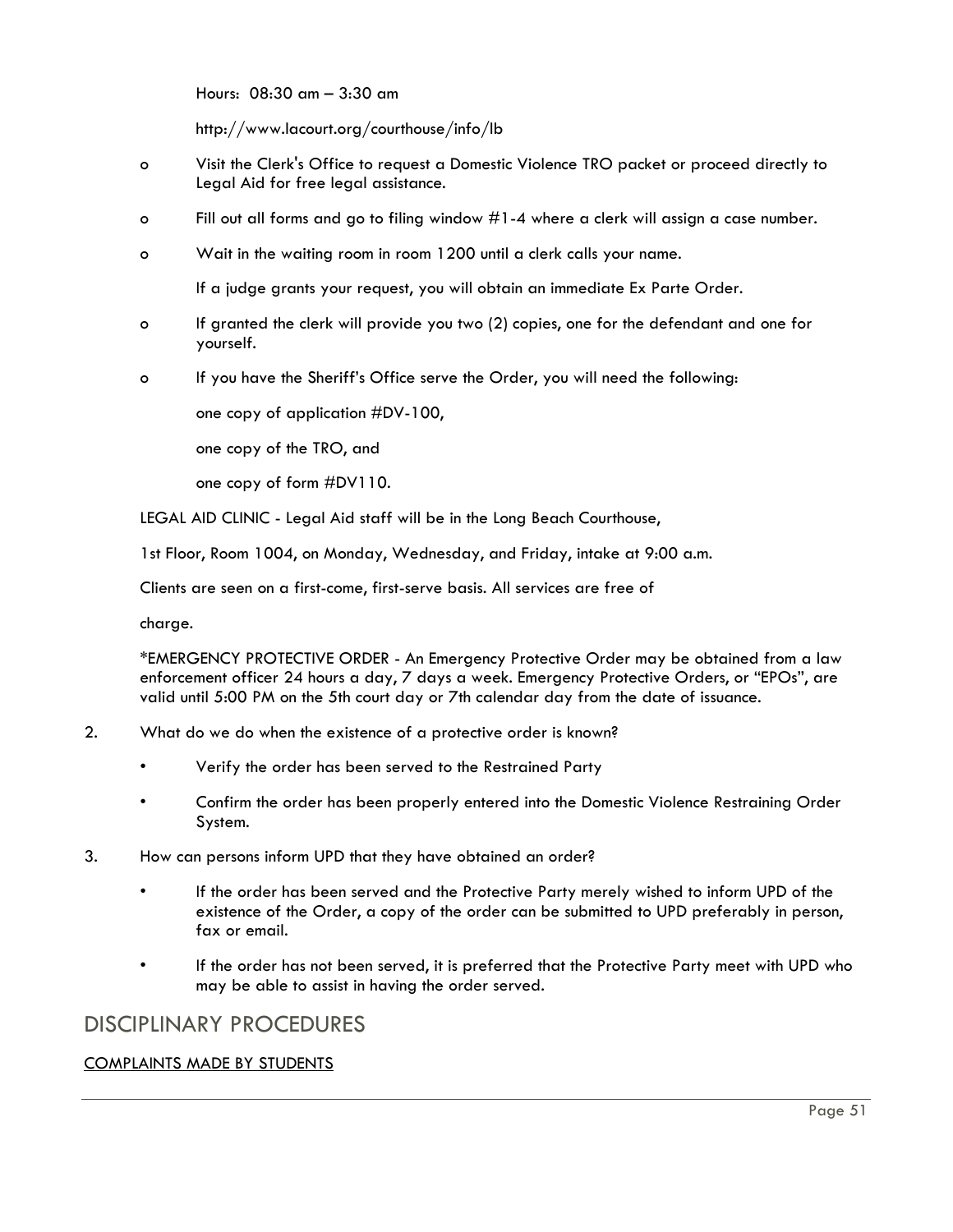Hours: 08:30 am – 3:30 am

http://www.lacourt.org/courthouse/info/lb

- Visit the Clerk's Office to request a Domestic Violence TRO packet or proceed directly to Legal Aid for free legal assistance.
- Fill out all forms and go to filing window #1-4 where a clerk will assign a case number.
- Wait in the waiting room in room 1200 until a clerk calls your name.

  If a judge grants your request, you will obtain an immediate Ex Parte Order.
- If granted the clerk will provide you two (2) copies, one for the defendant and one for yourself.
- If you have the Sheriff's Office serve the Order, you will need the following:

  one copy of application #DV-100,

  one copy of the TRO, and

  one copy of form #DV110.

LEGAL AID CLINIC - Legal Aid staff will be in the Long Beach Courthouse,

1st Floor, Room 1004, on Monday, Wednesday, and Friday, intake at 9:00 a.m.

Clients are seen on a first-come, first-serve basis. All services are free of

charge.

*EMERGENCY PROTECTIVE ORDER - An Emergency Protective Order may be obtained from a law enforcement officer 24 hours a day, 7 days a week. Emergency Protective Orders, or "EPOs", are valid until 5:00 PM on the 5th court day or 7th calendar day from the date of issuance.

2. What do we do when the existence of a protective order is known?
   - Verify the order has been served to the Restrained Party
   - Confirm the order has been properly entered into the Domestic Violence Restraining Order System.
3. How can persons inform UPD that they have obtained an order?
   - If the order has been served and the Protective Party merely wished to inform UPD of the existence of the Order, a copy of the order can be submitted to UPD preferably in person, fax or email.
   - If the order has not been served, it is preferred that the Protective Party meet with UPD who may be able to assist in having the order served.

## DISCIPLINARY PROCEDURES

COMPLAINTS MADE BY STUDENTS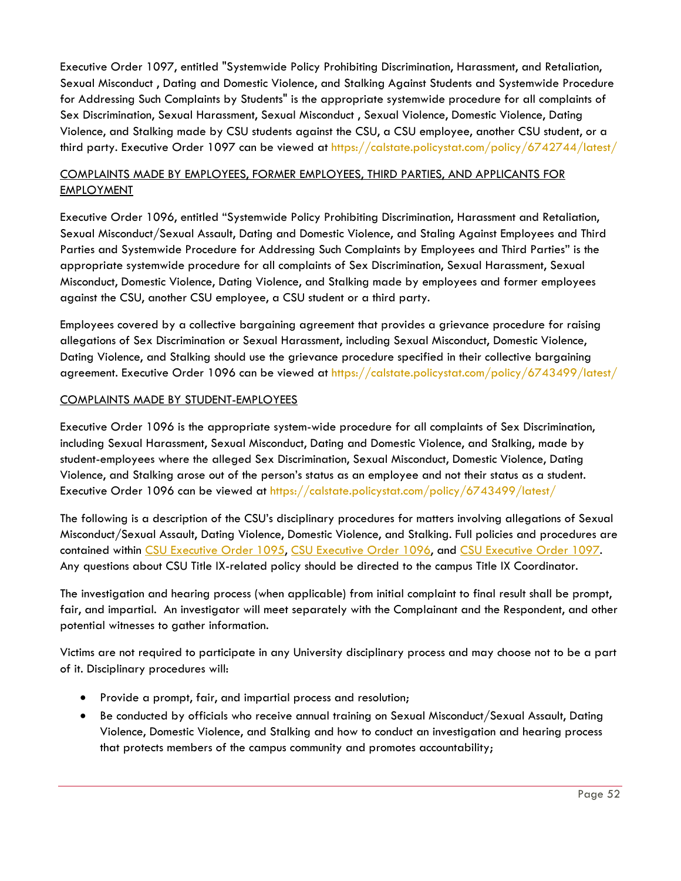Executive Order 1097, entitled "Systemwide Policy Prohibiting Discrimination, Harassment, and Retaliation, Sexual Misconduct , Dating and Domestic Violence, and Stalking Against Students and Systemwide Procedure for Addressing Such Complaints by Students" is the appropriate systemwide procedure for all complaints of Sex Discrimination, Sexual Harassment, Sexual Misconduct , Sexual Violence, Domestic Violence, Dating Violence, and Stalking made by CSU students against the CSU, a CSU employee, another CSU student, or a third party. Executive Order 1097 can be viewed at https://calstate.policystat.com/policy/6742744/latest/

COMPLAINTS MADE BY EMPLOYEES, FORMER EMPLOYEES, THIRD PARTIES, AND APPLICANTS FOR EMPLOYMENT

Executive Order 1096, entitled "Systemwide Policy Prohibiting Discrimination, Harassment and Retaliation, Sexual Misconduct/Sexual Assault, Dating and Domestic Violence, and Staling Against Employees and Third Parties and Systemwide Procedure for Addressing Such Complaints by Employees and Third Parties" is the appropriate systemwide procedure for all complaints of Sex Discrimination, Sexual Harassment, Sexual Misconduct, Domestic Violence, Dating Violence, and Stalking made by employees and former employees against the CSU, another CSU employee, a CSU student or a third party.

Employees covered by a collective bargaining agreement that provides a grievance procedure for raising allegations of Sex Discrimination or Sexual Harassment, including Sexual Misconduct, Domestic Violence, Dating Violence, and Stalking should use the grievance procedure specified in their collective bargaining agreement. Executive Order 1096 can be viewed at https://calstate.policystat.com/policy/6743499/latest/

COMPLAINTS MADE BY STUDENT-EMPLOYEES

Executive Order 1096 is the appropriate system-wide procedure for all complaints of Sex Discrimination, including Sexual Harassment, Sexual Misconduct, Dating and Domestic Violence, and Stalking, made by student-employees where the alleged Sex Discrimination, Sexual Misconduct, Domestic Violence, Dating Violence, and Stalking arose out of the person's status as an employee and not their status as a student. Executive Order 1096 can be viewed at https://calstate.policystat.com/policy/6743499/latest/

The following is a description of the CSU's disciplinary procedures for matters involving allegations of Sexual Misconduct/Sexual Assault, Dating Violence, Domestic Violence, and Stalking. Full policies and procedures are contained within CSU Executive Order 1095, CSU Executive Order 1096, and CSU Executive Order 1097. Any questions about CSU Title IX-related policy should be directed to the campus Title IX Coordinator.

The investigation and hearing process (when applicable) from initial complaint to final result shall be prompt, fair, and impartial. An investigator will meet separately with the Complainant and the Respondent, and other potential witnesses to gather information.

Victims are not required to participate in any University disciplinary process and may choose not to be a part of it. Disciplinary procedures will:

- Provide a prompt, fair, and impartial process and resolution;
- Be conducted by officials who receive annual training on Sexual Misconduct/Sexual Assault, Dating Violence, Domestic Violence, and Stalking and how to conduct an investigation and hearing process that protects members of the campus community and promotes accountability;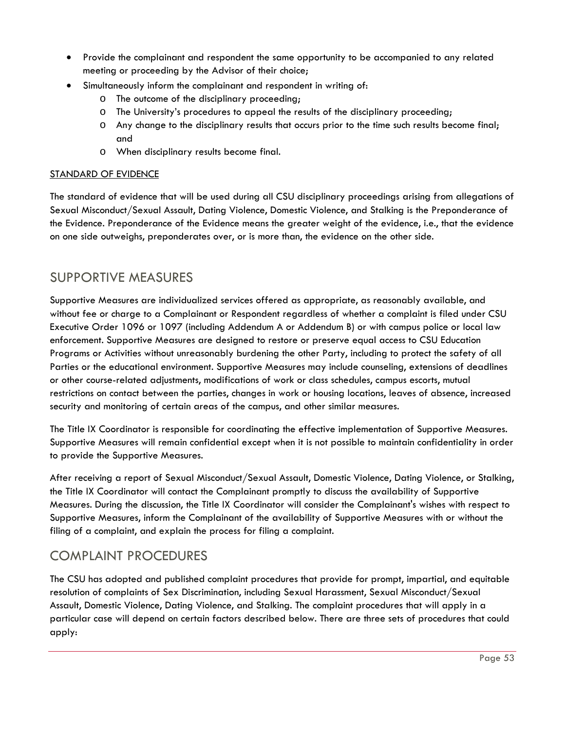- Provide the complainant and respondent the same opportunity to be accompanied to any related meeting or proceeding by the Advisor of their choice;
- Simultaneously inform the complainant and respondent in writing of:
  - The outcome of the disciplinary proceeding;
  - The University's procedures to appeal the results of the disciplinary proceeding;
  - Any change to the disciplinary results that occurs prior to the time such results become final; and
  - When disciplinary results become final.

<u>STANDARD OF EVIDENCE</u>

The standard of evidence that will be used during all CSU disciplinary proceedings arising from allegations of Sexual Misconduct/Sexual Assault, Dating Violence, Domestic Violence, and Stalking is the Preponderance of the Evidence. Preponderance of the Evidence means the greater weight of the evidence, i.e., that the evidence on one side outweighs, preponderates over, or is more than, the evidence on the other side.

## SUPPORTIVE MEASURES

Supportive Measures are individualized services offered as appropriate, as reasonably available, and without fee or charge to a Complainant or Respondent regardless of whether a complaint is filed under CSU Executive Order 1096 or 1097 (including Addendum A or Addendum B) or with campus police or local law enforcement. Supportive Measures are designed to restore or preserve equal access to CSU Education Programs or Activities without unreasonably burdening the other Party, including to protect the safety of all Parties or the educational environment. Supportive Measures may include counseling, extensions of deadlines or other course-related adjustments, modifications of work or class schedules, campus escorts, mutual restrictions on contact between the parties, changes in work or housing locations, leaves of absence, increased security and monitoring of certain areas of the campus, and other similar measures.

The Title IX Coordinator is responsible for coordinating the effective implementation of Supportive Measures. Supportive Measures will remain confidential except when it is not possible to maintain confidentiality in order to provide the Supportive Measures.

After receiving a report of Sexual Misconduct/Sexual Assault, Domestic Violence, Dating Violence, or Stalking, the Title IX Coordinator will contact the Complainant promptly to discuss the availability of Supportive Measures. During the discussion, the Title IX Coordinator will consider the Complainant's wishes with respect to Supportive Measures, inform the Complainant of the availability of Supportive Measures with or without the filing of a complaint, and explain the process for filing a complaint.

## COMPLAINT PROCEDURES

The CSU has adopted and published complaint procedures that provide for prompt, impartial, and equitable resolution of complaints of Sex Discrimination, including Sexual Harassment, Sexual Misconduct/Sexual Assault, Domestic Violence, Dating Violence, and Stalking. The complaint procedures that will apply in a particular case will depend on certain factors described below. There are three sets of procedures that could apply: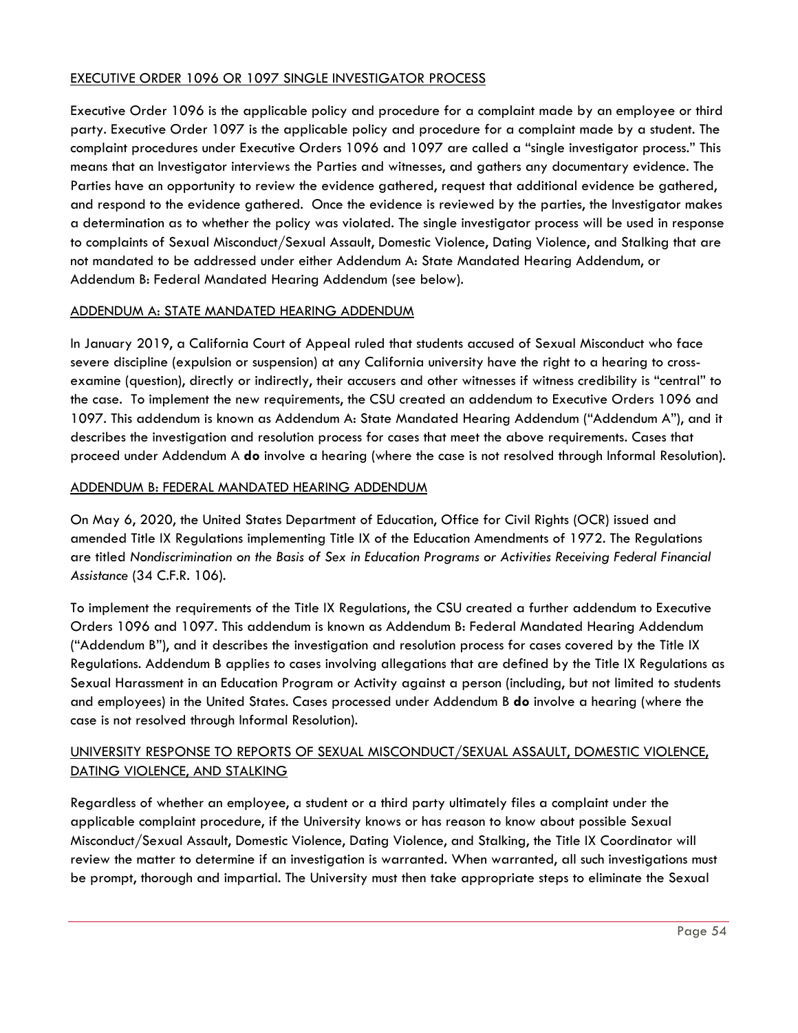EXECUTIVE ORDER 1096 OR 1097 SINGLE INVESTIGATOR PROCESS

Executive Order 1096 is the applicable policy and procedure for a complaint made by an employee or third party. Executive Order 1097 is the applicable policy and procedure for a complaint made by a student. The complaint procedures under Executive Orders 1096 and 1097 are called a "single investigator process." This means that an Investigator interviews the Parties and witnesses, and gathers any documentary evidence. The Parties have an opportunity to review the evidence gathered, request that additional evidence be gathered, and respond to the evidence gathered. Once the evidence is reviewed by the parties, the Investigator makes a determination as to whether the policy was violated. The single investigator process will be used in response to complaints of Sexual Misconduct/Sexual Assault, Domestic Violence, Dating Violence, and Stalking that are not mandated to be addressed under either Addendum A: State Mandated Hearing Addendum, or Addendum B: Federal Mandated Hearing Addendum (see below).

ADDENDUM A: STATE MANDATED HEARING ADDENDUM

In January 2019, a California Court of Appeal ruled that students accused of Sexual Misconduct who face severe discipline (expulsion or suspension) at any California university have the right to a hearing to cross-examine (question), directly or indirectly, their accusers and other witnesses if witness credibility is "central" to the case. To implement the new requirements, the CSU created an addendum to Executive Orders 1096 and 1097. This addendum is known as Addendum A: State Mandated Hearing Addendum ("Addendum A"), and it describes the investigation and resolution process for cases that meet the above requirements. Cases that proceed under Addendum A **do** involve a hearing (where the case is not resolved through Informal Resolution).

ADDENDUM B: FEDERAL MANDATED HEARING ADDENDUM

On May 6, 2020, the United States Department of Education, Office for Civil Rights (OCR) issued and amended Title IX Regulations implementing Title IX of the Education Amendments of 1972. The Regulations are titled *Nondiscrimination on the Basis of Sex in Education Programs or Activities Receiving Federal Financial Assistance* (34 C.F.R. 106).

To implement the requirements of the Title IX Regulations, the CSU created a further addendum to Executive Orders 1096 and 1097. This addendum is known as Addendum B: Federal Mandated Hearing Addendum ("Addendum B"), and it describes the investigation and resolution process for cases covered by the Title IX Regulations. Addendum B applies to cases involving allegations that are defined by the Title IX Regulations as Sexual Harassment in an Education Program or Activity against a person (including, but not limited to students and employees) in the United States. Cases processed under Addendum B **do** involve a hearing (where the case is not resolved through Informal Resolution).

UNIVERSITY RESPONSE TO REPORTS OF SEXUAL MISCONDUCT/SEXUAL ASSAULT, DOMESTIC VIOLENCE, DATING VIOLENCE, AND STALKING

Regardless of whether an employee, a student or a third party ultimately files a complaint under the applicable complaint procedure, if the University knows or has reason to know about possible Sexual Misconduct/Sexual Assault, Domestic Violence, Dating Violence, and Stalking, the Title IX Coordinator will review the matter to determine if an investigation is warranted. When warranted, all such investigations must be prompt, thorough and impartial. The University must then take appropriate steps to eliminate the Sexual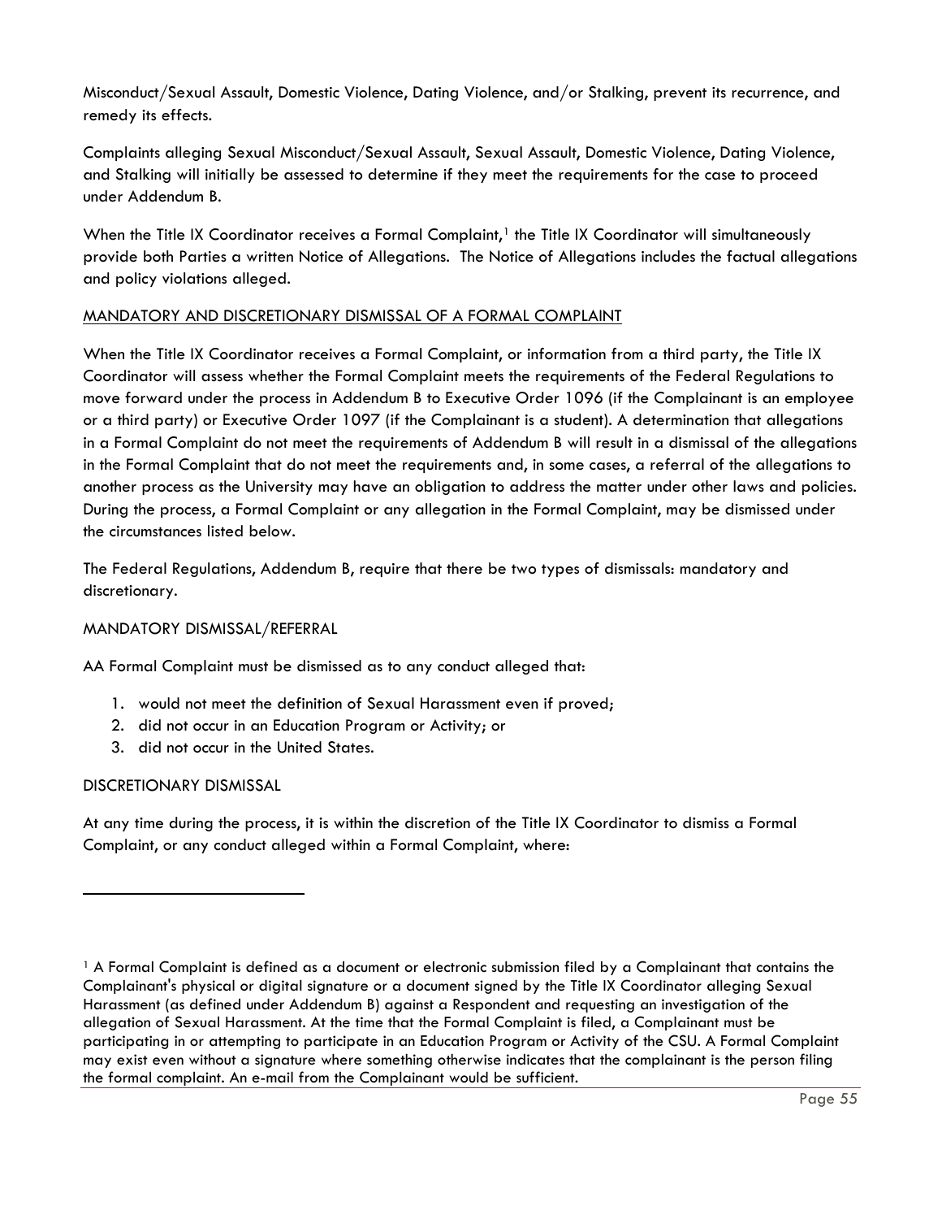Misconduct/Sexual Assault, Domestic Violence, Dating Violence, and/or Stalking, prevent its recurrence, and remedy its effects.

Complaints alleging Sexual Misconduct/Sexual Assault, Sexual Assault, Domestic Violence, Dating Violence, and Stalking will initially be assessed to determine if they meet the requirements for the case to proceed under Addendum B.

When the Title IX Coordinator receives a Formal Complaint,[1] the Title IX Coordinator will simultaneously provide both Parties a written Notice of Allegations. The Notice of Allegations includes the factual allegations and policy violations alleged.

<u>MANDATORY AND DISCRETIONARY DISMISSAL OF A FORMAL COMPLAINT</u>

When the Title IX Coordinator receives a Formal Complaint, or information from a third party, the Title IX Coordinator will assess whether the Formal Complaint meets the requirements of the Federal Regulations to move forward under the process in Addendum B to Executive Order 1096 (if the Complainant is an employee or a third party) or Executive Order 1097 (if the Complainant is a student). A determination that allegations in a Formal Complaint do not meet the requirements of Addendum B will result in a dismissal of the allegations in the Formal Complaint that do not meet the requirements and, in some cases, a referral of the allegations to another process as the University may have an obligation to address the matter under other laws and policies. During the process, a Formal Complaint or any allegation in the Formal Complaint, may be dismissed under the circumstances listed below.

The Federal Regulations, Addendum B, require that there be two types of dismissals: mandatory and discretionary.

MANDATORY DISMISSAL/REFERRAL

AA Formal Complaint must be dismissed as to any conduct alleged that:

1. would not meet the definition of Sexual Harassment even if proved;
2. did not occur in an Education Program or Activity; or
3. did not occur in the United States.

DISCRETIONARY DISMISSAL

At any time during the process, it is within the discretion of the Title IX Coordinator to dismiss a Formal Complaint, or any conduct alleged within a Formal Complaint, where:

---

[1] A Formal Complaint is defined as a document or electronic submission filed by a Complainant that contains the Complainant's physical or digital signature or a document signed by the Title IX Coordinator alleging Sexual Harassment (as defined under Addendum B) against a Respondent and requesting an investigation of the allegation of Sexual Harassment. At the time that the Formal Complaint is filed, a Complainant must be participating in or attempting to participate in an Education Program or Activity of the CSU. A Formal Complaint may exist even without a signature where something otherwise indicates that the complainant is the person filing the formal complaint. An e-mail from the Complainant would be sufficient.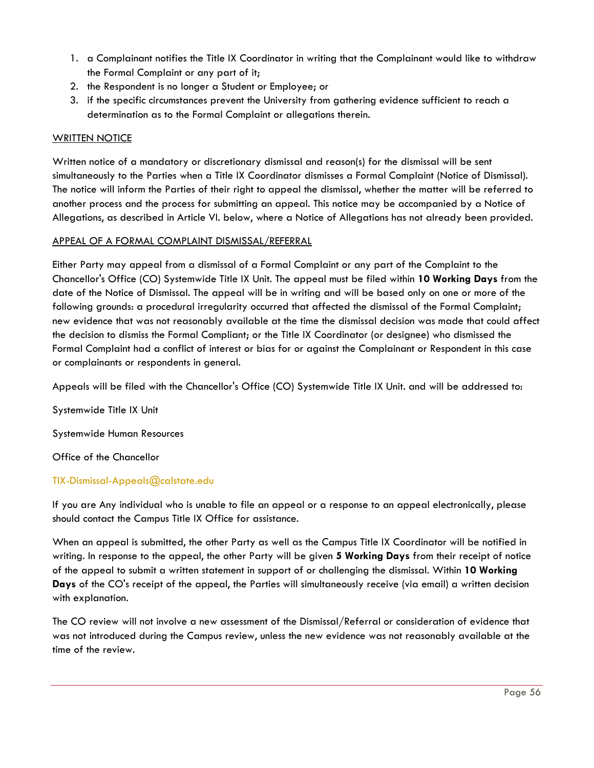1. a Complainant notifies the Title IX Coordinator in writing that the Complainant would like to withdraw the Formal Complaint or any part of it;
2. the Respondent is no longer a Student or Employee; or
3. if the specific circumstances prevent the University from gathering evidence sufficient to reach a determination as to the Formal Complaint or allegations therein.

WRITTEN NOTICE

Written notice of a mandatory or discretionary dismissal and reason(s) for the dismissal will be sent simultaneously to the Parties when a Title IX Coordinator dismisses a Formal Complaint (Notice of Dismissal). The notice will inform the Parties of their right to appeal the dismissal, whether the matter will be referred to another process and the process for submitting an appeal. This notice may be accompanied by a Notice of Allegations, as described in Article VI. below, where a Notice of Allegations has not already been provided.

APPEAL OF A FORMAL COMPLAINT DISMISSAL/REFERRAL

Either Party may appeal from a dismissal of a Formal Complaint or any part of the Complaint to the Chancellor's Office (CO) Systemwide Title IX Unit. The appeal must be filed within **10 Working Days** from the date of the Notice of Dismissal. The appeal will be in writing and will be based only on one or more of the following grounds: a procedural irregularity occurred that affected the dismissal of the Formal Complaint; new evidence that was not reasonably available at the time the dismissal decision was made that could affect the decision to dismiss the Formal Compliant; or the Title IX Coordinator (or designee) who dismissed the Formal Complaint had a conflict of interest or bias for or against the Complainant or Respondent in this case or complainants or respondents in general.

Appeals will be filed with the Chancellor's Office (CO) Systemwide Title IX Unit. and will be addressed to:

Systemwide Title IX Unit

Systemwide Human Resources

Office of the Chancellor

TIX-Dismissal-Appeals@calstate.edu

If you are Any individual who is unable to file an appeal or a response to an appeal electronically, please should contact the Campus Title IX Office for assistance.

When an appeal is submitted, the other Party as well as the Campus Title IX Coordinator will be notified in writing. In response to the appeal, the other Party will be given **5 Working Days** from their receipt of notice of the appeal to submit a written statement in support of or challenging the dismissal. Within **10 Working Days** of the CO's receipt of the appeal, the Parties will simultaneously receive (via email) a written decision with explanation.

The CO review will not involve a new assessment of the Dismissal/Referral or consideration of evidence that was not introduced during the Campus review, unless the new evidence was not reasonably available at the time of the review.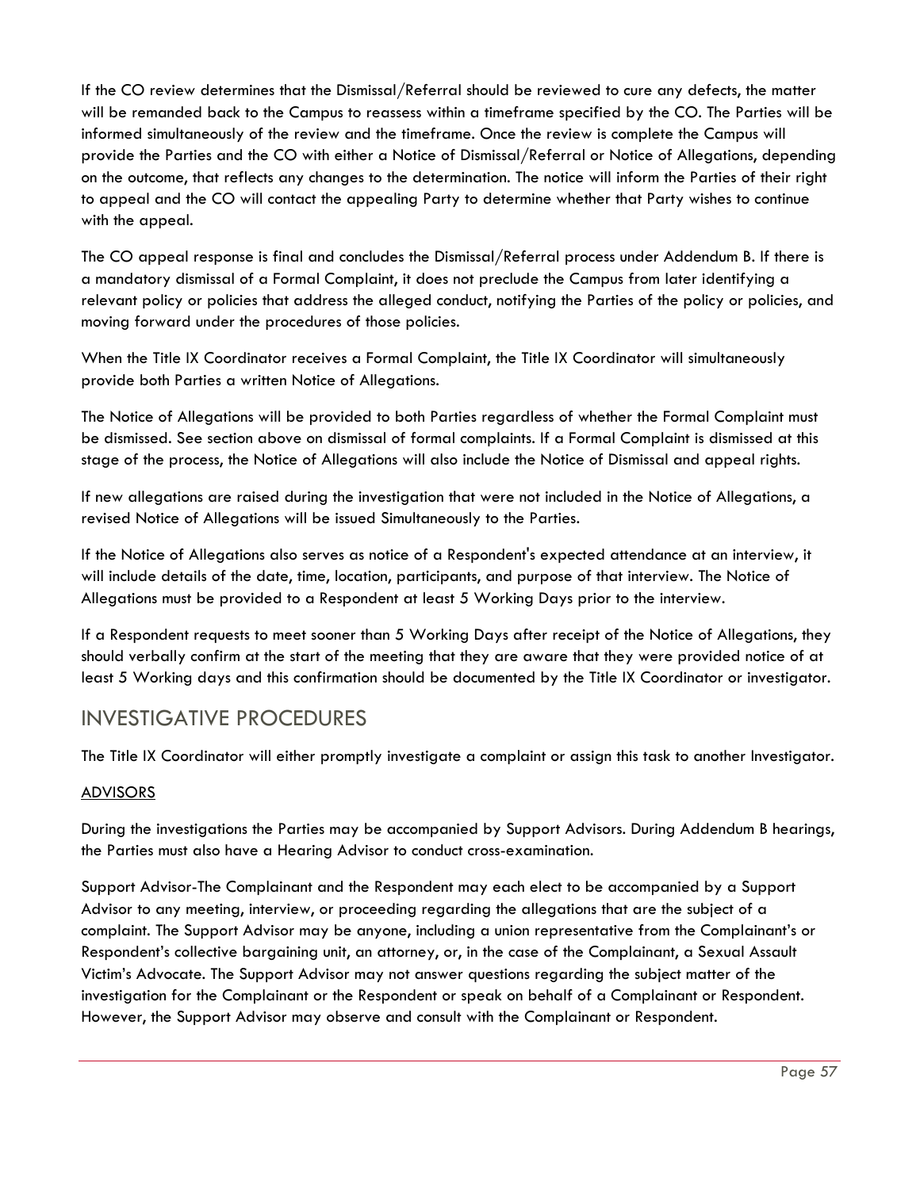If the CO review determines that the Dismissal/Referral should be reviewed to cure any defects, the matter will be remanded back to the Campus to reassess within a timeframe specified by the CO. The Parties will be informed simultaneously of the review and the timeframe. Once the review is complete the Campus will provide the Parties and the CO with either a Notice of Dismissal/Referral or Notice of Allegations, depending on the outcome, that reflects any changes to the determination. The notice will inform the Parties of their right to appeal and the CO will contact the appealing Party to determine whether that Party wishes to continue with the appeal.

The CO appeal response is final and concludes the Dismissal/Referral process under Addendum B. If there is a mandatory dismissal of a Formal Complaint, it does not preclude the Campus from later identifying a relevant policy or policies that address the alleged conduct, notifying the Parties of the policy or policies, and moving forward under the procedures of those policies.

When the Title IX Coordinator receives a Formal Complaint, the Title IX Coordinator will simultaneously provide both Parties a written Notice of Allegations.

The Notice of Allegations will be provided to both Parties regardless of whether the Formal Complaint must be dismissed. See section above on dismissal of formal complaints. If a Formal Complaint is dismissed at this stage of the process, the Notice of Allegations will also include the Notice of Dismissal and appeal rights.

If new allegations are raised during the investigation that were not included in the Notice of Allegations, a revised Notice of Allegations will be issued Simultaneously to the Parties.

If the Notice of Allegations also serves as notice of a Respondent's expected attendance at an interview, it will include details of the date, time, location, participants, and purpose of that interview. The Notice of Allegations must be provided to a Respondent at least 5 Working Days prior to the interview.

If a Respondent requests to meet sooner than 5 Working Days after receipt of the Notice of Allegations, they should verbally confirm at the start of the meeting that they are aware that they were provided notice of at least 5 Working days and this confirmation should be documented by the Title IX Coordinator or investigator.

## INVESTIGATIVE PROCEDURES

The Title IX Coordinator will either promptly investigate a complaint or assign this task to another Investigator.

### ADVISORS

During the investigations the Parties may be accompanied by Support Advisors. During Addendum B hearings, the Parties must also have a Hearing Advisor to conduct cross-examination.

Support Advisor-The Complainant and the Respondent may each elect to be accompanied by a Support Advisor to any meeting, interview, or proceeding regarding the allegations that are the subject of a complaint. The Support Advisor may be anyone, including a union representative from the Complainant's or Respondent's collective bargaining unit, an attorney, or, in the case of the Complainant, a Sexual Assault Victim's Advocate. The Support Advisor may not answer questions regarding the subject matter of the investigation for the Complainant or the Respondent or speak on behalf of a Complainant or Respondent. However, the Support Advisor may observe and consult with the Complainant or Respondent.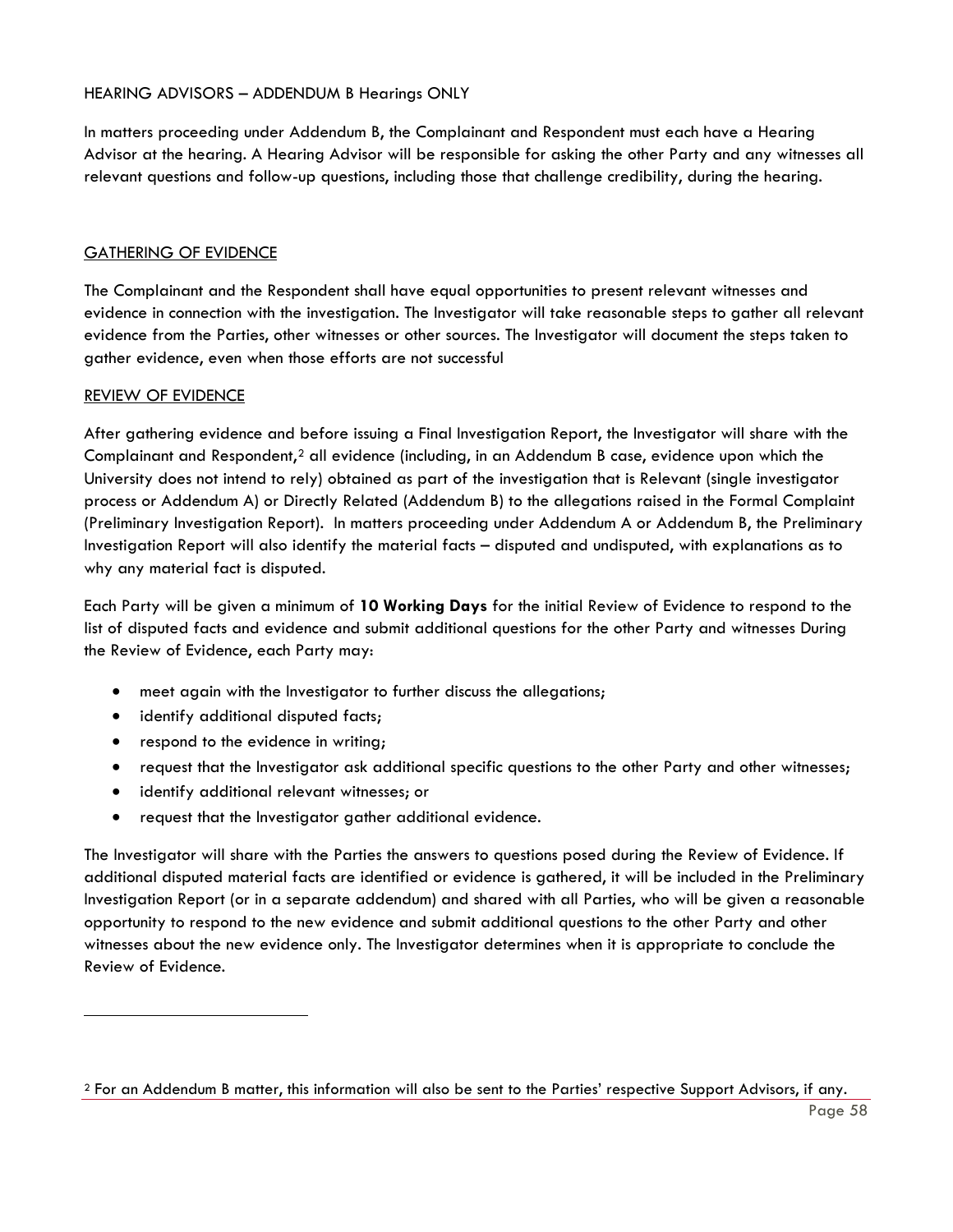HEARING ADVISORS – ADDENDUM B Hearings ONLY

In matters proceeding under Addendum B, the Complainant and Respondent must each have a Hearing Advisor at the hearing. A Hearing Advisor will be responsible for asking the other Party and any witnesses all relevant questions and follow-up questions, including those that challenge credibility, during the hearing.

## GATHERING OF EVIDENCE

The Complainant and the Respondent shall have equal opportunities to present relevant witnesses and evidence in connection with the investigation. The Investigator will take reasonable steps to gather all relevant evidence from the Parties, other witnesses or other sources. The Investigator will document the steps taken to gather evidence, even when those efforts are not successful

## REVIEW OF EVIDENCE

After gathering evidence and before issuing a Final Investigation Report, the Investigator will share with the Complainant and Respondent,[2] all evidence (including, in an Addendum B case, evidence upon which the University does not intend to rely) obtained as part of the investigation that is Relevant (single investigator process or Addendum A) or Directly Related (Addendum B) to the allegations raised in the Formal Complaint (Preliminary Investigation Report). In matters proceeding under Addendum A or Addendum B, the Preliminary Investigation Report will also identify the material facts – disputed and undisputed, with explanations as to why any material fact is disputed.

Each Party will be given a minimum of **10 Working Days** for the initial Review of Evidence to respond to the list of disputed facts and evidence and submit additional questions for the other Party and witnesses During the Review of Evidence, each Party may:

- meet again with the Investigator to further discuss the allegations;
- identify additional disputed facts;
- respond to the evidence in writing;
- request that the Investigator ask additional specific questions to the other Party and other witnesses;
- identify additional relevant witnesses; or
- request that the Investigator gather additional evidence.

The Investigator will share with the Parties the answers to questions posed during the Review of Evidence. If additional disputed material facts are identified or evidence is gathered, it will be included in the Preliminary Investigation Report (or in a separate addendum) and shared with all Parties, who will be given a reasonable opportunity to respond to the new evidence and submit additional questions to the other Party and other witnesses about the new evidence only. The Investigator determines when it is appropriate to conclude the Review of Evidence.

---

[2] For an Addendum B matter, this information will also be sent to the Parties' respective Support Advisors, if any.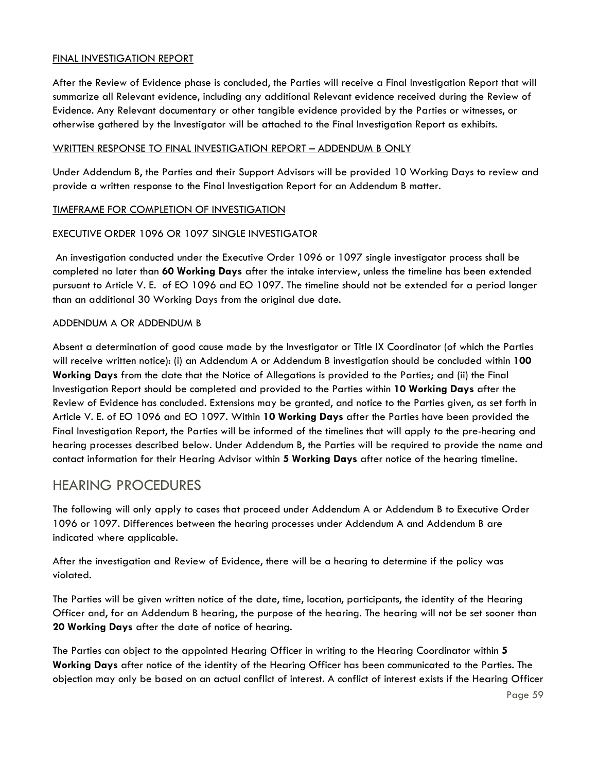#### FINAL INVESTIGATION REPORT

After the Review of Evidence phase is concluded, the Parties will receive a Final Investigation Report that will summarize all Relevant evidence, including any additional Relevant evidence received during the Review of Evidence. Any Relevant documentary or other tangible evidence provided by the Parties or witnesses, or otherwise gathered by the Investigator will be attached to the Final Investigation Report as exhibits.

#### WRITTEN RESPONSE TO FINAL INVESTIGATION REPORT – ADDENDUM B ONLY

Under Addendum B, the Parties and their Support Advisors will be provided 10 Working Days to review and provide a written response to the Final Investigation Report for an Addendum B matter.

#### TIMEFRAME FOR COMPLETION OF INVESTIGATION

EXECUTIVE ORDER 1096 OR 1097 SINGLE INVESTIGATOR

An investigation conducted under the Executive Order 1096 or 1097 single investigator process shall be completed no later than **60 Working Days** after the intake interview, unless the timeline has been extended pursuant to Article V. E. of EO 1096 and EO 1097. The timeline should not be extended for a period longer than an additional 30 Working Days from the original due date.

ADDENDUM A OR ADDENDUM B

Absent a determination of good cause made by the Investigator or Title IX Coordinator (of which the Parties will receive written notice): (i) an Addendum A or Addendum B investigation should be concluded within **100 Working Days** from the date that the Notice of Allegations is provided to the Parties; and (ii) the Final Investigation Report should be completed and provided to the Parties within **10 Working Days** after the Review of Evidence has concluded. Extensions may be granted, and notice to the Parties given, as set forth in Article V. E. of EO 1096 and EO 1097. Within **10 Working Days** after the Parties have been provided the Final Investigation Report, the Parties will be informed of the timelines that will apply to the pre-hearing and hearing processes described below. Under Addendum B, the Parties will be required to provide the name and contact information for their Hearing Advisor within **5 Working Days** after notice of the hearing timeline.

## HEARING PROCEDURES

The following will only apply to cases that proceed under Addendum A or Addendum B to Executive Order 1096 or 1097. Differences between the hearing processes under Addendum A and Addendum B are indicated where applicable.

After the investigation and Review of Evidence, there will be a hearing to determine if the policy was violated.

The Parties will be given written notice of the date, time, location, participants, the identity of the Hearing Officer and, for an Addendum B hearing, the purpose of the hearing. The hearing will not be set sooner than **20 Working Days** after the date of notice of hearing.

The Parties can object to the appointed Hearing Officer in writing to the Hearing Coordinator within **5 Working Days** after notice of the identity of the Hearing Officer has been communicated to the Parties. The objection may only be based on an actual conflict of interest. A conflict of interest exists if the Hearing Officer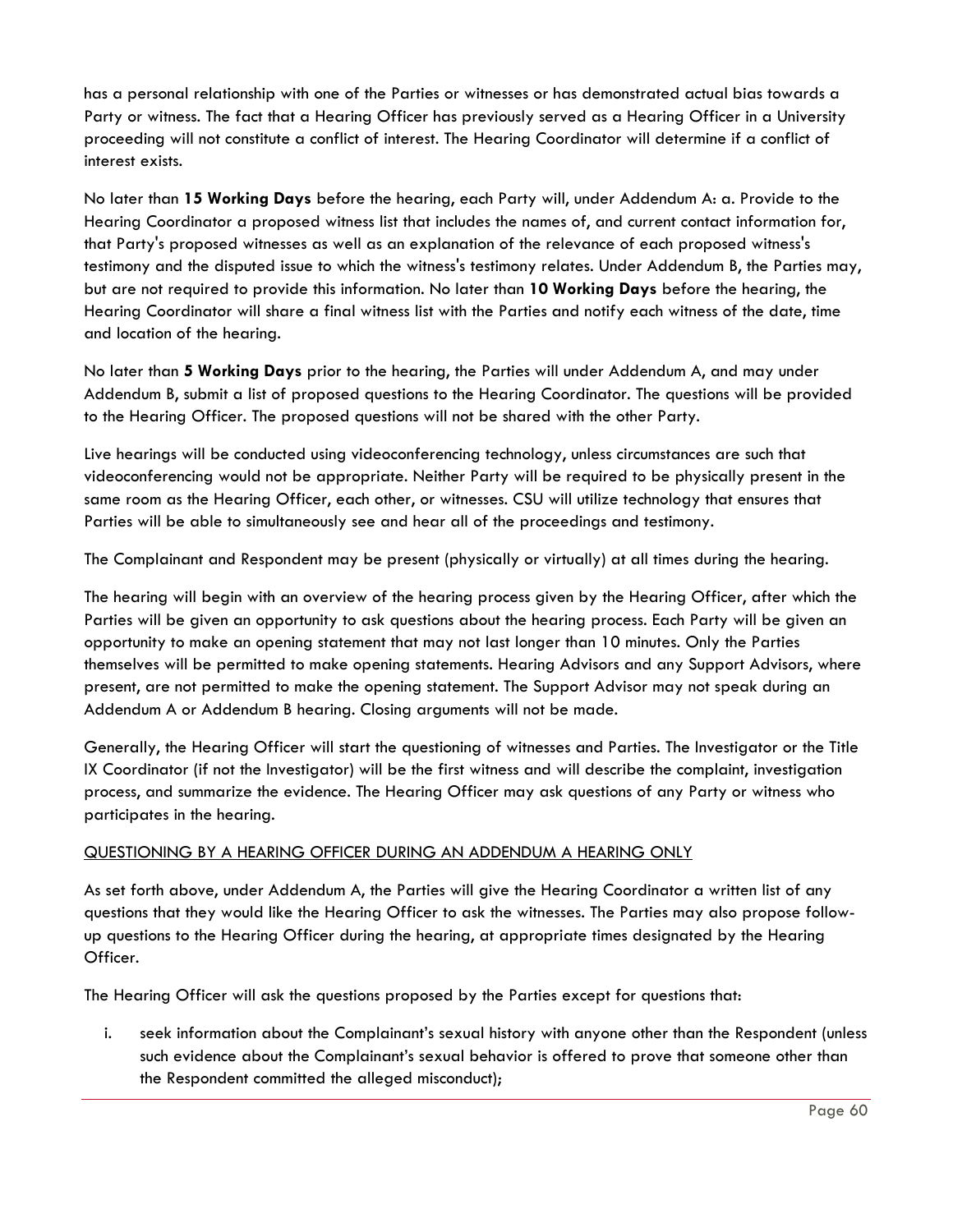has a personal relationship with one of the Parties or witnesses or has demonstrated actual bias towards a Party or witness. The fact that a Hearing Officer has previously served as a Hearing Officer in a University proceeding will not constitute a conflict of interest. The Hearing Coordinator will determine if a conflict of interest exists.

No later than **15 Working Days** before the hearing, each Party will, under Addendum A: a. Provide to the Hearing Coordinator a proposed witness list that includes the names of, and current contact information for, that Party's proposed witnesses as well as an explanation of the relevance of each proposed witness's testimony and the disputed issue to which the witness's testimony relates. Under Addendum B, the Parties may, but are not required to provide this information. No later than **10 Working Days** before the hearing, the Hearing Coordinator will share a final witness list with the Parties and notify each witness of the date, time and location of the hearing.

No later than **5 Working Days** prior to the hearing, the Parties will under Addendum A, and may under Addendum B, submit a list of proposed questions to the Hearing Coordinator. The questions will be provided to the Hearing Officer. The proposed questions will not be shared with the other Party.

Live hearings will be conducted using videoconferencing technology, unless circumstances are such that videoconferencing would not be appropriate. Neither Party will be required to be physically present in the same room as the Hearing Officer, each other, or witnesses. CSU will utilize technology that ensures that Parties will be able to simultaneously see and hear all of the proceedings and testimony.

The Complainant and Respondent may be present (physically or virtually) at all times during the hearing.

The hearing will begin with an overview of the hearing process given by the Hearing Officer, after which the Parties will be given an opportunity to ask questions about the hearing process. Each Party will be given an opportunity to make an opening statement that may not last longer than 10 minutes. Only the Parties themselves will be permitted to make opening statements. Hearing Advisors and any Support Advisors, where present, are not permitted to make the opening statement. The Support Advisor may not speak during an Addendum A or Addendum B hearing. Closing arguments will not be made.

Generally, the Hearing Officer will start the questioning of witnesses and Parties. The Investigator or the Title IX Coordinator (if not the Investigator) will be the first witness and will describe the complaint, investigation process, and summarize the evidence. The Hearing Officer may ask questions of any Party or witness who participates in the hearing.

<u>QUESTIONING BY A HEARING OFFICER DURING AN ADDENDUM A HEARING ONLY</u>

As set forth above, under Addendum A, the Parties will give the Hearing Coordinator a written list of any questions that they would like the Hearing Officer to ask the witnesses. The Parties may also propose follow-up questions to the Hearing Officer during the hearing, at appropriate times designated by the Hearing Officer.

The Hearing Officer will ask the questions proposed by the Parties except for questions that:

i. seek information about the Complainant's sexual history with anyone other than the Respondent (unless such evidence about the Complainant's sexual behavior is offered to prove that someone other than the Respondent committed the alleged misconduct);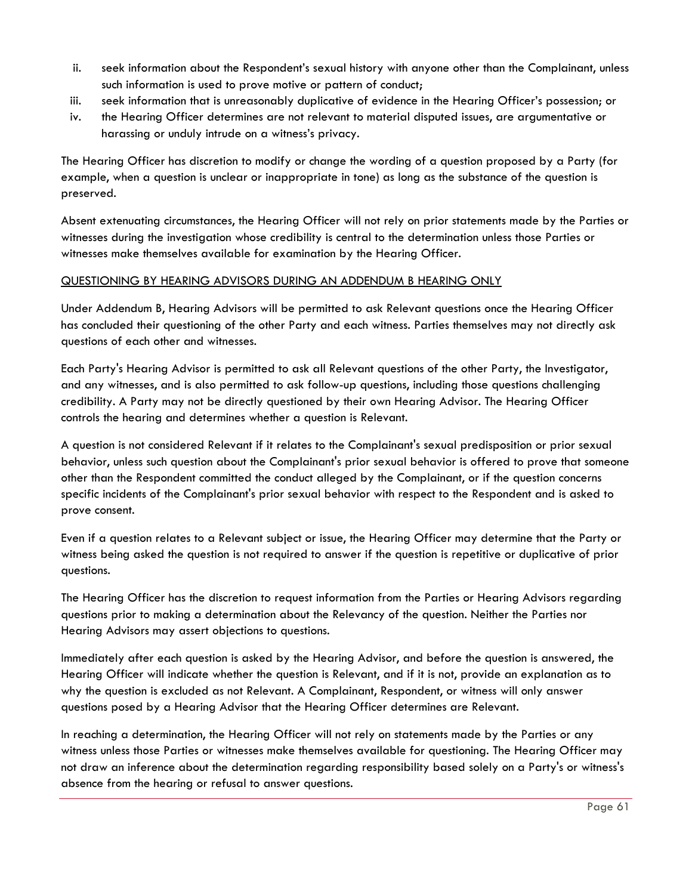ii. seek information about the Respondent's sexual history with anyone other than the Complainant, unless such information is used to prove motive or pattern of conduct;
iii. seek information that is unreasonably duplicative of evidence in the Hearing Officer's possession; or
iv. the Hearing Officer determines are not relevant to material disputed issues, are argumentative or harassing or unduly intrude on a witness's privacy.

The Hearing Officer has discretion to modify or change the wording of a question proposed by a Party (for example, when a question is unclear or inappropriate in tone) as long as the substance of the question is preserved.

Absent extenuating circumstances, the Hearing Officer will not rely on prior statements made by the Parties or witnesses during the investigation whose credibility is central to the determination unless those Parties or witnesses make themselves available for examination by the Hearing Officer.

<u>QUESTIONING BY HEARING ADVISORS DURING AN ADDENDUM B HEARING ONLY</u>

Under Addendum B, Hearing Advisors will be permitted to ask Relevant questions once the Hearing Officer has concluded their questioning of the other Party and each witness. Parties themselves may not directly ask questions of each other and witnesses.

Each Party's Hearing Advisor is permitted to ask all Relevant questions of the other Party, the Investigator, and any witnesses, and is also permitted to ask follow-up questions, including those questions challenging credibility. A Party may not be directly questioned by their own Hearing Advisor. The Hearing Officer controls the hearing and determines whether a question is Relevant.

A question is not considered Relevant if it relates to the Complainant's sexual predisposition or prior sexual behavior, unless such question about the Complainant's prior sexual behavior is offered to prove that someone other than the Respondent committed the conduct alleged by the Complainant, or if the question concerns specific incidents of the Complainant's prior sexual behavior with respect to the Respondent and is asked to prove consent.

Even if a question relates to a Relevant subject or issue, the Hearing Officer may determine that the Party or witness being asked the question is not required to answer if the question is repetitive or duplicative of prior questions.

The Hearing Officer has the discretion to request information from the Parties or Hearing Advisors regarding questions prior to making a determination about the Relevancy of the question. Neither the Parties nor Hearing Advisors may assert objections to questions.

Immediately after each question is asked by the Hearing Advisor, and before the question is answered, the Hearing Officer will indicate whether the question is Relevant, and if it is not, provide an explanation as to why the question is excluded as not Relevant. A Complainant, Respondent, or witness will only answer questions posed by a Hearing Advisor that the Hearing Officer determines are Relevant.

In reaching a determination, the Hearing Officer will not rely on statements made by the Parties or any witness unless those Parties or witnesses make themselves available for questioning. The Hearing Officer may not draw an inference about the determination regarding responsibility based solely on a Party's or witness's absence from the hearing or refusal to answer questions.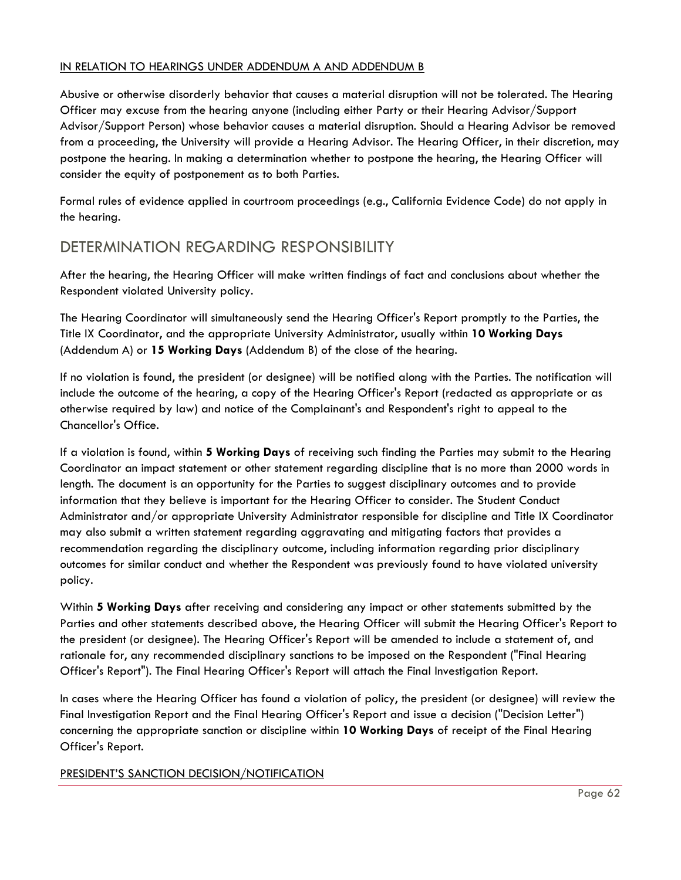IN RELATION TO HEARINGS UNDER ADDENDUM A AND ADDENDUM B

Abusive or otherwise disorderly behavior that causes a material disruption will not be tolerated. The Hearing Officer may excuse from the hearing anyone (including either Party or their Hearing Advisor/Support Advisor/Support Person) whose behavior causes a material disruption. Should a Hearing Advisor be removed from a proceeding, the University will provide a Hearing Advisor. The Hearing Officer, in their discretion, may postpone the hearing. In making a determination whether to postpone the hearing, the Hearing Officer will consider the equity of postponement as to both Parties.

Formal rules of evidence applied in courtroom proceedings (e.g., California Evidence Code) do not apply in the hearing.

## DETERMINATION REGARDING RESPONSIBILITY

After the hearing, the Hearing Officer will make written findings of fact and conclusions about whether the Respondent violated University policy.

The Hearing Coordinator will simultaneously send the Hearing Officer's Report promptly to the Parties, the Title IX Coordinator, and the appropriate University Administrator, usually within **10 Working Days** (Addendum A) or **15 Working Days** (Addendum B) of the close of the hearing.

If no violation is found, the president (or designee) will be notified along with the Parties. The notification will include the outcome of the hearing, a copy of the Hearing Officer's Report (redacted as appropriate or as otherwise required by law) and notice of the Complainant's and Respondent's right to appeal to the Chancellor's Office.

If a violation is found, within **5 Working Days** of receiving such finding the Parties may submit to the Hearing Coordinator an impact statement or other statement regarding discipline that is no more than 2000 words in length. The document is an opportunity for the Parties to suggest disciplinary outcomes and to provide information that they believe is important for the Hearing Officer to consider. The Student Conduct Administrator and/or appropriate University Administrator responsible for discipline and Title IX Coordinator may also submit a written statement regarding aggravating and mitigating factors that provides a recommendation regarding the disciplinary outcome, including information regarding prior disciplinary outcomes for similar conduct and whether the Respondent was previously found to have violated university policy.

Within **5 Working Days** after receiving and considering any impact or other statements submitted by the Parties and other statements described above, the Hearing Officer will submit the Hearing Officer's Report to the president (or designee). The Hearing Officer's Report will be amended to include a statement of, and rationale for, any recommended disciplinary sanctions to be imposed on the Respondent ("Final Hearing Officer's Report"). The Final Hearing Officer's Report will attach the Final Investigation Report.

In cases where the Hearing Officer has found a violation of policy, the president (or designee) will review the Final Investigation Report and the Final Hearing Officer's Report and issue a decision ("Decision Letter") concerning the appropriate sanction or discipline within **10 Working Days** of receipt of the Final Hearing Officer's Report.

PRESIDENT'S SANCTION DECISION/NOTIFICATION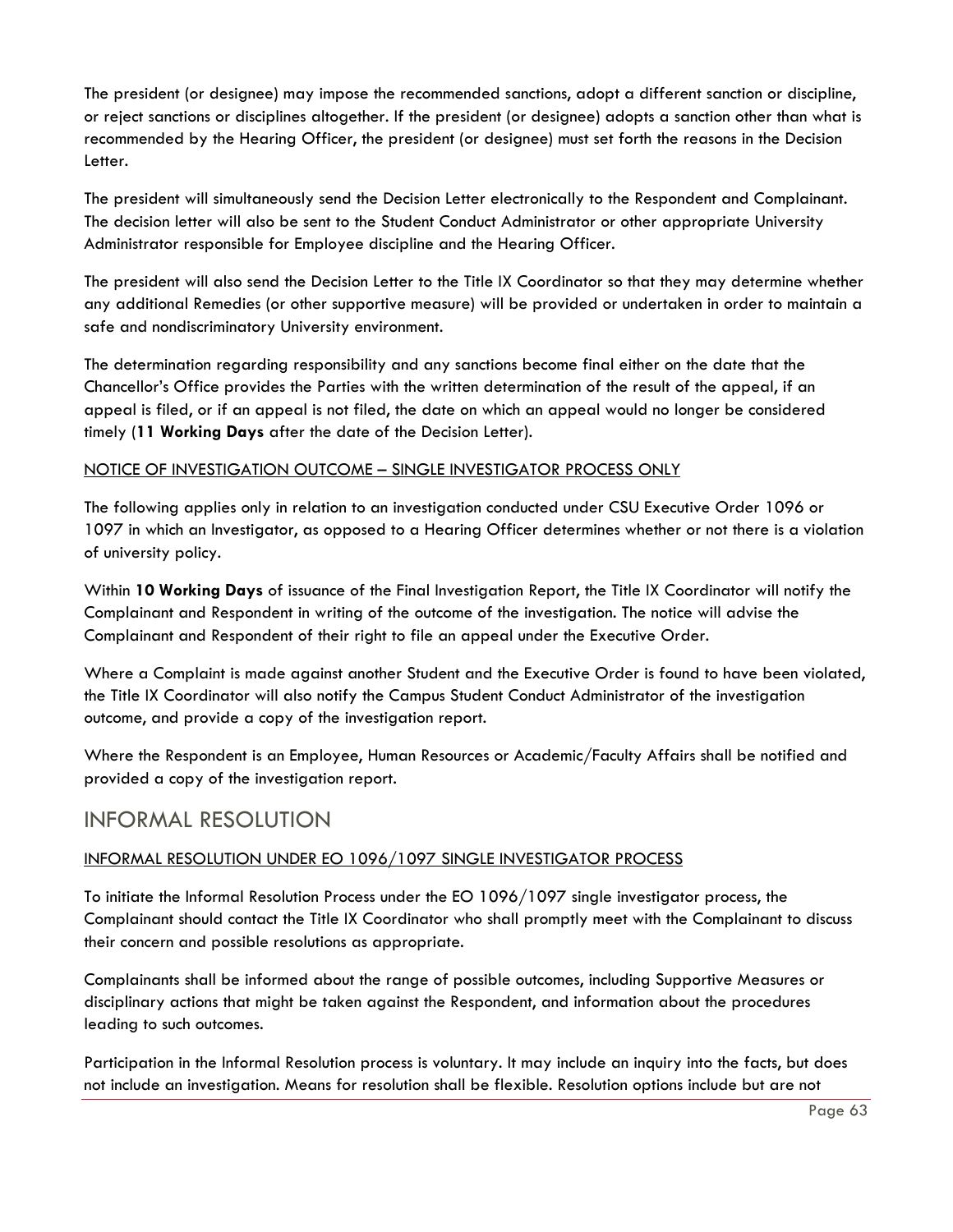The president (or designee) may impose the recommended sanctions, adopt a different sanction or discipline, or reject sanctions or disciplines altogether. If the president (or designee) adopts a sanction other than what is recommended by the Hearing Officer, the president (or designee) must set forth the reasons in the Decision Letter.

The president will simultaneously send the Decision Letter electronically to the Respondent and Complainant. The decision letter will also be sent to the Student Conduct Administrator or other appropriate University Administrator responsible for Employee discipline and the Hearing Officer.

The president will also send the Decision Letter to the Title IX Coordinator so that they may determine whether any additional Remedies (or other supportive measure) will be provided or undertaken in order to maintain a safe and nondiscriminatory University environment.

The determination regarding responsibility and any sanctions become final either on the date that the Chancellor's Office provides the Parties with the written determination of the result of the appeal, if an appeal is filed, or if an appeal is not filed, the date on which an appeal would no longer be considered timely (**11 Working Days** after the date of the Decision Letter).

### NOTICE OF INVESTIGATION OUTCOME – SINGLE INVESTIGATOR PROCESS ONLY

The following applies only in relation to an investigation conducted under CSU Executive Order 1096 or 1097 in which an Investigator, as opposed to a Hearing Officer determines whether or not there is a violation of university policy.

Within **10 Working Days** of issuance of the Final Investigation Report, the Title IX Coordinator will notify the Complainant and Respondent in writing of the outcome of the investigation. The notice will advise the Complainant and Respondent of their right to file an appeal under the Executive Order.

Where a Complaint is made against another Student and the Executive Order is found to have been violated, the Title IX Coordinator will also notify the Campus Student Conduct Administrator of the investigation outcome, and provide a copy of the investigation report.

Where the Respondent is an Employee, Human Resources or Academic/Faculty Affairs shall be notified and provided a copy of the investigation report.

## INFORMAL RESOLUTION

### INFORMAL RESOLUTION UNDER EO 1096/1097 SINGLE INVESTIGATOR PROCESS

To initiate the Informal Resolution Process under the EO 1096/1097 single investigator process, the Complainant should contact the Title IX Coordinator who shall promptly meet with the Complainant to discuss their concern and possible resolutions as appropriate.

Complainants shall be informed about the range of possible outcomes, including Supportive Measures or disciplinary actions that might be taken against the Respondent, and information about the procedures leading to such outcomes.

Participation in the Informal Resolution process is voluntary. It may include an inquiry into the facts, but does not include an investigation. Means for resolution shall be flexible. Resolution options include but are not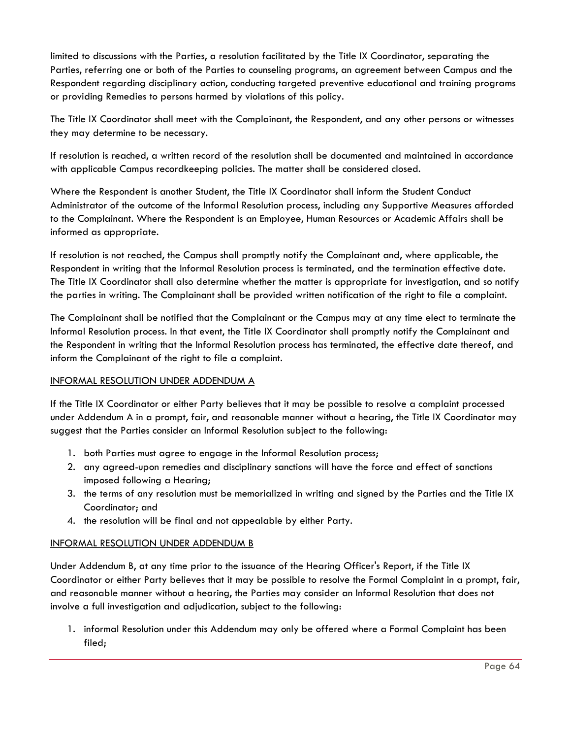limited to discussions with the Parties, a resolution facilitated by the Title IX Coordinator, separating the Parties, referring one or both of the Parties to counseling programs, an agreement between Campus and the Respondent regarding disciplinary action, conducting targeted preventive educational and training programs or providing Remedies to persons harmed by violations of this policy.

The Title IX Coordinator shall meet with the Complainant, the Respondent, and any other persons or witnesses they may determine to be necessary.

If resolution is reached, a written record of the resolution shall be documented and maintained in accordance with applicable Campus recordkeeping policies. The matter shall be considered closed.

Where the Respondent is another Student, the Title IX Coordinator shall inform the Student Conduct Administrator of the outcome of the Informal Resolution process, including any Supportive Measures afforded to the Complainant. Where the Respondent is an Employee, Human Resources or Academic Affairs shall be informed as appropriate.

If resolution is not reached, the Campus shall promptly notify the Complainant and, where applicable, the Respondent in writing that the Informal Resolution process is terminated, and the termination effective date. The Title IX Coordinator shall also determine whether the matter is appropriate for investigation, and so notify the parties in writing. The Complainant shall be provided written notification of the right to file a complaint.

The Complainant shall be notified that the Complainant or the Campus may at any time elect to terminate the Informal Resolution process. In that event, the Title IX Coordinator shall promptly notify the Complainant and the Respondent in writing that the Informal Resolution process has terminated, the effective date thereof, and inform the Complainant of the right to file a complaint.

INFORMAL RESOLUTION UNDER ADDENDUM A

If the Title IX Coordinator or either Party believes that it may be possible to resolve a complaint processed under Addendum A in a prompt, fair, and reasonable manner without a hearing, the Title IX Coordinator may suggest that the Parties consider an Informal Resolution subject to the following:

1. both Parties must agree to engage in the Informal Resolution process;
2. any agreed-upon remedies and disciplinary sanctions will have the force and effect of sanctions imposed following a Hearing;
3. the terms of any resolution must be memorialized in writing and signed by the Parties and the Title IX Coordinator; and
4. the resolution will be final and not appealable by either Party.

INFORMAL RESOLUTION UNDER ADDENDUM B

Under Addendum B, at any time prior to the issuance of the Hearing Officer's Report, if the Title IX Coordinator or either Party believes that it may be possible to resolve the Formal Complaint in a prompt, fair, and reasonable manner without a hearing, the Parties may consider an Informal Resolution that does not involve a full investigation and adjudication, subject to the following:

1. informal Resolution under this Addendum may only be offered where a Formal Complaint has been filed;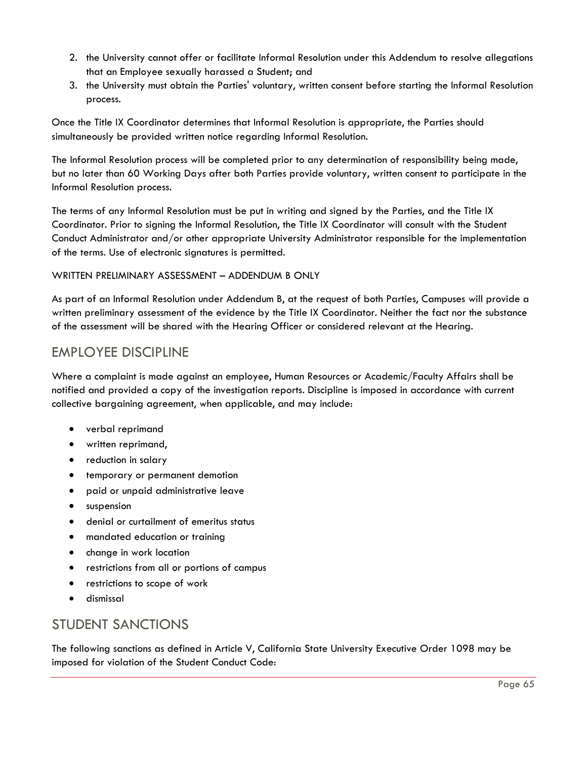2. the University cannot offer or facilitate Informal Resolution under this Addendum to resolve allegations that an Employee sexually harassed a Student; and
3. the University must obtain the Parties' voluntary, written consent before starting the Informal Resolution process.

Once the Title IX Coordinator determines that Informal Resolution is appropriate, the Parties should simultaneously be provided written notice regarding Informal Resolution.

The Informal Resolution process will be completed prior to any determination of responsibility being made, but no later than 60 Working Days after both Parties provide voluntary, written consent to participate in the Informal Resolution process.

The terms of any Informal Resolution must be put in writing and signed by the Parties, and the Title IX Coordinator. Prior to signing the Informal Resolution, the Title IX Coordinator will consult with the Student Conduct Administrator and/or other appropriate University Administrator responsible for the implementation of the terms. Use of electronic signatures is permitted.

WRITTEN PRELIMINARY ASSESSMENT – ADDENDUM B ONLY

As part of an Informal Resolution under Addendum B, at the request of both Parties, Campuses will provide a written preliminary assessment of the evidence by the Title IX Coordinator. Neither the fact nor the substance of the assessment will be shared with the Hearing Officer or considered relevant at the Hearing.

## EMPLOYEE DISCIPLINE

Where a complaint is made against an employee, Human Resources or Academic/Faculty Affairs shall be notified and provided a copy of the investigation reports. Discipline is imposed in accordance with current collective bargaining agreement, when applicable, and may include:

- verbal reprimand
- written reprimand,
- reduction in salary
- temporary or permanent demotion
- paid or unpaid administrative leave
- suspension
- denial or curtailment of emeritus status
- mandated education or training
- change in work location
- restrictions from all or portions of campus
- restrictions to scope of work
- dismissal

## STUDENT SANCTIONS

The following sanctions as defined in Article V, California State University Executive Order 1098 may be imposed for violation of the Student Conduct Code: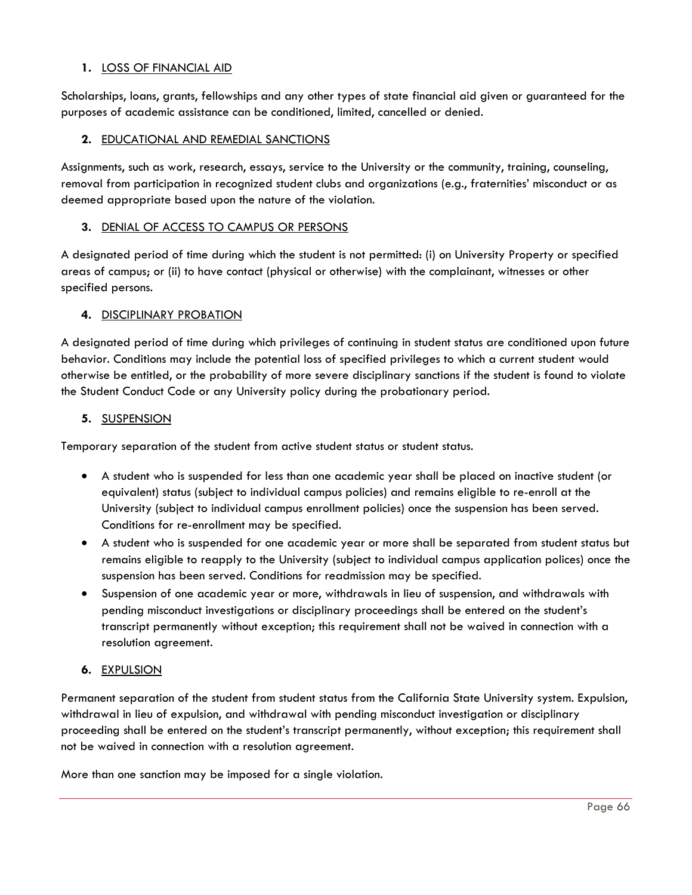**1.** <u>LOSS OF FINANCIAL AID</u>

Scholarships, loans, grants, fellowships and any other types of state financial aid given or guaranteed for the purposes of academic assistance can be conditioned, limited, cancelled or denied.

**2.** <u>EDUCATIONAL AND REMEDIAL SANCTIONS</u>

Assignments, such as work, research, essays, service to the University or the community, training, counseling, removal from participation in recognized student clubs and organizations (e.g., fraternities' misconduct or as deemed appropriate based upon the nature of the violation.

**3.** <u>DENIAL OF ACCESS TO CAMPUS OR PERSONS</u>

A designated period of time during which the student is not permitted: (i) on University Property or specified areas of campus; or (ii) to have contact (physical or otherwise) with the complainant, witnesses or other specified persons.

**4.** <u>DISCIPLINARY PROBATION</u>

A designated period of time during which privileges of continuing in student status are conditioned upon future behavior. Conditions may include the potential loss of specified privileges to which a current student would otherwise be entitled, or the probability of more severe disciplinary sanctions if the student is found to violate the Student Conduct Code or any University policy during the probationary period.

**5.** <u>SUSPENSION</u>

Temporary separation of the student from active student status or student status.

- A student who is suspended for less than one academic year shall be placed on inactive student (or equivalent) status (subject to individual campus policies) and remains eligible to re-enroll at the University (subject to individual campus enrollment policies) once the suspension has been served. Conditions for re-enrollment may be specified.
- A student who is suspended for one academic year or more shall be separated from student status but remains eligible to reapply to the University (subject to individual campus application polices) once the suspension has been served. Conditions for readmission may be specified.
- Suspension of one academic year or more, withdrawals in lieu of suspension, and withdrawals with pending misconduct investigations or disciplinary proceedings shall be entered on the student's transcript permanently without exception; this requirement shall not be waived in connection with a resolution agreement.

**6.** <u>EXPULSION</u>

Permanent separation of the student from student status from the California State University system. Expulsion, withdrawal in lieu of expulsion, and withdrawal with pending misconduct investigation or disciplinary proceeding shall be entered on the student's transcript permanently, without exception; this requirement shall not be waived in connection with a resolution agreement.

More than one sanction may be imposed for a single violation.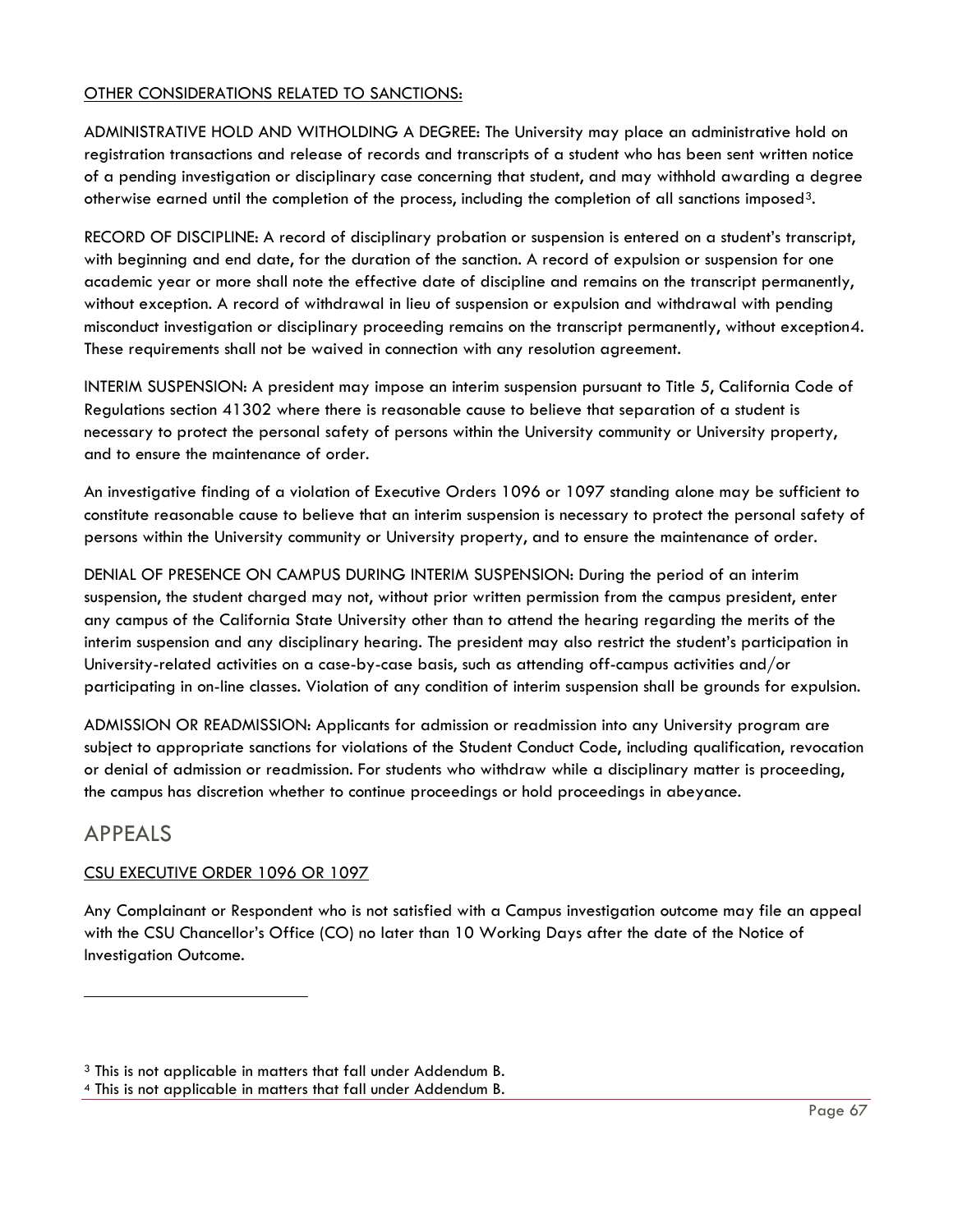OTHER CONSIDERATIONS RELATED TO SANCTIONS:

ADMINISTRATIVE HOLD AND WITHOLDING A DEGREE: The University may place an administrative hold on registration transactions and release of records and transcripts of a student who has been sent written notice of a pending investigation or disciplinary case concerning that student, and may withhold awarding a degree otherwise earned until the completion of the process, including the completion of all sanctions imposed[3].

RECORD OF DISCIPLINE: A record of disciplinary probation or suspension is entered on a student's transcript, with beginning and end date, for the duration of the sanction. A record of expulsion or suspension for one academic year or more shall note the effective date of discipline and remains on the transcript permanently, without exception. A record of withdrawal in lieu of suspension or expulsion and withdrawal with pending misconduct investigation or disciplinary proceeding remains on the transcript permanently, without exception[4]. These requirements shall not be waived in connection with any resolution agreement.

INTERIM SUSPENSION: A president may impose an interim suspension pursuant to Title 5, California Code of Regulations section 41302 where there is reasonable cause to believe that separation of a student is necessary to protect the personal safety of persons within the University community or University property, and to ensure the maintenance of order.

An investigative finding of a violation of Executive Orders 1096 or 1097 standing alone may be sufficient to constitute reasonable cause to believe that an interim suspension is necessary to protect the personal safety of persons within the University community or University property, and to ensure the maintenance of order.

DENIAL OF PRESENCE ON CAMPUS DURING INTERIM SUSPENSION: During the period of an interim suspension, the student charged may not, without prior written permission from the campus president, enter any campus of the California State University other than to attend the hearing regarding the merits of the interim suspension and any disciplinary hearing. The president may also restrict the student's participation in University-related activities on a case-by-case basis, such as attending off-campus activities and/or participating in on-line classes. Violation of any condition of interim suspension shall be grounds for expulsion.

ADMISSION OR READMISSION: Applicants for admission or readmission into any University program are subject to appropriate sanctions for violations of the Student Conduct Code, including qualification, revocation or denial of admission or readmission. For students who withdraw while a disciplinary matter is proceeding, the campus has discretion whether to continue proceedings or hold proceedings in abeyance.

## APPEALS

CSU EXECUTIVE ORDER 1096 OR 1097

Any Complainant or Respondent who is not satisfied with a Campus investigation outcome may file an appeal with the CSU Chancellor's Office (CO) no later than 10 Working Days after the date of the Notice of Investigation Outcome.

---

[3] This is not applicable in matters that fall under Addendum B.

[4] This is not applicable in matters that fall under Addendum B.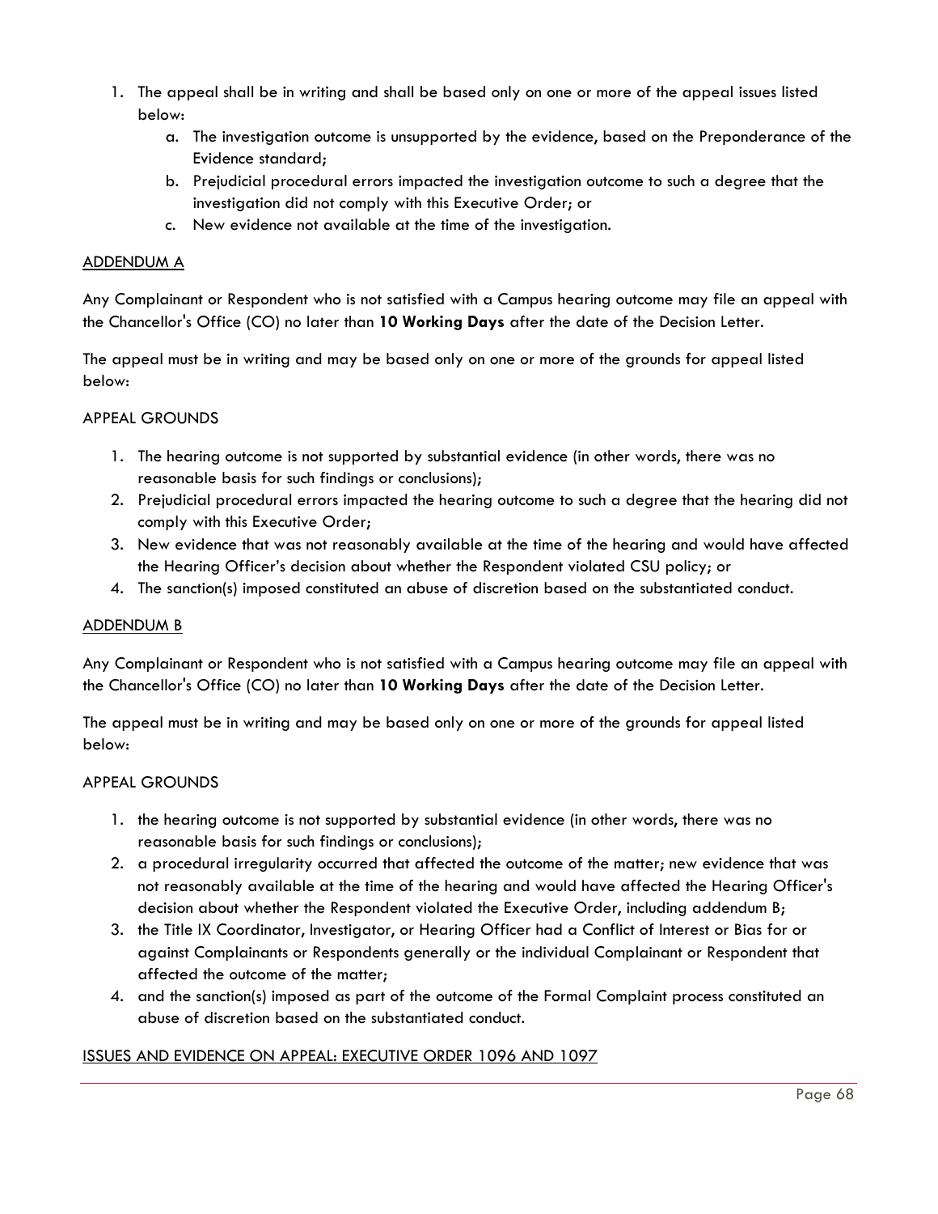1. The appeal shall be in writing and shall be based only on one or more of the appeal issues listed below:
    a. The investigation outcome is unsupported by the evidence, based on the Preponderance of the Evidence standard;
    b. Prejudicial procedural errors impacted the investigation outcome to such a degree that the investigation did not comply with this Executive Order; or
    c. New evidence not available at the time of the investigation.

ADDENDUM A

Any Complainant or Respondent who is not satisfied with a Campus hearing outcome may file an appeal with the Chancellor's Office (CO) no later than **10 Working Days** after the date of the Decision Letter.

The appeal must be in writing and may be based only on one or more of the grounds for appeal listed below:

APPEAL GROUNDS

1. The hearing outcome is not supported by substantial evidence (in other words, there was no reasonable basis for such findings or conclusions);
2. Prejudicial procedural errors impacted the hearing outcome to such a degree that the hearing did not comply with this Executive Order;
3. New evidence that was not reasonably available at the time of the hearing and would have affected the Hearing Officer's decision about whether the Respondent violated CSU policy; or
4. The sanction(s) imposed constituted an abuse of discretion based on the substantiated conduct.

ADDENDUM B

Any Complainant or Respondent who is not satisfied with a Campus hearing outcome may file an appeal with the Chancellor's Office (CO) no later than **10 Working Days** after the date of the Decision Letter.

The appeal must be in writing and may be based only on one or more of the grounds for appeal listed below:

APPEAL GROUNDS

1. the hearing outcome is not supported by substantial evidence (in other words, there was no reasonable basis for such findings or conclusions);
2. a procedural irregularity occurred that affected the outcome of the matter; new evidence that was not reasonably available at the time of the hearing and would have affected the Hearing Officer's decision about whether the Respondent violated the Executive Order, including addendum B;
3. the Title IX Coordinator, Investigator, or Hearing Officer had a Conflict of Interest or Bias for or against Complainants or Respondents generally or the individual Complainant or Respondent that affected the outcome of the matter;
4. and the sanction(s) imposed as part of the outcome of the Formal Complaint process constituted an abuse of discretion based on the substantiated conduct.

ISSUES AND EVIDENCE ON APPEAL: EXECUTIVE ORDER 1096 AND 1097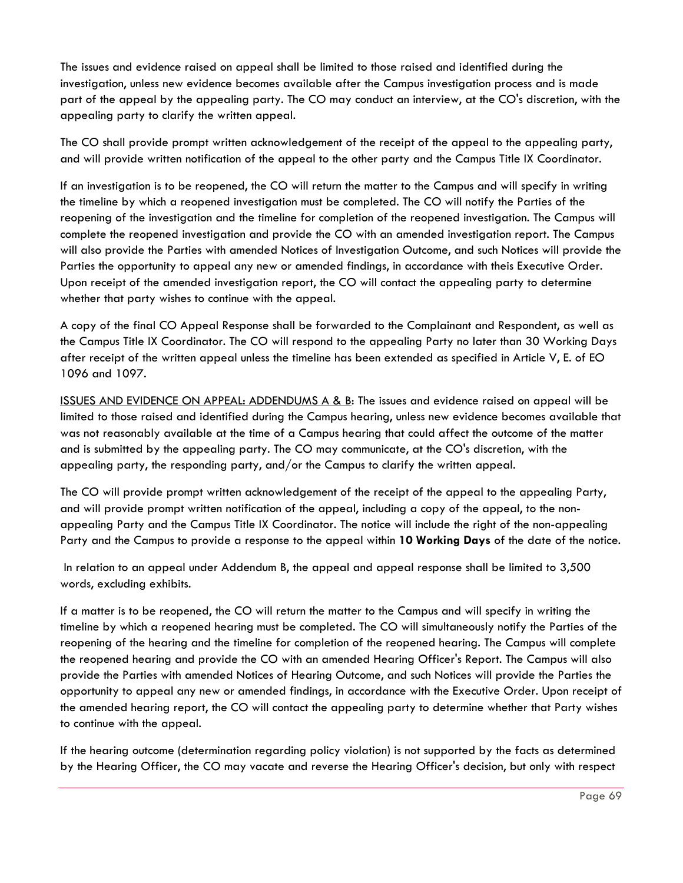The issues and evidence raised on appeal shall be limited to those raised and identified during the investigation, unless new evidence becomes available after the Campus investigation process and is made part of the appeal by the appealing party. The CO may conduct an interview, at the CO's discretion, with the appealing party to clarify the written appeal.

The CO shall provide prompt written acknowledgement of the receipt of the appeal to the appealing party, and will provide written notification of the appeal to the other party and the Campus Title IX Coordinator.

If an investigation is to be reopened, the CO will return the matter to the Campus and will specify in writing the timeline by which a reopened investigation must be completed. The CO will notify the Parties of the reopening of the investigation and the timeline for completion of the reopened investigation. The Campus will complete the reopened investigation and provide the CO with an amended investigation report. The Campus will also provide the Parties with amended Notices of Investigation Outcome, and such Notices will provide the Parties the opportunity to appeal any new or amended findings, in accordance with theis Executive Order. Upon receipt of the amended investigation report, the CO will contact the appealing party to determine whether that party wishes to continue with the appeal.

A copy of the final CO Appeal Response shall be forwarded to the Complainant and Respondent, as well as the Campus Title IX Coordinator. The CO will respond to the appealing Party no later than 30 Working Days after receipt of the written appeal unless the timeline has been extended as specified in Article V, E. of EO 1096 and 1097.

<u>ISSUES AND EVIDENCE ON APPEAL: ADDENDUMS A & B</u>: The issues and evidence raised on appeal will be limited to those raised and identified during the Campus hearing, unless new evidence becomes available that was not reasonably available at the time of a Campus hearing that could affect the outcome of the matter and is submitted by the appealing party. The CO may communicate, at the CO's discretion, with the appealing party, the responding party, and/or the Campus to clarify the written appeal.

The CO will provide prompt written acknowledgement of the receipt of the appeal to the appealing Party, and will provide prompt written notification of the appeal, including a copy of the appeal, to the non-appealing Party and the Campus Title IX Coordinator. The notice will include the right of the non-appealing Party and the Campus to provide a response to the appeal within **10 Working Days** of the date of the notice.

In relation to an appeal under Addendum B, the appeal and appeal response shall be limited to 3,500 words, excluding exhibits.

If a matter is to be reopened, the CO will return the matter to the Campus and will specify in writing the timeline by which a reopened hearing must be completed. The CO will simultaneously notify the Parties of the reopening of the hearing and the timeline for completion of the reopened hearing. The Campus will complete the reopened hearing and provide the CO with an amended Hearing Officer's Report. The Campus will also provide the Parties with amended Notices of Hearing Outcome, and such Notices will provide the Parties the opportunity to appeal any new or amended findings, in accordance with the Executive Order. Upon receipt of the amended hearing report, the CO will contact the appealing party to determine whether that Party wishes to continue with the appeal.

If the hearing outcome (determination regarding policy violation) is not supported by the facts as determined by the Hearing Officer, the CO may vacate and reverse the Hearing Officer's decision, but only with respect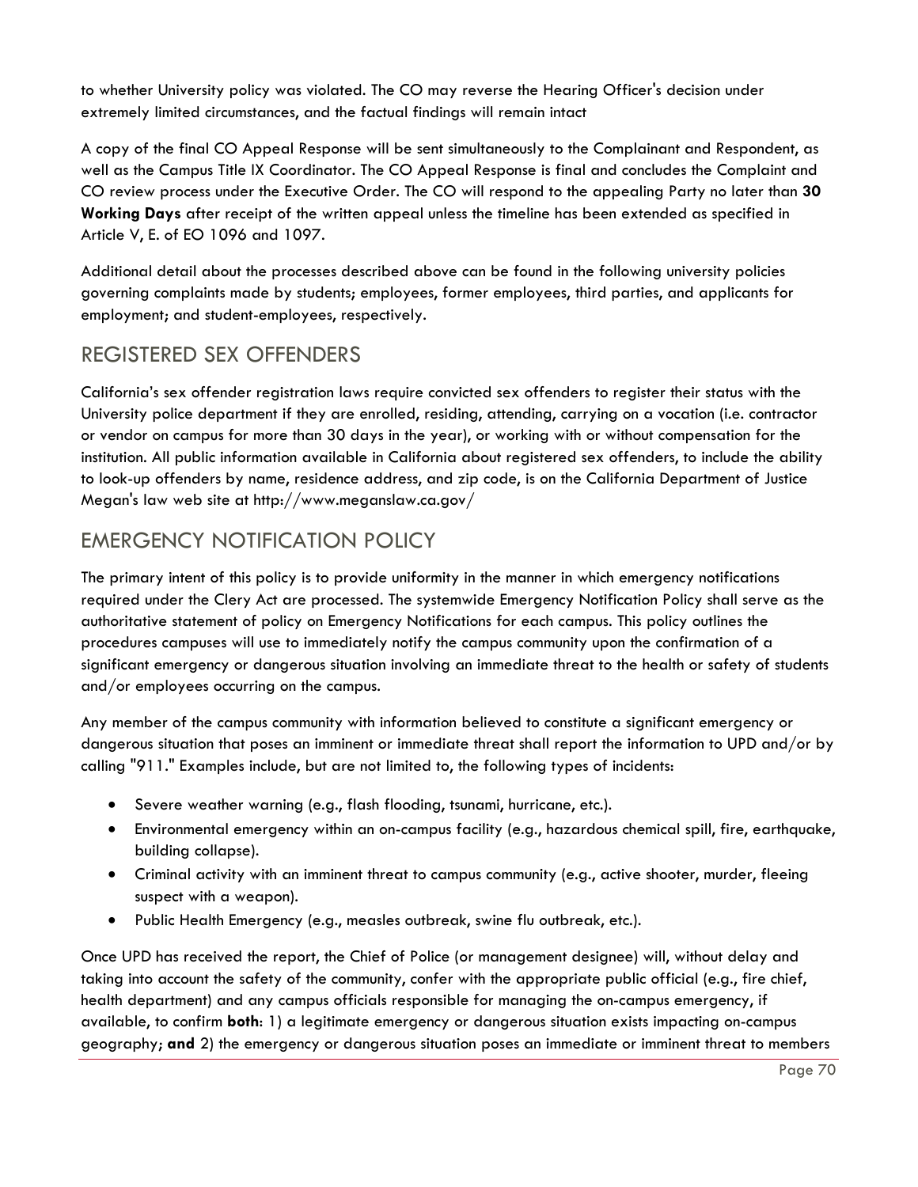to whether University policy was violated. The CO may reverse the Hearing Officer's decision under extremely limited circumstances, and the factual findings will remain intact

A copy of the final CO Appeal Response will be sent simultaneously to the Complainant and Respondent, as well as the Campus Title IX Coordinator. The CO Appeal Response is final and concludes the Complaint and CO review process under the Executive Order. The CO will respond to the appealing Party no later than **30 Working Days** after receipt of the written appeal unless the timeline has been extended as specified in Article V, E. of EO 1096 and 1097.

Additional detail about the processes described above can be found in the following university policies governing complaints made by students; employees, former employees, third parties, and applicants for employment; and student-employees, respectively.

## REGISTERED SEX OFFENDERS

California's sex offender registration laws require convicted sex offenders to register their status with the University police department if they are enrolled, residing, attending, carrying on a vocation (i.e. contractor or vendor on campus for more than 30 days in the year), or working with or without compensation for the institution. All public information available in California about registered sex offenders, to include the ability to look-up offenders by name, residence address, and zip code, is on the California Department of Justice Megan's law web site at http://www.meganslaw.ca.gov/

## EMERGENCY NOTIFICATION POLICY

The primary intent of this policy is to provide uniformity in the manner in which emergency notifications required under the Clery Act are processed. The systemwide Emergency Notification Policy shall serve as the authoritative statement of policy on Emergency Notifications for each campus. This policy outlines the procedures campuses will use to immediately notify the campus community upon the confirmation of a significant emergency or dangerous situation involving an immediate threat to the health or safety of students and/or employees occurring on the campus.

Any member of the campus community with information believed to constitute a significant emergency or dangerous situation that poses an imminent or immediate threat shall report the information to UPD and/or by calling "911." Examples include, but are not limited to, the following types of incidents:

- Severe weather warning (e.g., flash flooding, tsunami, hurricane, etc.).
- Environmental emergency within an on-campus facility (e.g., hazardous chemical spill, fire, earthquake, building collapse).
- Criminal activity with an imminent threat to campus community (e.g., active shooter, murder, fleeing suspect with a weapon).
- Public Health Emergency (e.g., measles outbreak, swine flu outbreak, etc.).

Once UPD has received the report, the Chief of Police (or management designee) will, without delay and taking into account the safety of the community, confer with the appropriate public official (e.g., fire chief, health department) and any campus officials responsible for managing the on-campus emergency, if available, to confirm **both**: 1) a legitimate emergency or dangerous situation exists impacting on-campus geography; **and** 2) the emergency or dangerous situation poses an immediate or imminent threat to members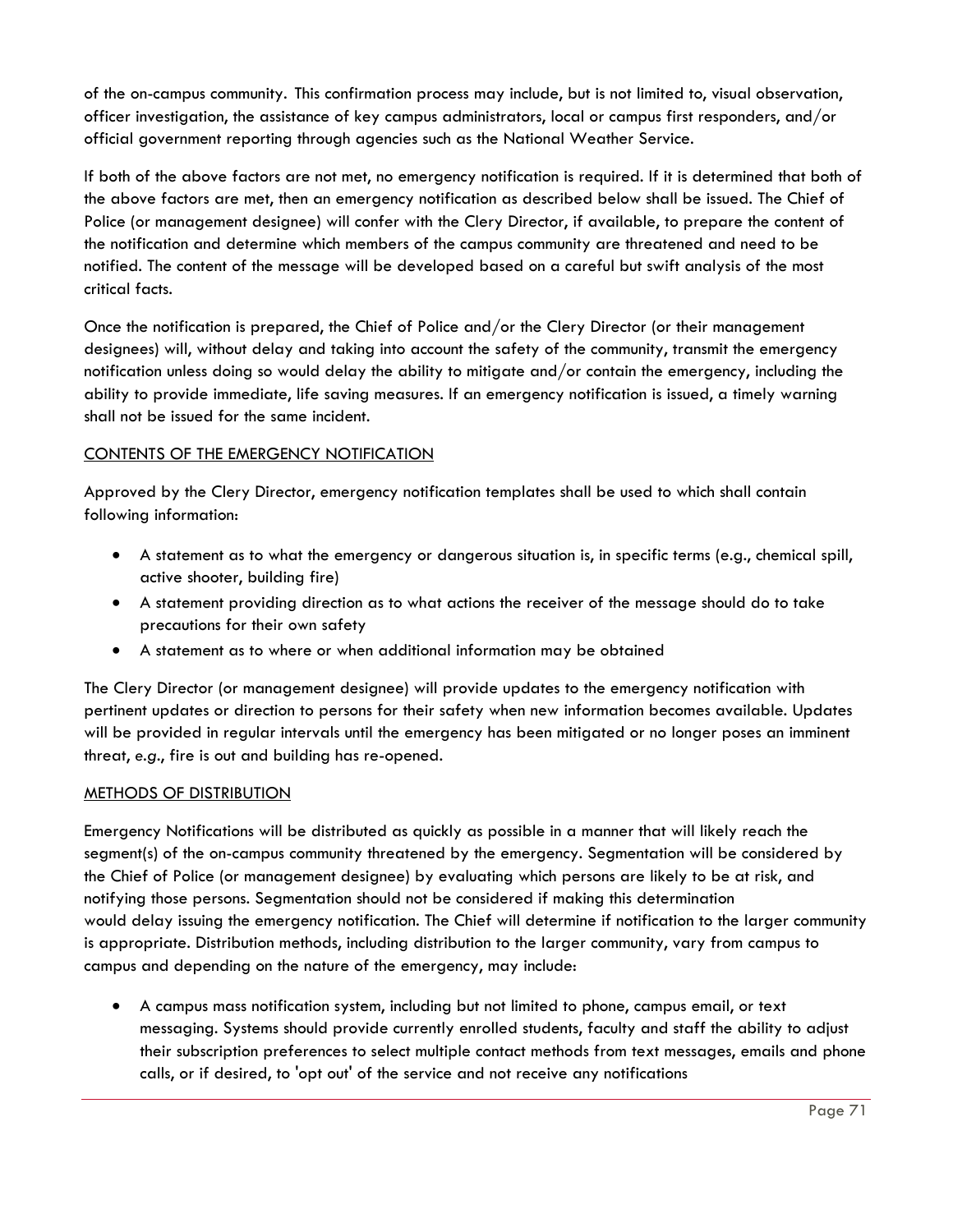of the on-campus community. This confirmation process may include, but is not limited to, visual observation, officer investigation, the assistance of key campus administrators, local or campus first responders, and/or official government reporting through agencies such as the National Weather Service.

If both of the above factors are not met, no emergency notification is required. If it is determined that both of the above factors are met, then an emergency notification as described below shall be issued. The Chief of Police (or management designee) will confer with the Clery Director, if available, to prepare the content of the notification and determine which members of the campus community are threatened and need to be notified. The content of the message will be developed based on a careful but swift analysis of the most critical facts.

Once the notification is prepared, the Chief of Police and/or the Clery Director (or their management designees) will, without delay and taking into account the safety of the community, transmit the emergency notification unless doing so would delay the ability to mitigate and/or contain the emergency, including the ability to provide immediate, life saving measures. If an emergency notification is issued, a timely warning shall not be issued for the same incident.

<u>CONTENTS OF THE EMERGENCY NOTIFICATION</u>

Approved by the Clery Director, emergency notification templates shall be used to which shall contain following information:

- A statement as to what the emergency or dangerous situation is, in specific terms (e.g., chemical spill, active shooter, building fire)
- A statement providing direction as to what actions the receiver of the message should do to take precautions for their own safety
- A statement as to where or when additional information may be obtained

The Clery Director (or management designee) will provide updates to the emergency notification with pertinent updates or direction to persons for their safety when new information becomes available. Updates will be provided in regular intervals until the emergency has been mitigated or no longer poses an imminent threat, *e.g.*, fire is out and building has re-opened.

<u>METHODS OF DISTRIBUTION</u>

Emergency Notifications will be distributed as quickly as possible in a manner that will likely reach the segment(s) of the on-campus community threatened by the emergency. Segmentation will be considered by the Chief of Police (or management designee) by evaluating which persons are likely to be at risk, and notifying those persons. Segmentation should not be considered if making this determination would delay issuing the emergency notification. The Chief will determine if notification to the larger community is appropriate. Distribution methods, including distribution to the larger community, vary from campus to campus and depending on the nature of the emergency, may include:

- A campus mass notification system, including but not limited to phone, campus email, or text messaging. Systems should provide currently enrolled students, faculty and staff the ability to adjust their subscription preferences to select multiple contact methods from text messages, emails and phone calls, or if desired, to 'opt out' of the service and not receive any notifications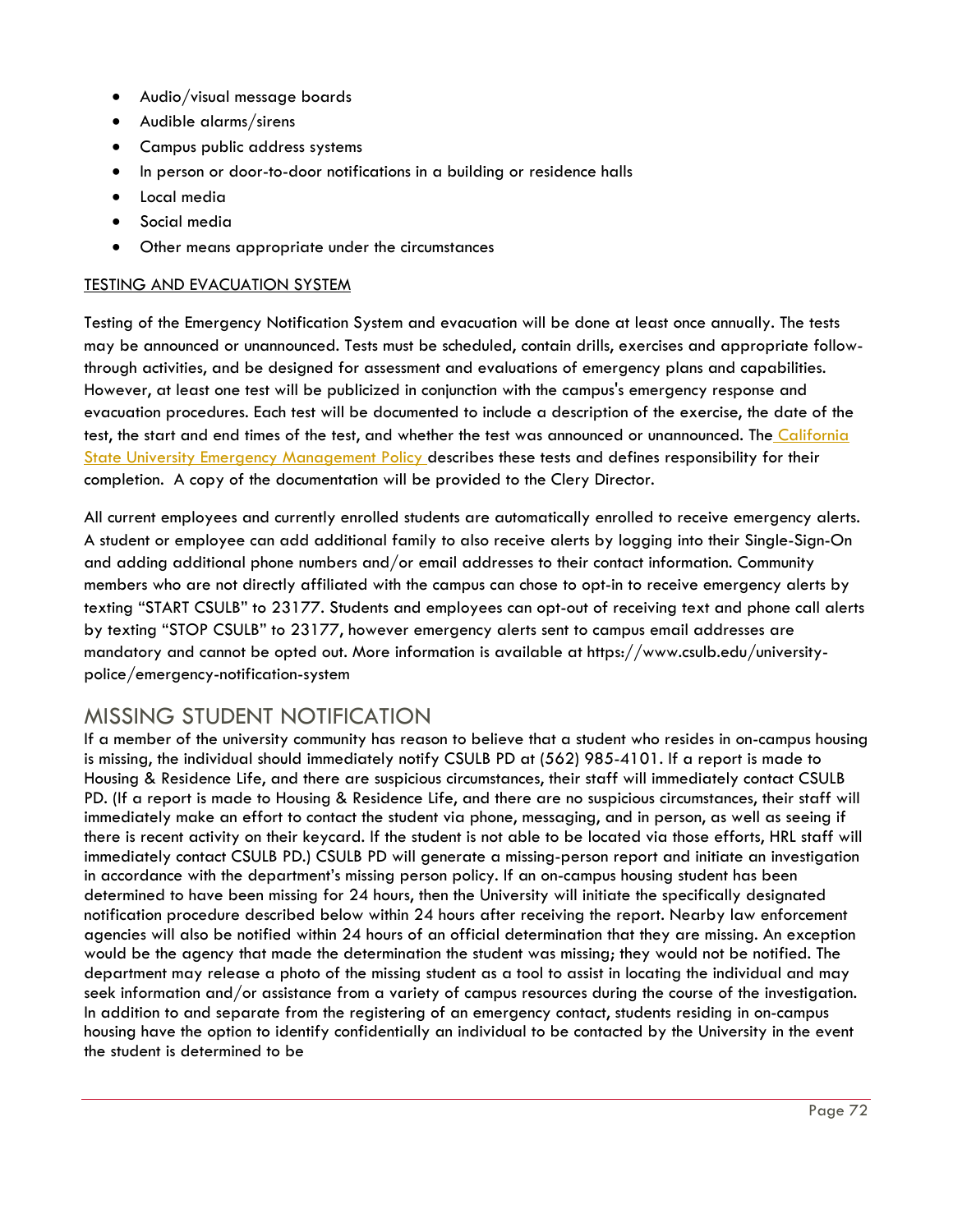- Audio/visual message boards
- Audible alarms/sirens
- Campus public address systems
- In person or door-to-door notifications in a building or residence halls
- Local media
- Social media
- Other means appropriate under the circumstances

<u>TESTING AND EVACUATION SYSTEM</u>

Testing of the Emergency Notification System and evacuation will be done at least once annually. The tests may be announced or unannounced. Tests must be scheduled, contain drills, exercises and appropriate follow-through activities, and be designed for assessment and evaluations of emergency plans and capabilities. However, at least one test will be publicized in conjunction with the campus's emergency response and evacuation procedures. Each test will be documented to include a description of the exercise, the date of the test, the start and end times of the test, and whether the test was announced or unannounced. The California State University Emergency Management Policy describes these tests and defines responsibility for their completion. A copy of the documentation will be provided to the Clery Director.

All current employees and currently enrolled students are automatically enrolled to receive emergency alerts. A student or employee can add additional family to also receive alerts by logging into their Single-Sign-On and adding additional phone numbers and/or email addresses to their contact information. Community members who are not directly affiliated with the campus can chose to opt-in to receive emergency alerts by texting "START CSULB" to 23177. Students and employees can opt-out of receiving text and phone call alerts by texting "STOP CSULB" to 23177, however emergency alerts sent to campus email addresses are mandatory and cannot be opted out. More information is available at https://www.csulb.edu/university-police/emergency-notification-system

## MISSING STUDENT NOTIFICATION

If a member of the university community has reason to believe that a student who resides in on-campus housing is missing, the individual should immediately notify CSULB PD at (562) 985-4101. If a report is made to Housing & Residence Life, and there are suspicious circumstances, their staff will immediately contact CSULB PD. (If a report is made to Housing & Residence Life, and there are no suspicious circumstances, their staff will immediately make an effort to contact the student via phone, messaging, and in person, as well as seeing if there is recent activity on their keycard. If the student is not able to be located via those efforts, HRL staff will immediately contact CSULB PD.) CSULB PD will generate a missing-person report and initiate an investigation in accordance with the department's missing person policy. If an on-campus housing student has been determined to have been missing for 24 hours, then the University will initiate the specifically designated notification procedure described below within 24 hours after receiving the report. Nearby law enforcement agencies will also be notified within 24 hours of an official determination that they are missing. An exception would be the agency that made the determination the student was missing; they would not be notified. The department may release a photo of the missing student as a tool to assist in locating the individual and may seek information and/or assistance from a variety of campus resources during the course of the investigation. In addition to and separate from the registering of an emergency contact, students residing in on-campus housing have the option to identify confidentially an individual to be contacted by the University in the event the student is determined to be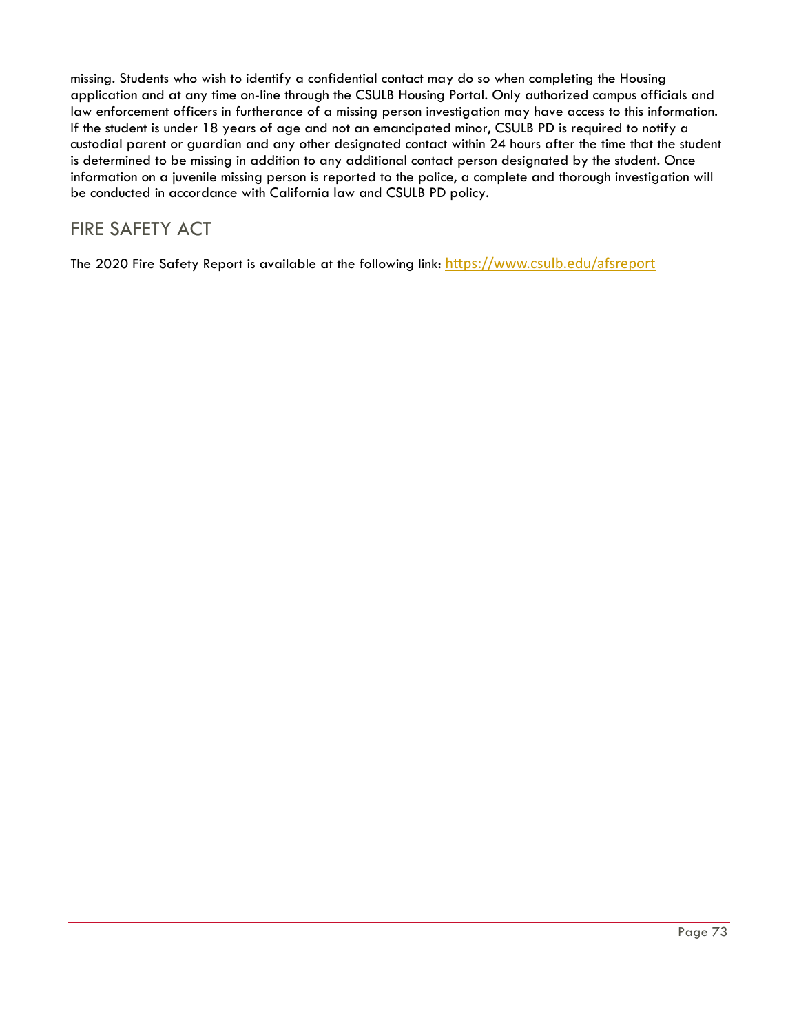missing. Students who wish to identify a confidential contact may do so when completing the Housing application and at any time on-line through the CSULB Housing Portal. Only authorized campus officials and law enforcement officers in furtherance of a missing person investigation may have access to this information. If the student is under 18 years of age and not an emancipated minor, CSULB PD is required to notify a custodial parent or guardian and any other designated contact within 24 hours after the time that the student is determined to be missing in addition to any additional contact person designated by the student. Once information on a juvenile missing person is reported to the police, a complete and thorough investigation will be conducted in accordance with California law and CSULB PD policy.

## FIRE SAFETY ACT

The 2020 Fire Safety Report is available at the following link: https://www.csulb.edu/afsreport